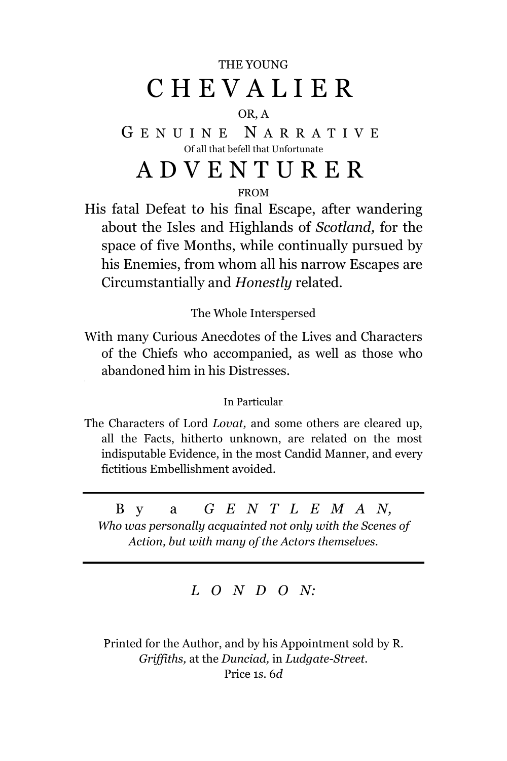THE YOUNG

# CHEVALIER

OR, A

## GENUINE NARRATIVE

Of all that befell that Unfortunate

# ADVENTURER

FROM

His fatal Defeat to his final Escape, after wandering about the Isles and Highlands of *Scotland,* for the space of five Months, while continually pursued by his Enemies, from whom all his narrow Escapes are Circumstantially and *Honestly* related.

The Whole Interspersed

With many Curious Anecdotes of the Lives and Characters of the Chiefs who accompanied, as well as those who abandoned him in his Distresses.

In Particular

The Characters of Lord *Lovat,* and some others are cleared up, all the Facts, hitherto unknown, are related on the most indisputable Evidence, in the most Candid Manner, and every fictitious Embellishment avoided.

---

By a *GENTLEMAN,*
*Who was personally acquainted not only with the Scenes of Action, but with many of the Actors themselves.*

---

*LONDON:*

Printed for the Author, and by his Appointment sold by R. *Griffiths,* at the *Dunciad,* in *Ludgate-Street.*
Price 1*s.* 6*d*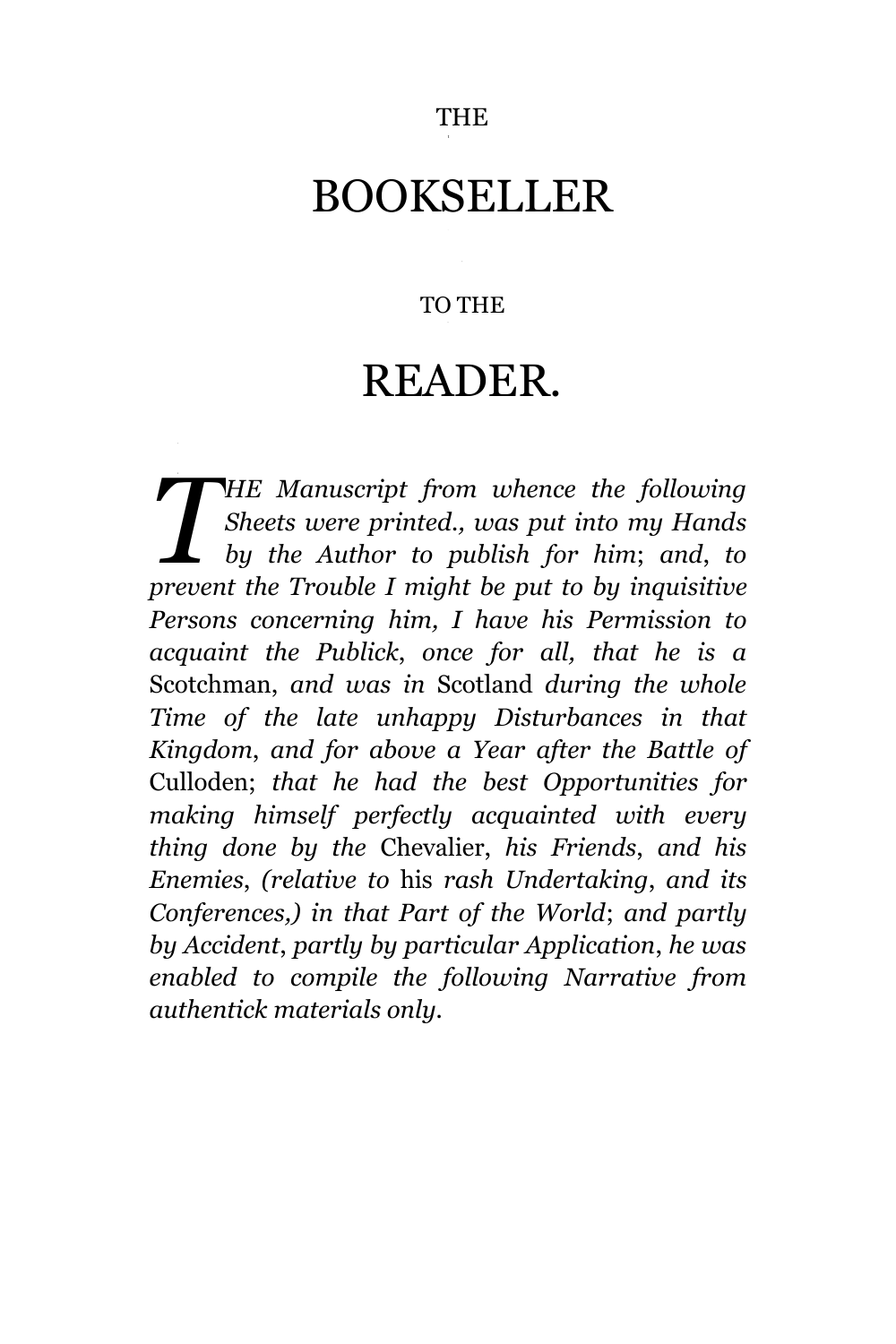# THE BOOKSELLER TO THE READER.

*THE Manuscript from whence the following Sheets were printed., was put into my Hands by the Author to publish for him*; *and*, *to prevent the Trouble I might be put to by inquisitive Persons concerning him, I have his Permission to acquaint the Publick, once for all, that he is a* Scotchman, *and was in* Scotland *during the whole Time of the late unhappy Disturbances in that Kingdom*, *and for above a Year after the Battle of* Culloden; *that he had the best Opportunities for making himself perfectly acquainted with every thing done by the* Chevalier, *his Friends*, *and his Enemies*, *(relative to* his *rash Undertaking*, *and its Conferences,) in that Part of the World*; *and partly by Accident*, *partly by particular Application*, *he was enabled to compile the following Narrative from authentick materials only*.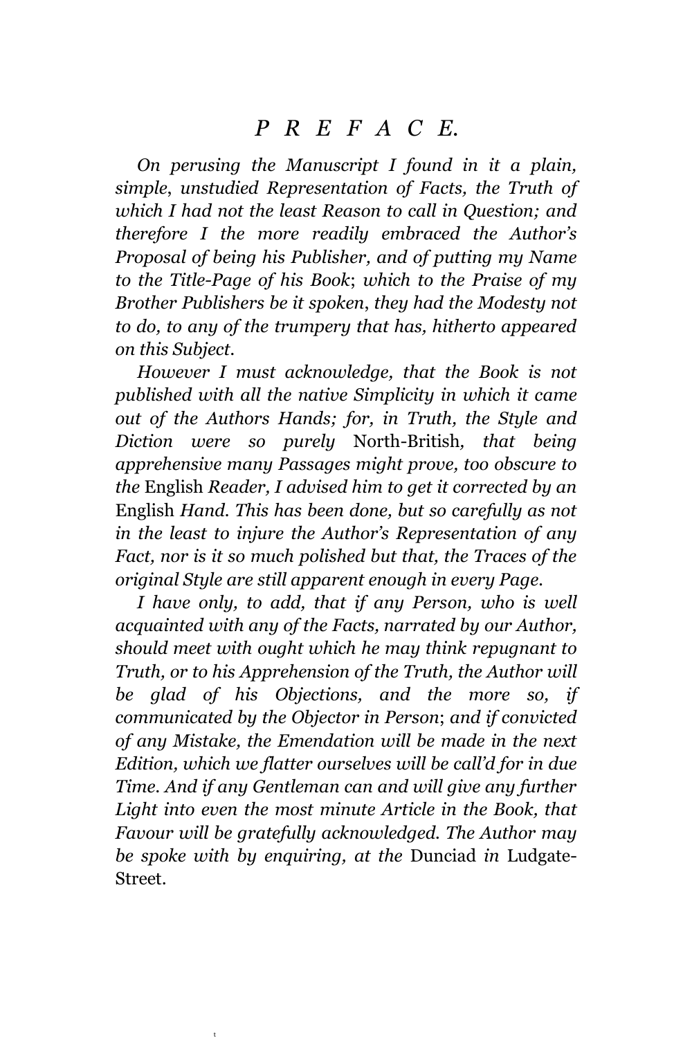# *P R E F A C E.*

*On perusing the Manuscript I found in it a plain, simple, unstudied Representation of Facts, the Truth of which I had not the least Reason to call in Question; and therefore I the more readily embraced the Author's Proposal of being his Publisher, and of putting my Name to the Title-Page of his Book; which to the Praise of my Brother Publishers be it spoken, they had the Modesty not to do, to any of the trumpery that has, hitherto appeared on this Subject.*

*However I must acknowledge, that the Book is not published with all the native Simplicity in which it came out of the Authors Hands; for, in Truth, the Style and Diction were so purely* North-British, *that being apprehensive many Passages might prove, too obscure to the* English *Reader, I advised him to get it corrected by an* English *Hand. This has been done, but so carefully as not in the least to injure the Author's Representation of any Fact, nor is it so much polished but that, the Traces of the original Style are still apparent enough in every Page.*

*I have only, to add, that if any Person, who is well acquainted with any of the Facts, narrated by our Author, should meet with ought which he may think repugnant to Truth, or to his Apprehension of the Truth, the Author will be glad of his Objections, and the more so, if communicated by the Objector in Person; and if convicted of any Mistake, the Emendation will be made in the next Edition, which we flatter ourselves will be call'd for in due Time. And if any Gentleman can and will give any further Light into even the most minute Article in the Book, that Favour will be gratefully acknowledged. The Author may be spoke with by enquiring, at the* Dunciad *in* Ludgate-Street.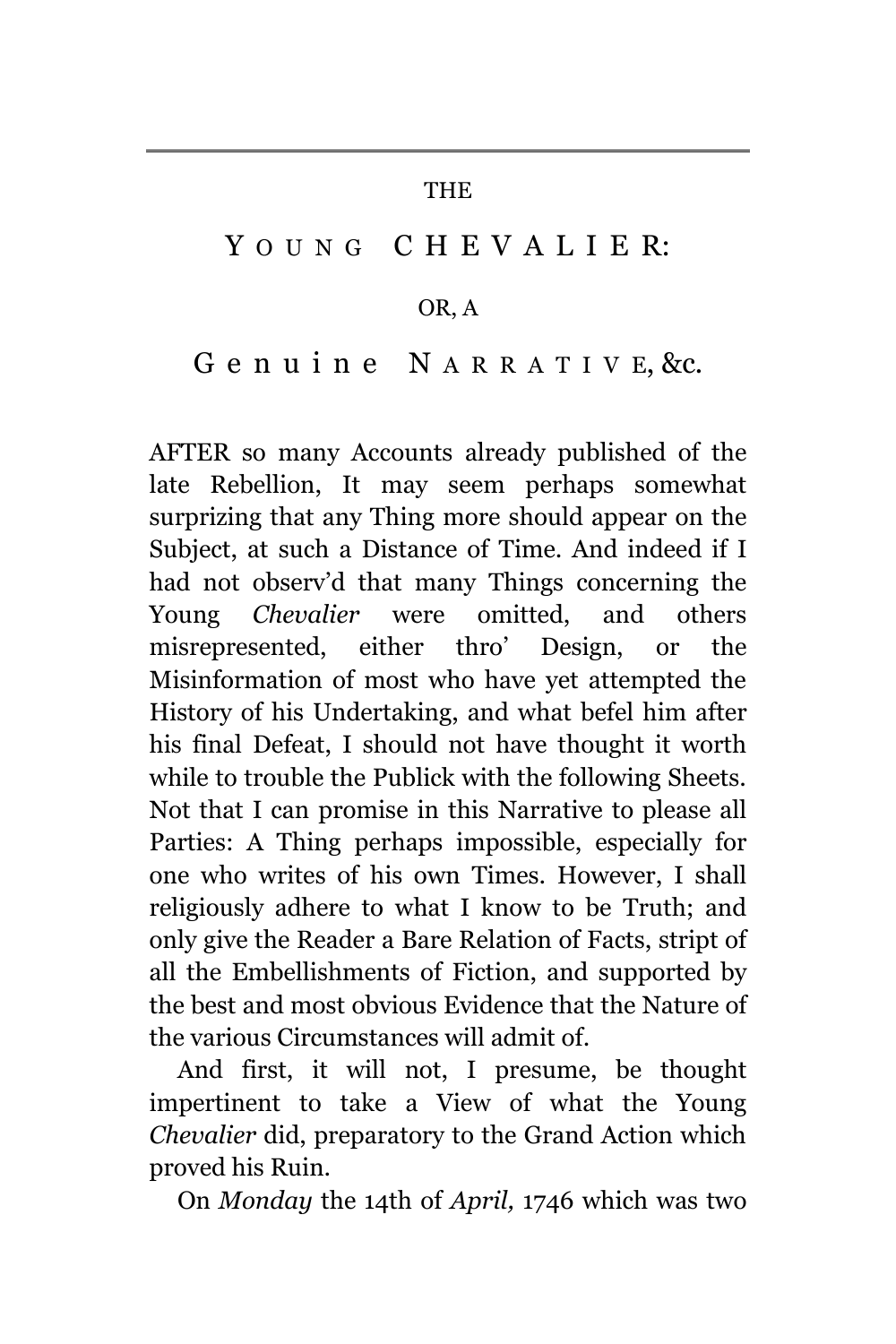# THE

# YOUNG CHEVALIER:

## OR, A

# Genuine NARRATIVE, &c.

AFTER so many Accounts already published of the late Rebellion, It may seem perhaps somewhat surprizing that any Thing more should appear on the Subject, at such a Distance of Time. And indeed if I had not observ'd that many Things concerning the Young *Chevalier* were omitted, and others misrepresented, either thro' Design, or the Misinformation of most who have yet attempted the History of his Undertaking, and what befel him after his final Defeat, I should not have thought it worth while to trouble the Publick with the following Sheets. Not that I can promise in this Narrative to please all Parties: A Thing perhaps impossible, especially for one who writes of his own Times. However, I shall religiously adhere to what I know to be Truth; and only give the Reader a Bare Relation of Facts, stript of all the Embellishments of Fiction, and supported by the best and most obvious Evidence that the Nature of the various Circumstances will admit of.

And first, it will not, I presume, be thought impertinent to take a View of what the Young *Chevalier* did, preparatory to the Grand Action which proved his Ruin.

On *Monday* the 14th of *April,* 1746 which was two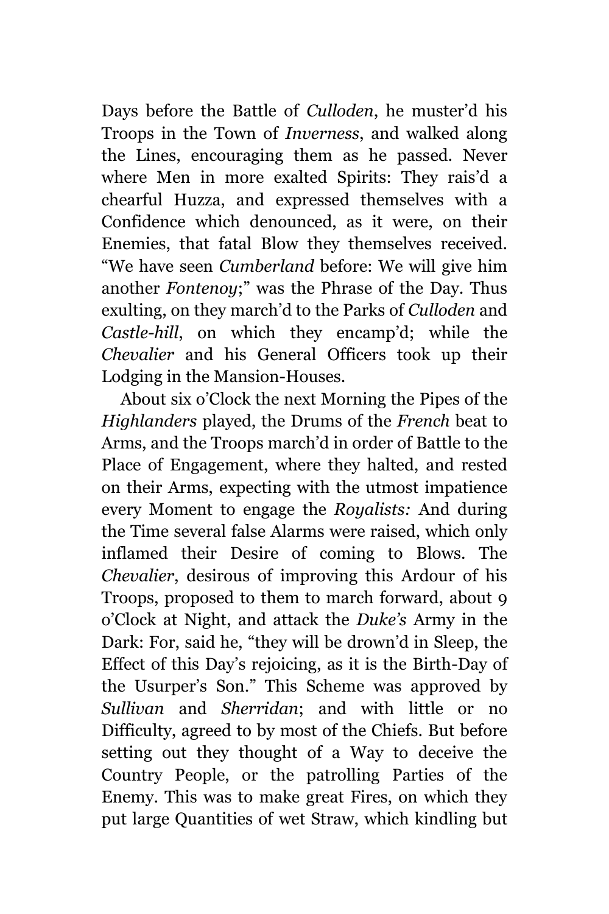Days before the Battle of *Culloden*, he muster'd his Troops in the Town of *Inverness*, and walked along the Lines, encouraging them as he passed. Never where Men in more exalted Spirits: They rais'd a chearful Huzza, and expressed themselves with a Confidence which denounced, as it were, on their Enemies, that fatal Blow they themselves received. "We have seen *Cumberland* before: We will give him another *Fontenoy*;" was the Phrase of the Day. Thus exulting, on they march'd to the Parks of *Culloden* and *Castle-hill*, on which they encamp'd; while the *Chevalier* and his General Officers took up their Lodging in the Mansion-Houses.

About six o'Clock the next Morning the Pipes of the *Highlanders* played, the Drums of the *French* beat to Arms, and the Troops march'd in order of Battle to the Place of Engagement, where they halted, and rested on their Arms, expecting with the utmost impatience every Moment to engage the *Royalists:* And during the Time several false Alarms were raised, which only inflamed their Desire of coming to Blows. The *Chevalier*, desirous of improving this Ardour of his Troops, proposed to them to march forward, about 9 o'Clock at Night, and attack the *Duke's* Army in the Dark: For, said he, "they will be drown'd in Sleep, the Effect of this Day's rejoicing, as it is the Birth-Day of the Usurper's Son." This Scheme was approved by *Sullivan* and *Sherridan*; and with little or no Difficulty, agreed to by most of the Chiefs. But before setting out they thought of a Way to deceive the Country People, or the patrolling Parties of the Enemy. This was to make great Fires, on which they put large Quantities of wet Straw, which kindling but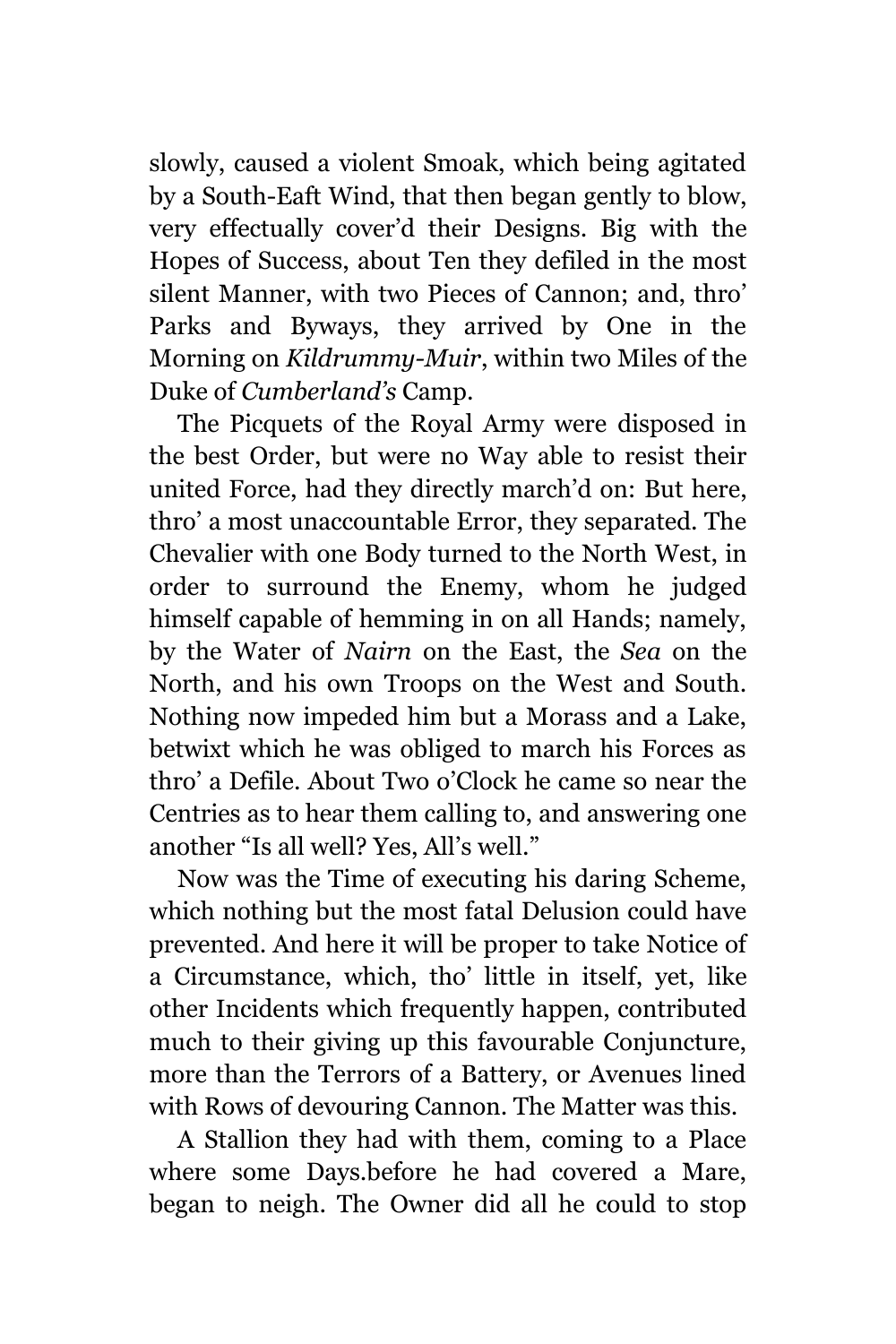slowly, caused a violent Smoak, which being agitated by a South-Eaft Wind, that then began gently to blow, very effectually cover'd their Designs. Big with the Hopes of Success, about Ten they defiled in the most silent Manner, with two Pieces of Cannon; and, thro' Parks and Byways, they arrived by One in the Morning on *Kildrummy-Muir*, within two Miles of the Duke of *Cumberland's* Camp.

The Picquets of the Royal Army were disposed in the best Order, but were no Way able to resist their united Force, had they directly march'd on: But here, thro' a most unaccountable Error, they separated. The Chevalier with one Body turned to the North West, in order to surround the Enemy, whom he judged himself capable of hemming in on all Hands; namely, by the Water of *Nairn* on the East, the *Sea* on the North, and his own Troops on the West and South. Nothing now impeded him but a Morass and a Lake, betwixt which he was obliged to march his Forces as thro' a Defile. About Two o'Clock he came so near the Centries as to hear them calling to, and answering one another "Is all well? Yes, All's well."

Now was the Time of executing his daring Scheme, which nothing but the most fatal Delusion could have prevented. And here it will be proper to take Notice of a Circumstance, which, tho' little in itself, yet, like other Incidents which frequently happen, contributed much to their giving up this favourable Conjuncture, more than the Terrors of a Battery, or Avenues lined with Rows of devouring Cannon. The Matter was this.

A Stallion they had with them, coming to a Place where some Days.before he had covered a Mare, began to neigh. The Owner did all he could to stop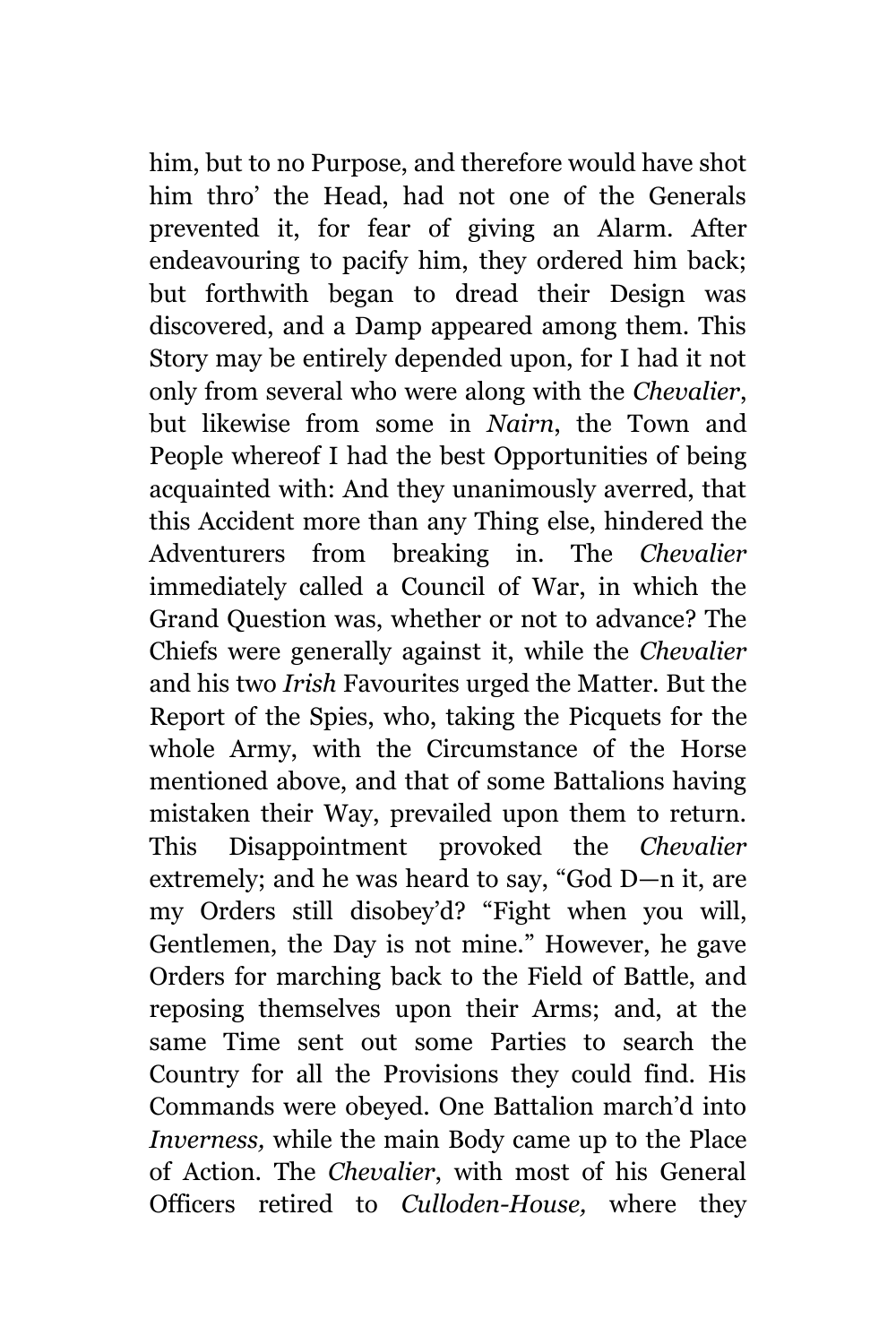him, but to no Purpose, and therefore would have shot him thro' the Head, had not one of the Generals prevented it, for fear of giving an Alarm. After endeavouring to pacify him, they ordered him back; but forthwith began to dread their Design was discovered, and a Damp appeared among them. This Story may be entirely depended upon, for I had it not only from several who were along with the *Chevalier*, but likewise from some in *Nairn*, the Town and People whereof I had the best Opportunities of being acquainted with: And they unanimously averred, that this Accident more than any Thing else, hindered the Adventurers from breaking in. The *Chevalier* immediately called a Council of War, in which the Grand Question was, whether or not to advance? The Chiefs were generally against it, while the *Chevalier* and his two *Irish* Favourites urged the Matter. But the Report of the Spies, who, taking the Picquets for the whole Army, with the Circumstance of the Horse mentioned above, and that of some Battalions having mistaken their Way, prevailed upon them to return. This Disappointment provoked the *Chevalier* extremely; and he was heard to say, "God D—n it, are my Orders still disobey'd? "Fight when you will, Gentlemen, the Day is not mine." However, he gave Orders for marching back to the Field of Battle, and reposing themselves upon their Arms; and, at the same Time sent out some Parties to search the Country for all the Provisions they could find. His Commands were obeyed. One Battalion march'd into *Inverness,* while the main Body came up to the Place of Action. The *Chevalier*, with most of his General Officers retired to *Culloden-House,* where they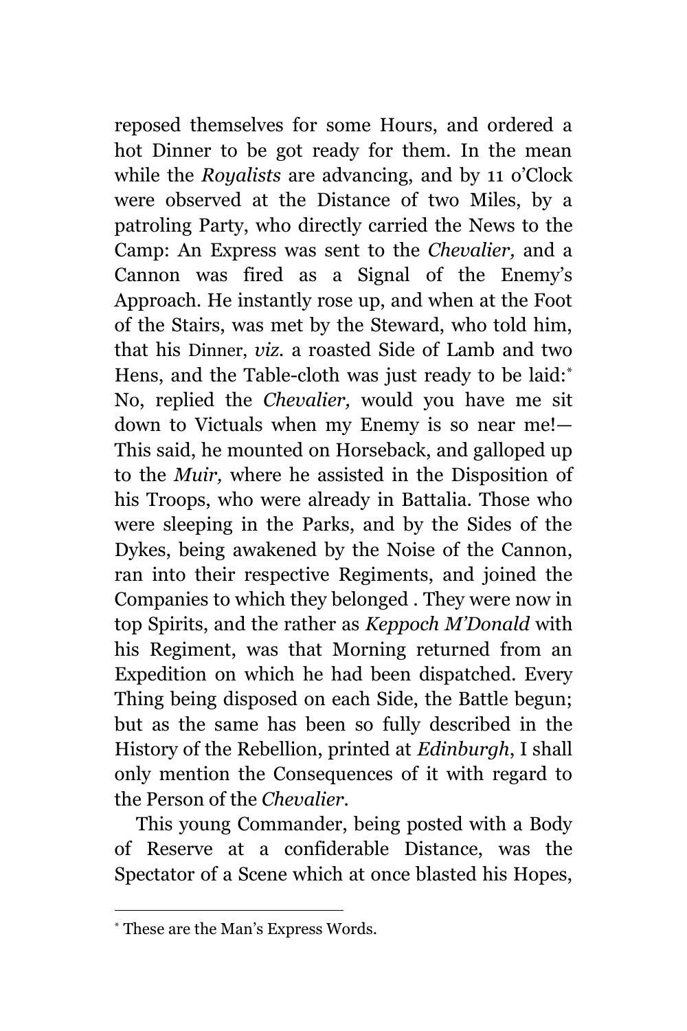reposed themselves for some Hours, and ordered a hot Dinner to be got ready for them. In the mean while the *Royalists* are advancing, and by 11 o'Clock were observed at the Distance of two Miles, by a patroling Party, who directly carried the News to the Camp: An Express was sent to the *Chevalier,* and a Cannon was fired as a Signal of the Enemy's Approach. He instantly rose up, and when at the Foot of the Stairs, was met by the Steward, who told him, that his Dinner, *viz.* a roasted Side of Lamb and two Hens, and the Table-cloth was just ready to be laid:[*] No, replied the *Chevalier,* would you have me sit down to Victuals when my Enemy is so near me!— This said, he mounted on Horseback, and galloped up to the *Muir,* where he assisted in the Disposition of his Troops, who were already in Battalia. Those who were sleeping in the Parks, and by the Sides of the Dykes, being awakened by the Noise of the Cannon, ran into their respective Regiments, and joined the Companies to which they belonged . They were now in top Spirits, and the rather as *Keppoch M'Donald* with his Regiment, was that Morning returned from an Expedition on which he had been dispatched. Every Thing being disposed on each Side, the Battle begun; but as the same has been so fully described in the History of the Rebellion, printed at *Edinburgh*, I shall only mention the Consequences of it with regard to the Person of the *Chevalier*.

This young Commander, being posted with a Body of Reserve at a confiderable Distance, was the Spectator of a Scene which at once blasted his Hopes,

---

[*] These are the Man's Express Words.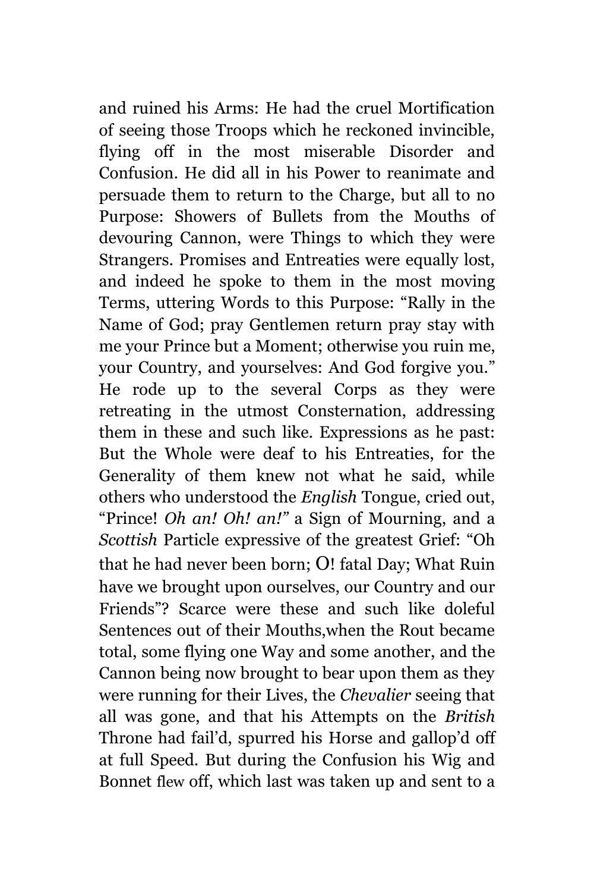and ruined his Arms: He had the cruel Mortification of seeing those Troops which he reckoned invincible, flying off in the most miserable Disorder and Confusion. He did all in his Power to reanimate and persuade them to return to the Charge, but all to no Purpose: Showers of Bullets from the Mouths of devouring Cannon, were Things to which they were Strangers. Promises and Entreaties were equally lost, and indeed he spoke to them in the most moving Terms, uttering Words to this Purpose: "Rally in the Name of God; pray Gentlemen return pray stay with me your Prince but a Moment; otherwise you ruin me, your Country, and yourselves: And God forgive you." He rode up to the several Corps as they were retreating in the utmost Consternation, addressing them in these and such like. Expressions as he past: But the Whole were deaf to his Entreaties, for the Generality of them knew not what he said, while others who understood the *English* Tongue, cried out, "Prince! *Oh an! Oh! an!"* a Sign of Mourning, and a *Scottish* Particle expressive of the greatest Grief: "Oh that he had never been born; O! fatal Day; What Ruin have we brought upon ourselves, our Country and our Friends"? Scarce were these and such like doleful Sentences out of their Mouths,when the Rout became total, some flying one Way and some another, and the Cannon being now brought to bear upon them as they were running for their Lives, the *Chevalier* seeing that all was gone, and that his Attempts on the *British* Throne had fail'd, spurred his Horse and gallop'd off at full Speed. But during the Confusion his Wig and Bonnet flew off, which last was taken up and sent to a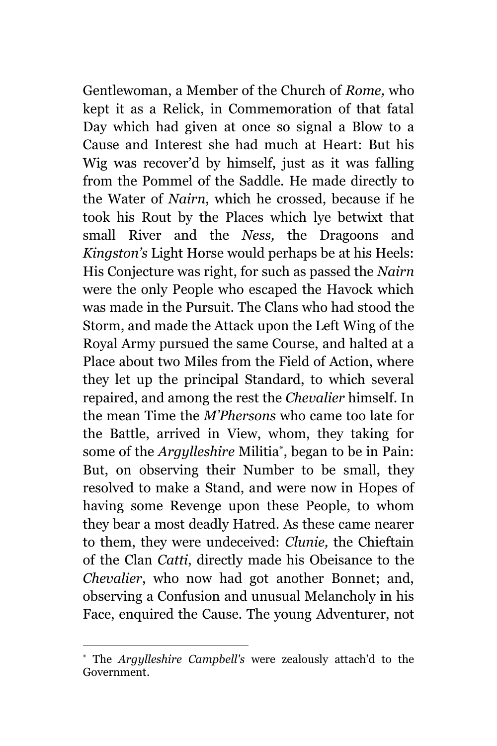Gentlewoman, a Member of the Church of *Rome,* who kept it as a Relick, in Commemoration of that fatal Day which had given at once so signal a Blow to a Cause and Interest she had much at Heart: But his Wig was recover'd by himself, just as it was falling from the Pommel of the Saddle. He made directly to the Water of *Nairn*, which he crossed, because if he took his Rout by the Places which lye betwixt that small River and the *Ness,* the Dragoons and *Kingston's* Light Horse would perhaps be at his Heels: His Conjecture was right, for such as passed the *Nairn* were the only People who escaped the Havock which was made in the Pursuit. The Clans who had stood the Storm, and made the Attack upon the Left Wing of the Royal Army pursued the same Course, and halted at a Place about two Miles from the Field of Action, where they let up the principal Standard, to which several repaired, and among the rest the *Chevalier* himself. In the mean Time the *M'Phersons* who came too late for the Battle, arrived in View, whom, they taking for some of the *Argylleshire* Militia[*], began to be in Pain: But, on observing their Number to be small, they resolved to make a Stand, and were now in Hopes of having some Revenge upon these People, to whom they bear a most deadly Hatred. As these came nearer to them, they were undeceived: *Clunie,* the Chieftain of the Clan *Catti*, directly made his Obeisance to the *Chevalier*, who now had got another Bonnet; and, observing a Confusion and unusual Melancholy in his Face, enquired the Cause. The young Adventurer, not

---

[*] The *Argylleshire Campbell's* were zealously attach'd to the Government.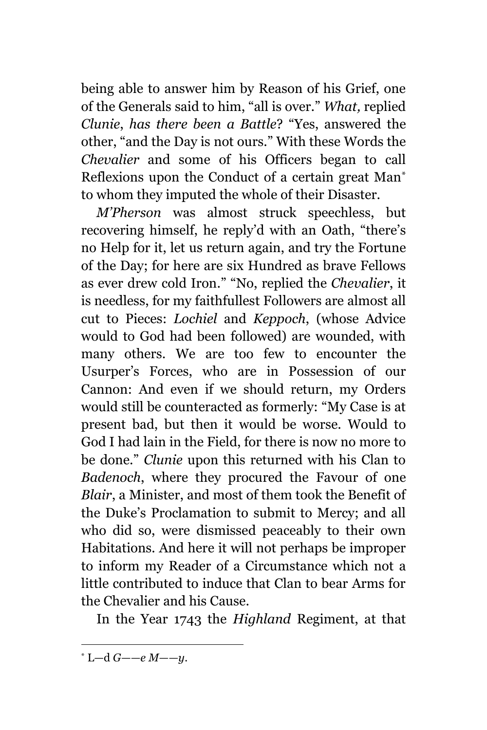being able to answer him by Reason of his Grief, one of the Generals said to him, "all is over." *What,* replied *Clunie*, *has there been a Battle*? "Yes, answered the other, "and the Day is not ours." With these Words the *Chevalier* and some of his Officers began to call Reflexions upon the Conduct of a certain great Man[*] to whom they imputed the whole of their Disaster.

*M'Pherson* was almost struck speechless, but recovering himself, he reply'd with an Oath, "there's no Help for it, let us return again, and try the Fortune of the Day; for here are six Hundred as brave Fellows as ever drew cold Iron." "No, replied the *Chevalier*, it is needless, for my faithfullest Followers are almost all cut to Pieces: *Lochiel* and *Keppoch*, (whose Advice would to God had been followed) are wounded, with many others. We are too few to encounter the Usurper's Forces, who are in Possession of our Cannon: And even if we should return, my Orders would still be counteracted as formerly: "My Case is at present bad, but then it would be worse. Would to God I had lain in the Field, for there is now no more to be done." *Clunie* upon this returned with his Clan to *Badenoch*, where they procured the Favour of one *Blair*, a Minister, and most of them took the Benefit of the Duke's Proclamation to submit to Mercy; and all who did so, were dismissed peaceably to their own Habitations. And here it will not perhaps be improper to inform my Reader of a Circumstance which not a little contributed to induce that Clan to bear Arms for the Chevalier and his Cause.

In the Year 1743 the *Highland* Regiment, at that

---

[*] L—d *G——e M——y*.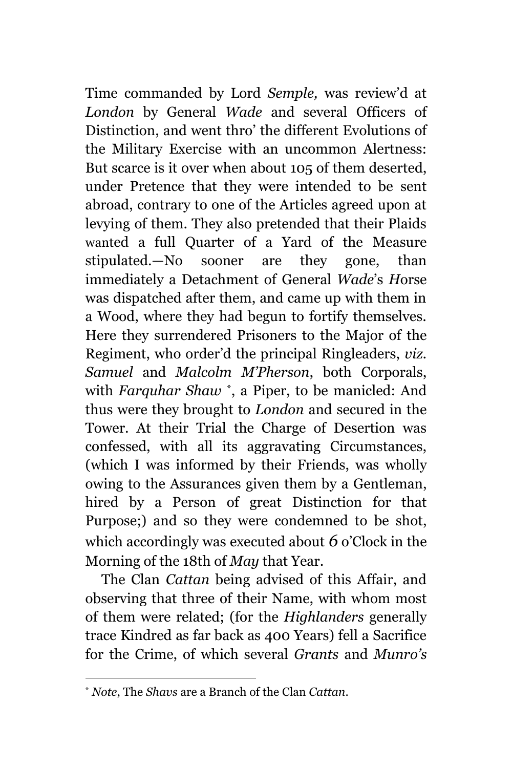Time commanded by Lord *Semple,* was review'd at *London* by General *Wade* and several Officers of Distinction, and went thro' the different Evolutions of the Military Exercise with an uncommon Alertness: But scarce is it over when about 105 of them deserted, under Pretence that they were intended to be sent abroad, contrary to one of the Articles agreed upon at levying of them. They also pretended that their Plaids wanted a full Quarter of a Yard of the Measure stipulated.—No sooner are they gone, than immediately a Detachment of General *Wade*'s *H*orse was dispatched after them, and came up with them in a Wood, where they had begun to fortify themselves. Here they surrendered Prisoners to the Major of the Regiment, who order'd the principal Ringleaders, *viz.* *Samuel* and *Malcolm M'Pherson*, both Corporals, with *Farquhar Shaw* [*], a Piper, to be manicled: And thus were they brought to *London* and secured in the Tower. At their Trial the Charge of Desertion was confessed, with all its aggravating Circumstances, (which I was informed by their Friends, was wholly owing to the Assurances given them by a Gentleman, hired by a Person of great Distinction for that Purpose;) and so they were condemned to be shot, which accordingly was executed about 6 o'Clock in the Morning of the 18th of *May* that Year.

The Clan *Cattan* being advised of this Affair, and observing that three of their Name, with whom most of them were related; (for the *Highlanders* generally trace Kindred as far back as 400 Years) fell a Sacrifice for the Crime, of which several *Grants* and *Munro's*

---

[*] *Note*, The *Shavs* are a Branch of the Clan *Cattan*.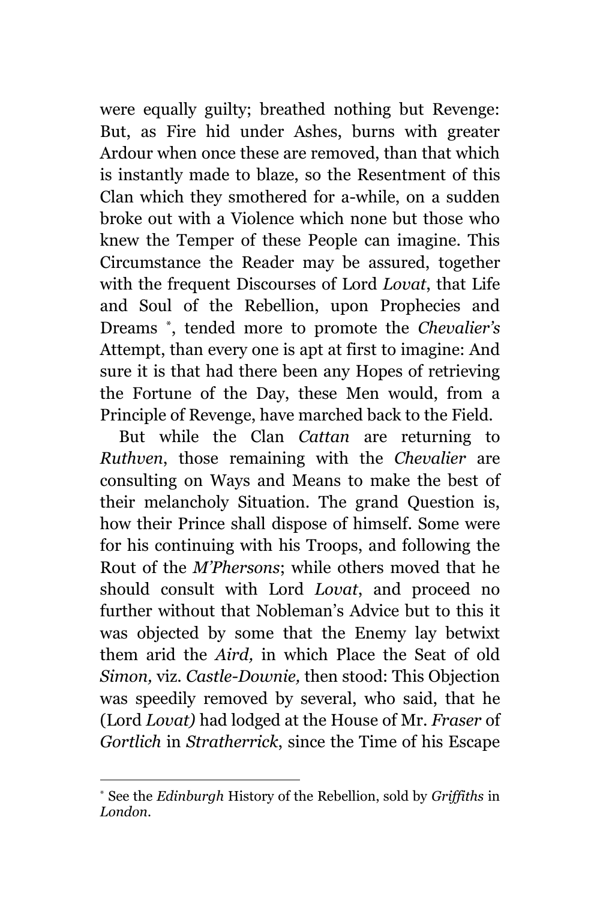were equally guilty; breathed nothing but Revenge: But, as Fire hid under Ashes, burns with greater Ardour when once these are removed, than that which is instantly made to blaze, so the Resentment of this Clan which they smothered for a-while, on a sudden broke out with a Violence which none but those who knew the Temper of these People can imagine. This Circumstance the Reader may be assured, together with the frequent Discourses of Lord *Lovat*, that Life and Soul of the Rebellion, upon Prophecies and Dreams [*], tended more to promote the *Chevalier's* Attempt, than every one is apt at first to imagine: And sure it is that had there been any Hopes of retrieving the Fortune of the Day, these Men would, from a Principle of Revenge, have marched back to the Field.

But while the Clan *Cattan* are returning to *Ruthven*, those remaining with the *Chevalier* are consulting on Ways and Means to make the best of their melancholy Situation. The grand Question is, how their Prince shall dispose of himself. Some were for his continuing with his Troops, and following the Rout of the *M'Phersons*; while others moved that he should consult with Lord *Lovat*, and proceed no further without that Nobleman's Advice but to this it was objected by some that the Enemy lay betwixt them arid the *Aird,* in which Place the Seat of old *Simon,* viz. *Castle-Downie,* then stood: This Objection was speedily removed by several, who said, that he (Lord *Lovat)* had lodged at the House of Mr. *Fraser* of *Gortlich* in *Stratherrick*, since the Time of his Escape

[*] See the *Edinburgh* History of the Rebellion, sold by *Griffiths* in *London*.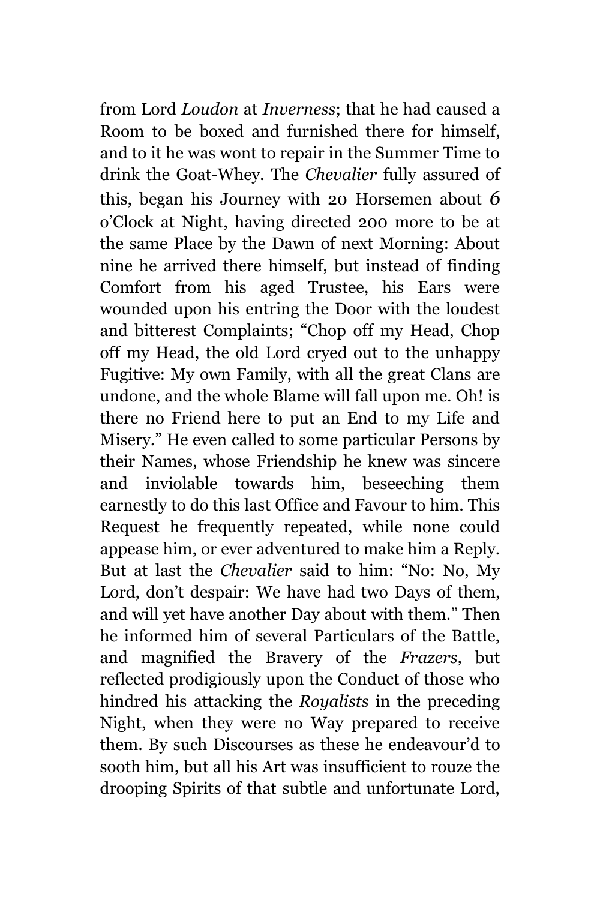from Lord *Loudon* at *Inverness*; that he had caused a Room to be boxed and furnished there for himself, and to it he was wont to repair in the Summer Time to drink the Goat-Whey. The *Chevalier* fully assured of this, began his Journey with 20 Horsemen about 6 o'Clock at Night, having directed 200 more to be at the same Place by the Dawn of next Morning: About nine he arrived there himself, but instead of finding Comfort from his aged Trustee, his Ears were wounded upon his entring the Door with the loudest and bitterest Complaints; "Chop off my Head, Chop off my Head, the old Lord cryed out to the unhappy Fugitive: My own Family, with all the great Clans are undone, and the whole Blame will fall upon me. Oh! is there no Friend here to put an End to my Life and Misery." He even called to some particular Persons by their Names, whose Friendship he knew was sincere and inviolable towards him, beseeching them earnestly to do this last Office and Favour to him. This Request he frequently repeated, while none could appease him, or ever adventured to make him a Reply. But at last the *Chevalier* said to him: "No: No, My Lord, don't despair: We have had two Days of them, and will yet have another Day about with them." Then he informed him of several Particulars of the Battle, and magnified the Bravery of the *Frazers,* but reflected prodigiously upon the Conduct of those who hindred his attacking the *Royalists* in the preceding Night, when they were no Way prepared to receive them. By such Discourses as these he endeavour'd to sooth him, but all his Art was insufficient to rouze the drooping Spirits of that subtle and unfortunate Lord,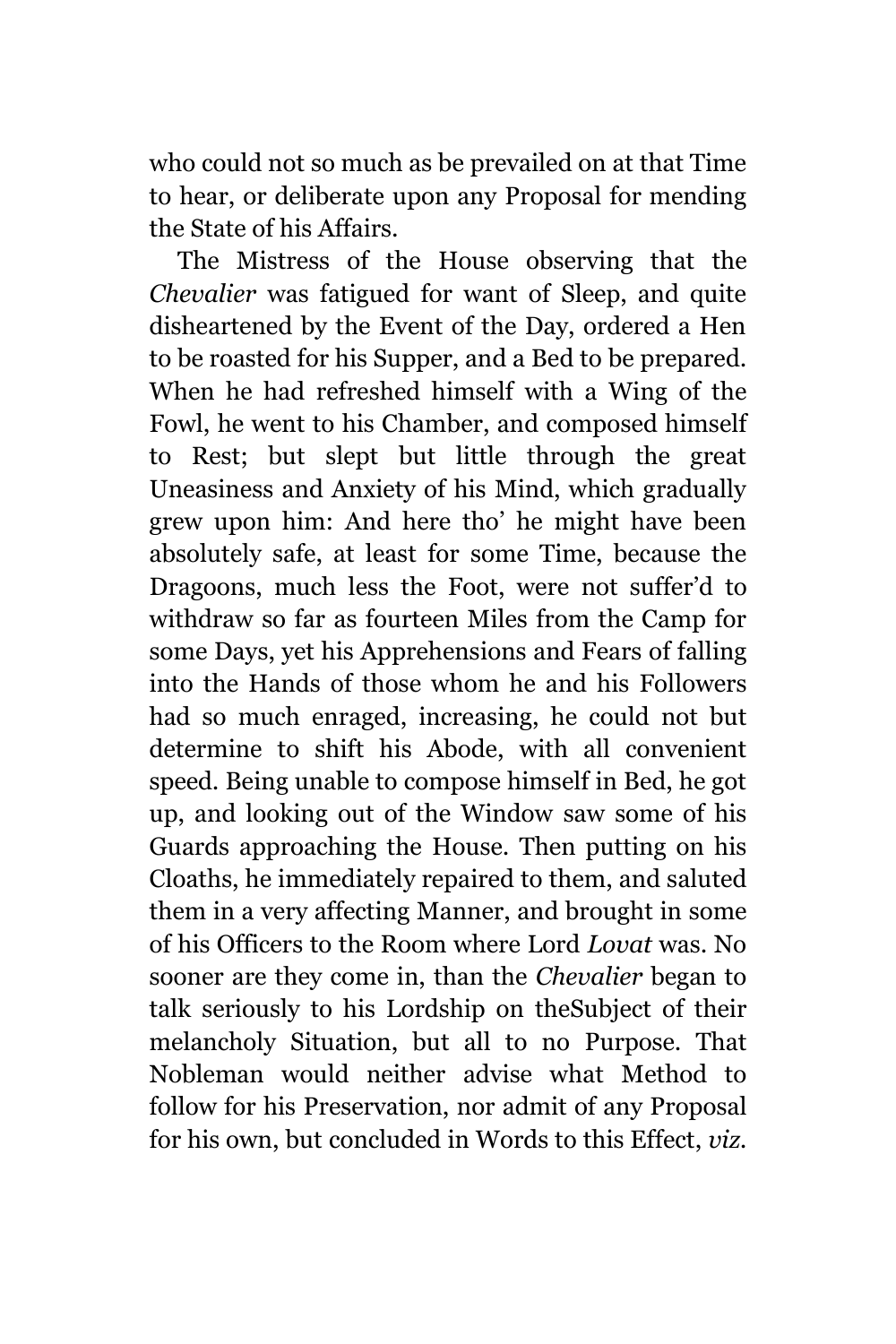who could not so much as be prevailed on at that Time to hear, or deliberate upon any Proposal for mending the State of his Affairs.

The Mistress of the House observing that the *Chevalier* was fatigued for want of Sleep, and quite disheartened by the Event of the Day, ordered a Hen to be roasted for his Supper, and a Bed to be prepared. When he had refreshed himself with a Wing of the Fowl, he went to his Chamber, and composed himself to Rest; but slept but little through the great Uneasiness and Anxiety of his Mind, which gradually grew upon him: And here tho' he might have been absolutely safe, at least for some Time, because the Dragoons, much less the Foot, were not suffer'd to withdraw so far as fourteen Miles from the Camp for some Days, yet his Apprehensions and Fears of falling into the Hands of those whom he and his Followers had so much enraged, increasing, he could not but determine to shift his Abode, with all convenient speed. Being unable to compose himself in Bed, he got up, and looking out of the Window saw some of his Guards approaching the House. Then putting on his Cloaths, he immediately repaired to them, and saluted them in a very affecting Manner, and brought in some of his Officers to the Room where Lord *Lovat* was. No sooner are they come in, than the *Chevalier* began to talk seriously to his Lordship on theSubject of their melancholy Situation, but all to no Purpose. That Nobleman would neither advise what Method to follow for his Preservation, nor admit of any Proposal for his own, but concluded in Words to this Effect, *viz.*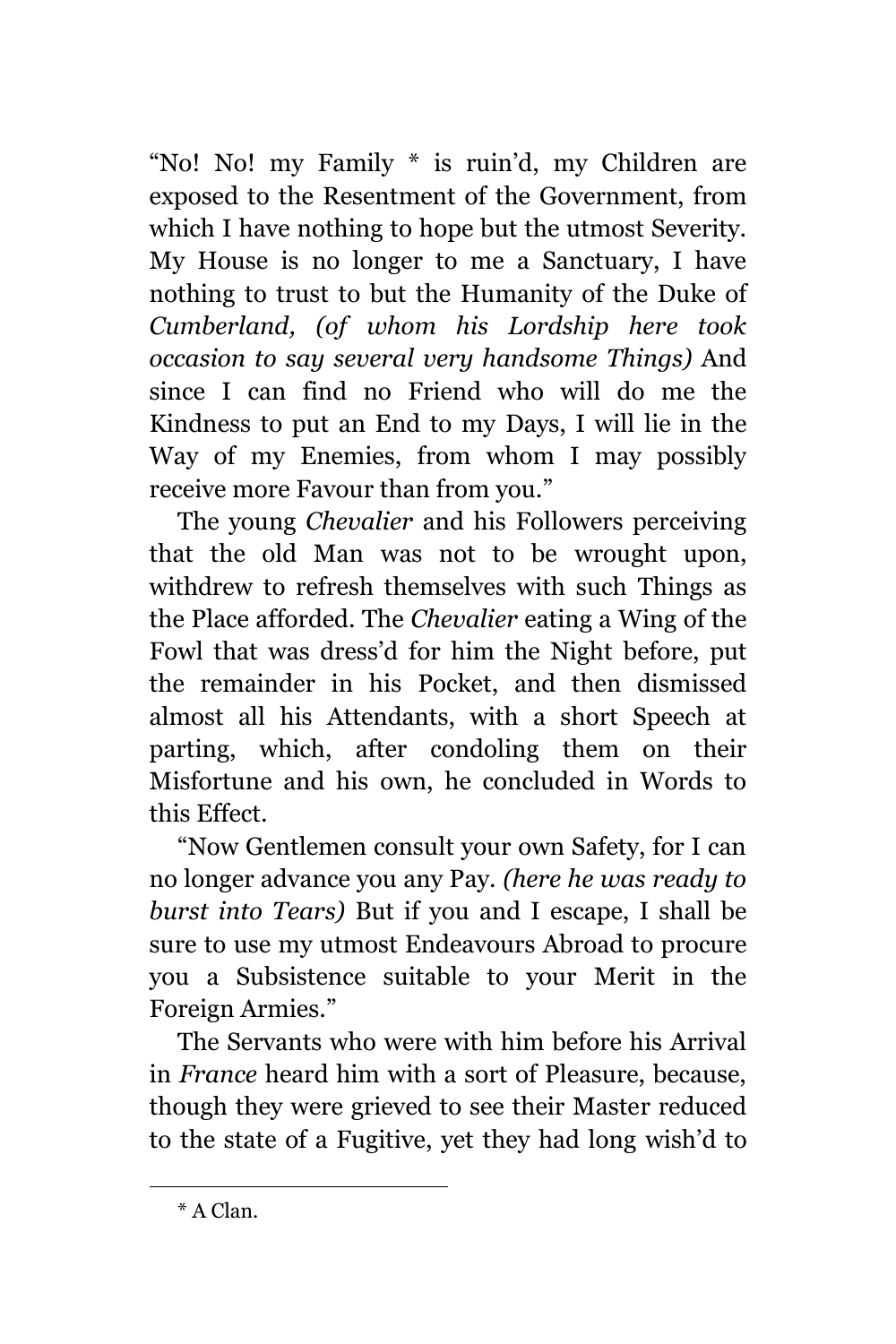"No! No! my Family * is ruin'd, my Children are exposed to the Resentment of the Government, from which I have nothing to hope but the utmost Severity. My House is no longer to me a Sanctuary, I have nothing to trust to but the Humanity of the Duke of *Cumberland, (of whom his Lordship here took occasion to say several very handsome Things)* And since I can find no Friend who will do me the Kindness to put an End to my Days, I will lie in the Way of my Enemies, from whom I may possibly receive more Favour than from you."

The young *Chevalier* and his Followers perceiving that the old Man was not to be wrought upon, withdrew to refresh themselves with such Things as the Place afforded. The *Chevalier* eating a Wing of the Fowl that was dress'd for him the Night before, put the remainder in his Pocket, and then dismissed almost all his Attendants, with a short Speech at parting, which, after condoling them on their Misfortune and his own, he concluded in Words to this Effect.

"Now Gentlemen consult your own Safety, for I can no longer advance you any Pay. *(here he was ready to burst into Tears)* But if you and I escape, I shall be sure to use my utmost Endeavours Abroad to procure you a Subsistence suitable to your Merit in the Foreign Armies."

The Servants who were with him before his Arrival in *France* heard him with a sort of Pleasure, because, though they were grieved to see their Master reduced to the state of a Fugitive, yet they had long wish'd to

* A Clan.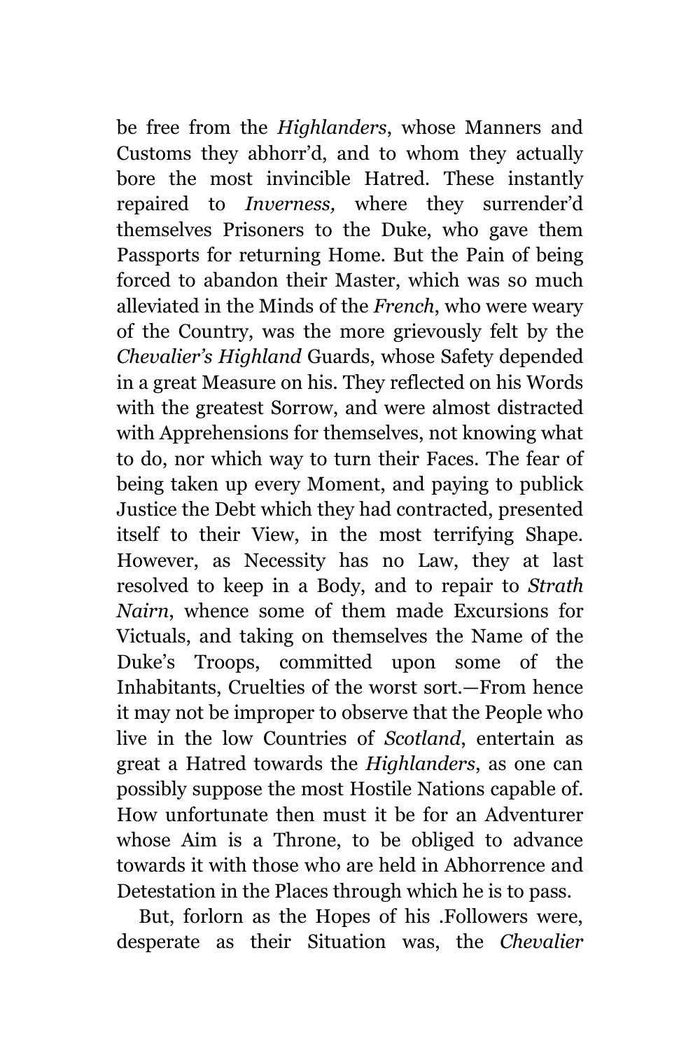be free from the *Highlanders*, whose Manners and Customs they abhorr'd, and to whom they actually bore the most invincible Hatred. These instantly repaired to *Inverness,* where they surrender'd themselves Prisoners to the Duke, who gave them Passports for returning Home. But the Pain of being forced to abandon their Master, which was so much alleviated in the Minds of the *French*, who were weary of the Country, was the more grievously felt by the *Chevalier's Highland* Guards, whose Safety depended in a great Measure on his. They reflected on his Words with the greatest Sorrow, and were almost distracted with Apprehensions for themselves, not knowing what to do, nor which way to turn their Faces. The fear of being taken up every Moment, and paying to publick Justice the Debt which they had contracted, presented itself to their View, in the most terrifying Shape. However, as Necessity has no Law, they at last resolved to keep in a Body, and to repair to *Strath Nairn*, whence some of them made Excursions for Victuals, and taking on themselves the Name of the Duke's Troops, committed upon some of the Inhabitants, Cruelties of the worst sort.—From hence it may not be improper to observe that the People who live in the low Countries of *Scotland*, entertain as great a Hatred towards the *Highlanders*, as one can possibly suppose the most Hostile Nations capable of. How unfortunate then must it be for an Adventurer whose Aim is a Throne, to be obliged to advance towards it with those who are held in Abhorrence and Detestation in the Places through which he is to pass.

But, forlorn as the Hopes of his .Followers were, desperate as their Situation was, the *Chevalier*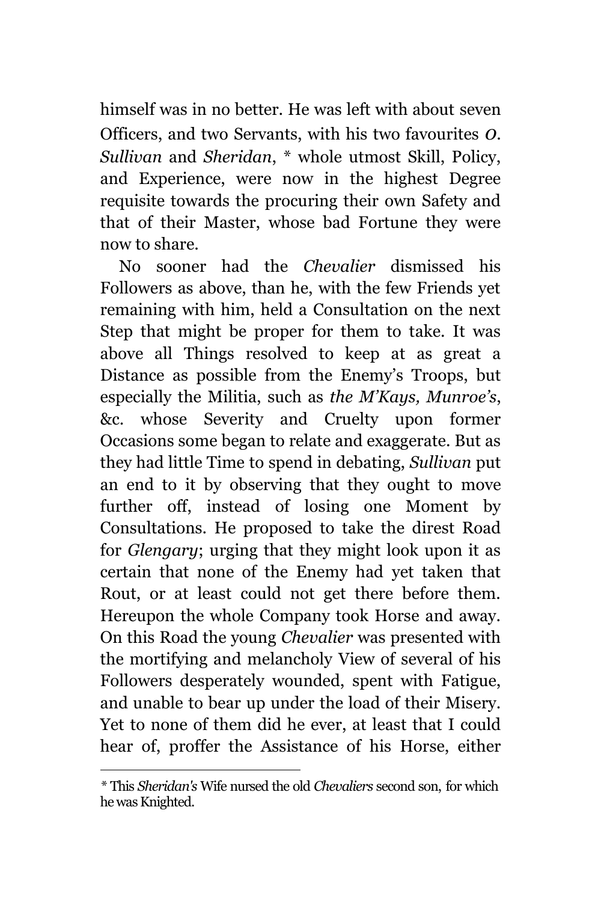himself was in no better. He was left with about seven Officers, and two Servants, with his two favourites *O. Sullivan* and *Sheridan*, * whole utmost Skill, Policy, and Experience, were now in the highest Degree requisite towards the procuring their own Safety and that of their Master, whose bad Fortune they were now to share.

No sooner had the *Chevalier* dismissed his Followers as above, than he, with the few Friends yet remaining with him, held a Consultation on the next Step that might be proper for them to take. It was above all Things resolved to keep at as great a Distance as possible from the Enemy's Troops, but especially the Militia, such as *the M'Kays, Munroe's*, &c. whose Severity and Cruelty upon former Occasions some began to relate and exaggerate. But as they had little Time to spend in debating, *Sullivan* put an end to it by observing that they ought to move further off, instead of losing one Moment by Consultations. He proposed to take the direst Road for *Glengary*; urging that they might look upon it as certain that none of the Enemy had yet taken that Rout, or at least could not get there before them. Hereupon the whole Company took Horse and away. On this Road the young *Chevalier* was presented with the mortifying and melancholy View of several of his Followers desperately wounded, spent with Fatigue, and unable to bear up under the load of their Misery. Yet to none of them did he ever, at least that I could hear of, proffer the Assistance of his Horse, either

---

* This *Sheridan's* Wife nursed the old *Chevaliers* second son, for which he was Knighted.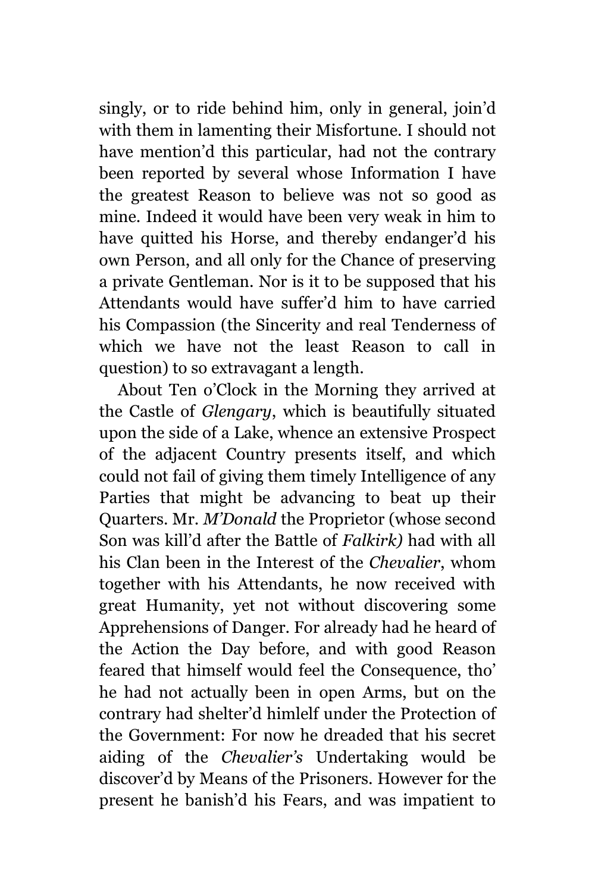singly, or to ride behind him, only in general, join'd with them in lamenting their Misfortune. I should not have mention'd this particular, had not the contrary been reported by several whose Information I have the greatest Reason to believe was not so good as mine. Indeed it would have been very weak in him to have quitted his Horse, and thereby endanger'd his own Person, and all only for the Chance of preserving a private Gentleman. Nor is it to be supposed that his Attendants would have suffer'd him to have carried his Compassion (the Sincerity and real Tenderness of which we have not the least Reason to call in question) to so extravagant a length.

About Ten o'Clock in the Morning they arrived at the Castle of *Glengary*, which is beautifully situated upon the side of a Lake, whence an extensive Prospect of the adjacent Country presents itself, and which could not fail of giving them timely Intelligence of any Parties that might be advancing to beat up their Quarters. Mr. *M'Donald* the Proprietor (whose second Son was kill'd after the Battle of *Falkirk)* had with all his Clan been in the Interest of the *Chevalier*, whom together with his Attendants, he now received with great Humanity, yet not without discovering some Apprehensions of Danger. For already had he heard of the Action the Day before, and with good Reason feared that himself would feel the Consequence, tho' he had not actually been in open Arms, but on the contrary had shelter'd himlelf under the Protection of the Government: For now he dreaded that his secret aiding of the *Chevalier's* Undertaking would be discover'd by Means of the Prisoners. However for the present he banish'd his Fears, and was impatient to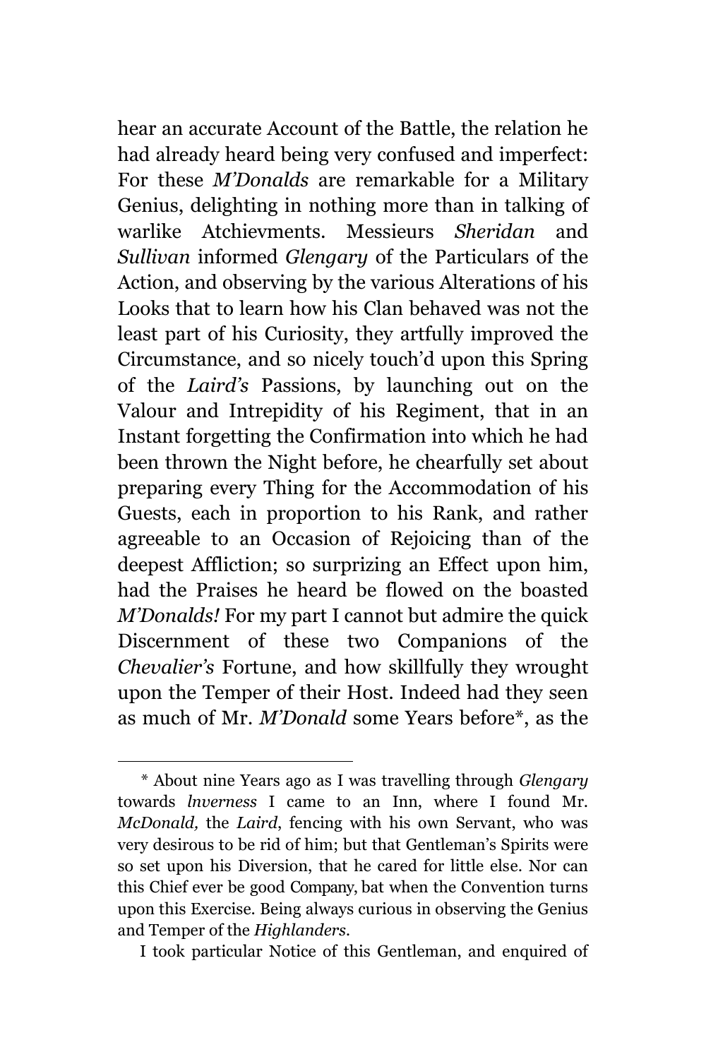hear an accurate Account of the Battle, the relation he had already heard being very confused and imperfect: For these *M'Donalds* are remarkable for a Military Genius, delighting in nothing more than in talking of warlike Atchievments. Messieurs *Sheridan* and *Sullivan* informed *Glengary* of the Particulars of the Action, and observing by the various Alterations of his Looks that to learn how his Clan behaved was not the least part of his Curiosity, they artfully improved the Circumstance, and so nicely touch'd upon this Spring of the *Laird's* Passions, by launching out on the Valour and Intrepidity of his Regiment, that in an Instant forgetting the Confirmation into which he had been thrown the Night before, he chearfully set about preparing every Thing for the Accommodation of his Guests, each in proportion to his Rank, and rather agreeable to an Occasion of Rejoicing than of the deepest Affliction; so surprizing an Effect upon him, had the Praises he heard be flowed on the boasted *M'Donalds!* For my part I cannot but admire the quick Discernment of these two Companions of the *Chevalier's* Fortune, and how skillfully they wrought upon the Temper of their Host. Indeed had they seen as much of Mr. *M'Donald* some Years before*, as the

---

\* About nine Years ago as I was travelling through *Glengary* towards *lnverness* I came to an Inn, where I found Mr. *McDonald,* the *Laird*, fencing with his own Servant, who was very desirous to be rid of him; but that Gentleman's Spirits were so set upon his Diversion, that he cared for little else. Nor can this Chief ever be good Company, bat when the Convention turns upon this Exercise. Being always curious in observing the Genius and Temper of the *Highlanders*.

I took particular Notice of this Gentleman, and enquired of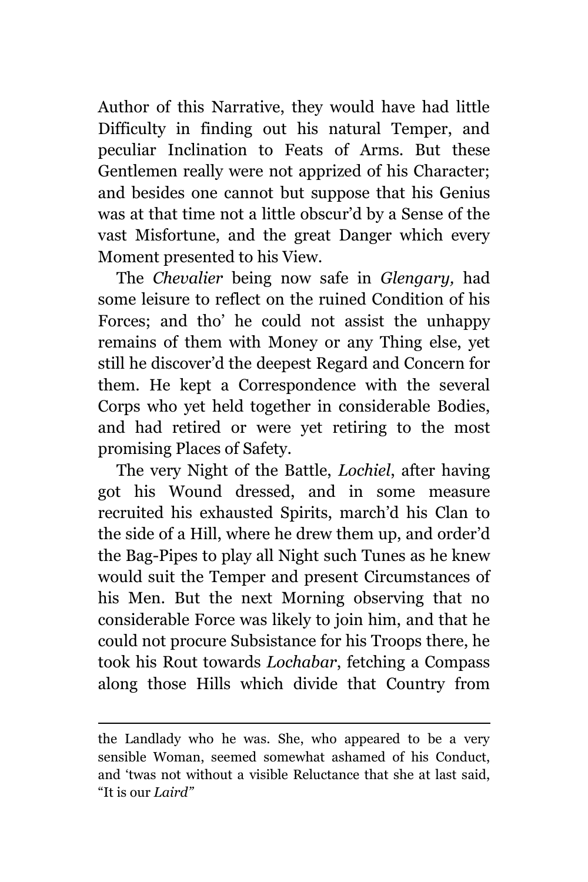Author of this Narrative, they would have had little Difficulty in finding out his natural Temper, and peculiar Inclination to Feats of Arms. But these Gentlemen really were not apprized of his Character; and besides one cannot but suppose that his Genius was at that time not a little obscur'd by a Sense of the vast Misfortune, and the great Danger which every Moment presented to his View.

The *Chevalier* being now safe in *Glengary,* had some leisure to reflect on the ruined Condition of his Forces; and tho' he could not assist the unhappy remains of them with Money or any Thing else, yet still he discover'd the deepest Regard and Concern for them. He kept a Correspondence with the several Corps who yet held together in considerable Bodies, and had retired or were yet retiring to the most promising Places of Safety.

The very Night of the Battle, *Lochiel*, after having got his Wound dressed, and in some measure recruited his exhausted Spirits, march'd his Clan to the side of a Hill, where he drew them up, and order'd the Bag-Pipes to play all Night such Tunes as he knew would suit the Temper and present Circumstances of his Men. But the next Morning observing that no considerable Force was likely to join him, and that he could not procure Subsistance for his Troops there, he took his Rout towards *Lochabar*, fetching a Compass along those Hills which divide that Country from

---

the Landlady who he was. She, who appeared to be a very sensible Woman, seemed somewhat ashamed of his Conduct, and 'twas not without a visible Reluctance that she at last said, "It is our *Laird"*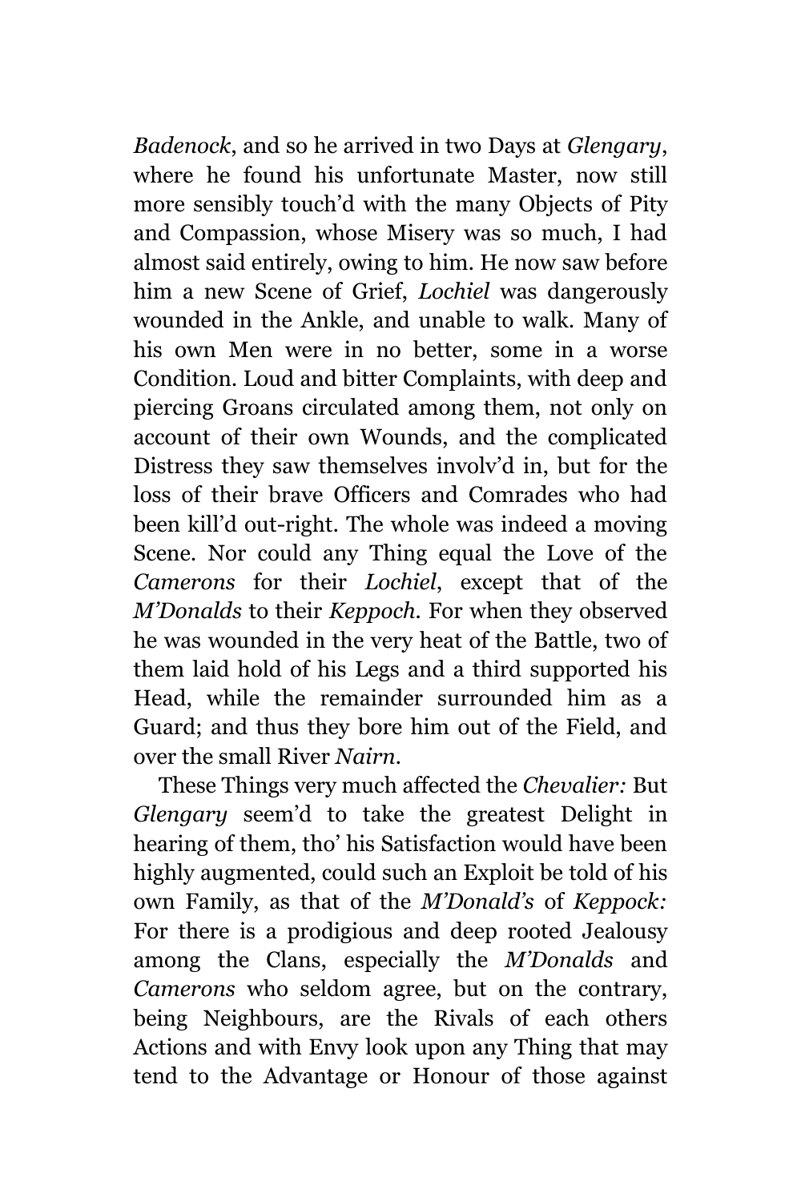*Badenock*, and so he arrived in two Days at *Glengary*, where he found his unfortunate Master, now still more sensibly touch'd with the many Objects of Pity and Compassion, whose Misery was so much, I had almost said entirely, owing to him. He now saw before him a new Scene of Grief, *Lochiel* was dangerously wounded in the Ankle, and unable to walk. Many of his own Men were in no better, some in a worse Condition. Loud and bitter Complaints, with deep and piercing Groans circulated among them, not only on account of their own Wounds, and the complicated Distress they saw themselves involv'd in, but for the loss of their brave Officers and Comrades who had been kill'd out-right. The whole was indeed a moving Scene. Nor could any Thing equal the Love of the *Camerons* for their *Lochiel*, except that of the *M'Donalds* to their *Keppoch*. For when they observed he was wounded in the very heat of the Battle, two of them laid hold of his Legs and a third supported his Head, while the remainder surrounded him as a Guard; and thus they bore him out of the Field, and over the small River *Nairn*.

These Things very much affected the *Chevalier:* But *Glengary* seem'd to take the greatest Delight in hearing of them, tho' his Satisfaction would have been highly augmented, could such an Exploit be told of his own Family, as that of the *M'Donald's* of *Keppock:* For there is a prodigious and deep rooted Jealousy among the Clans, especially the *M'Donalds* and *Camerons* who seldom agree, but on the contrary, being Neighbours, are the Rivals of each others Actions and with Envy look upon any Thing that may tend to the Advantage or Honour of those against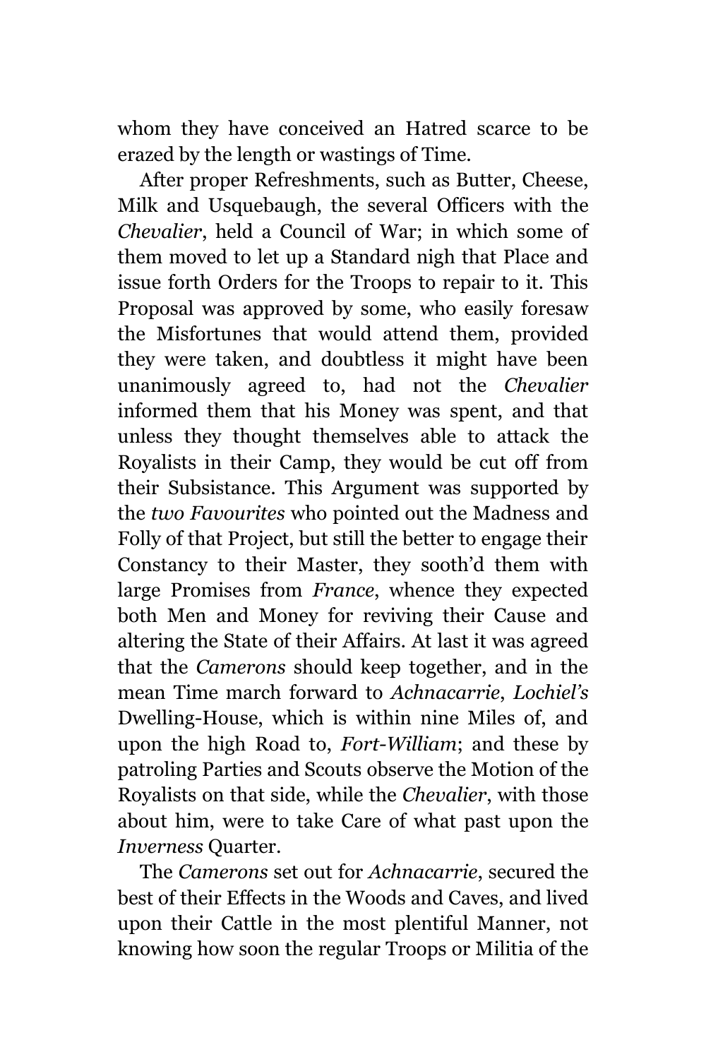whom they have conceived an Hatred scarce to be erazed by the length or wastings of Time.

After proper Refreshments, such as Butter, Cheese, Milk and Usquebaugh, the several Officers with the *Chevalier*, held a Council of War; in which some of them moved to let up a Standard nigh that Place and issue forth Orders for the Troops to repair to it. This Proposal was approved by some, who easily foresaw the Misfortunes that would attend them, provided they were taken, and doubtless it might have been unanimously agreed to, had not the *Chevalier* informed them that his Money was spent, and that unless they thought themselves able to attack the Royalists in their Camp, they would be cut off from their Subsistance. This Argument was supported by the *two Favourites* who pointed out the Madness and Folly of that Project, but still the better to engage their Constancy to their Master, they sooth'd them with large Promises from *France*, whence they expected both Men and Money for reviving their Cause and altering the State of their Affairs. At last it was agreed that the *Camerons* should keep together, and in the mean Time march forward to *Achnacarrie*, *Lochiel's* Dwelling-House, which is within nine Miles of, and upon the high Road to, *Fort-William*; and these by patroling Parties and Scouts observe the Motion of the Royalists on that side, while the *Chevalier*, with those about him, were to take Care of what past upon the *Inverness* Quarter.

The *Camerons* set out for *Achnacarrie*, secured the best of their Effects in the Woods and Caves, and lived upon their Cattle in the most plentiful Manner, not knowing how soon the regular Troops or Militia of the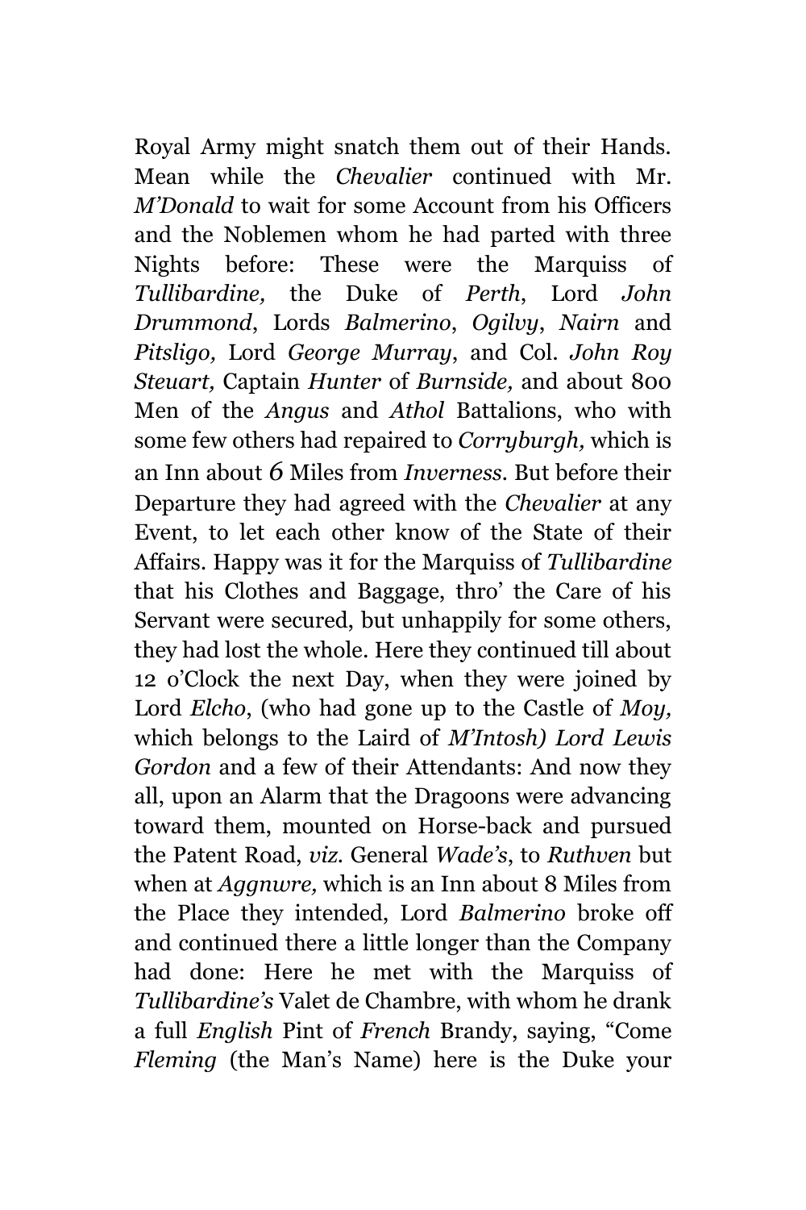Royal Army might snatch them out of their Hands. Mean while the *Chevalier* continued with Mr. *M'Donald* to wait for some Account from his Officers and the Noblemen whom he had parted with three Nights before: These were the Marquiss of *Tullibardine,* the Duke of *Perth*, Lord *John Drummond*, Lords *Balmerino*, *Ogilvy*, *Nairn* and *Pitsligo,* Lord *George Murray*, and Col. *John Roy Steuart,* Captain *Hunter* of *Burnside,* and about 800 Men of the *Angus* and *Athol* Battalions, who with some few others had repaired to *Corryburgh,* which is an Inn about 6 Miles from *Inverness*. But before their Departure they had agreed with the *Chevalier* at any Event, to let each other know of the State of their Affairs. Happy was it for the Marquiss of *Tullibardine* that his Clothes and Baggage, thro' the Care of his Servant were secured, but unhappily for some others, they had lost the whole. Here they continued till about 12 o'Clock the next Day, when they were joined by Lord *Elcho*, (who had gone up to the Castle of *Moy,* which belongs to the Laird of *M'Intosh) Lord Lewis Gordon* and a few of their Attendants: And now they all, upon an Alarm that the Dragoons were advancing toward them, mounted on Horse-back and pursued the Patent Road, *viz.* General *Wade's*, to *Ruthven* but when at *Aggnwre,* which is an Inn about 8 Miles from the Place they intended, Lord *Balmerino* broke off and continued there a little longer than the Company had done: Here he met with the Marquiss of *Tullibardine's* Valet de Chambre, with whom he drank a full *English* Pint of *French* Brandy, saying, "Come *Fleming* (the Man's Name) here is the Duke your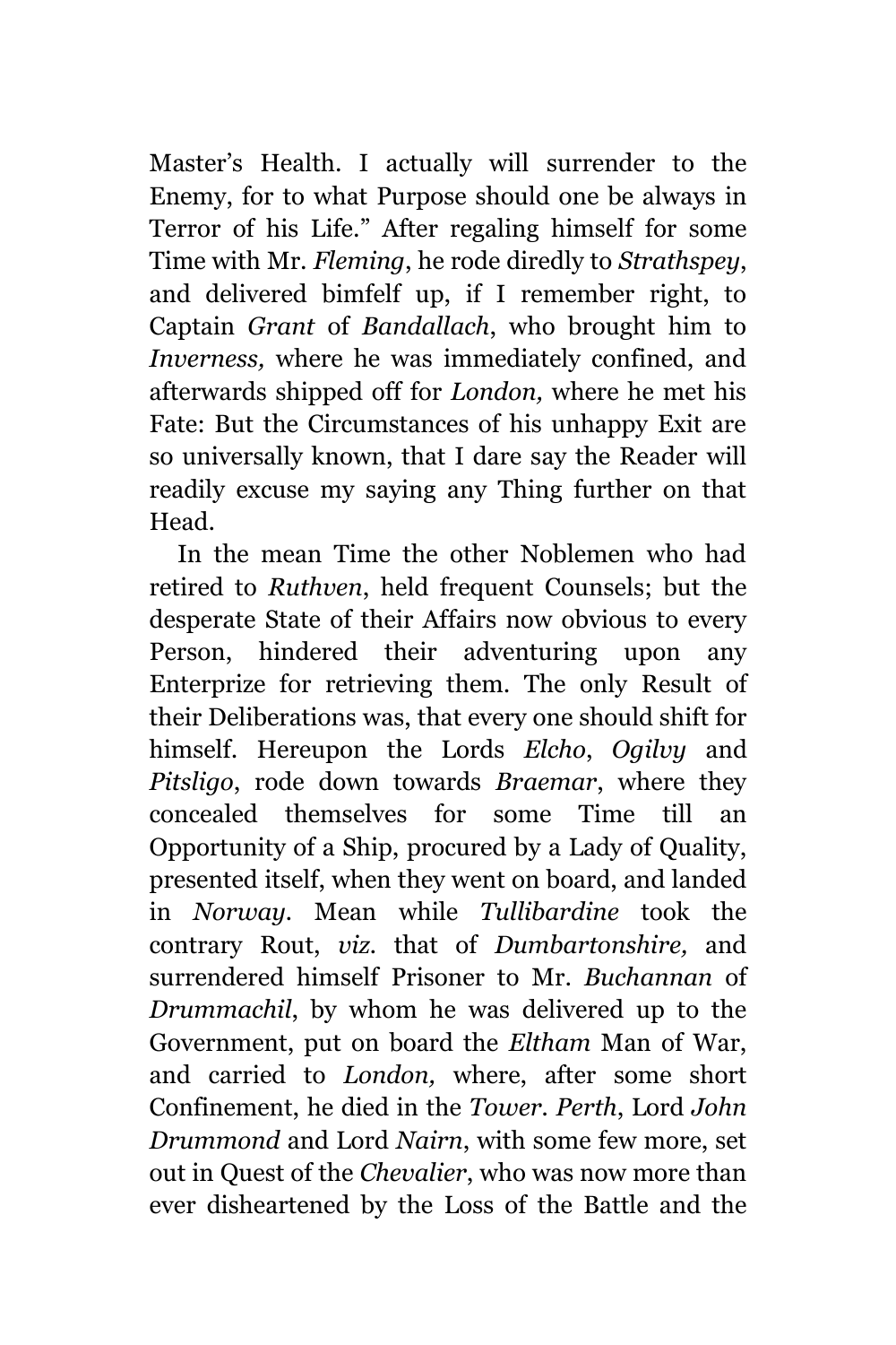Master's Health. I actually will surrender to the Enemy, for to what Purpose should one be always in Terror of his Life." After regaling himself for some Time with Mr. *Fleming*, he rode diredly to *Strathspey*, and delivered bimfelf up, if I remember right, to Captain *Grant* of *Bandallach*, who brought him to *Inverness,* where he was immediately confined, and afterwards shipped off for *London,* where he met his Fate: But the Circumstances of his unhappy Exit are so universally known, that I dare say the Reader will readily excuse my saying any Thing further on that Head.

In the mean Time the other Noblemen who had retired to *Ruthven*, held frequent Counsels; but the desperate State of their Affairs now obvious to every Person, hindered their adventuring upon any Enterprize for retrieving them. The only Result of their Deliberations was, that every one should shift for himself. Hereupon the Lords *Elcho*, *Ogilvy* and *Pitsligo*, rode down towards *Braemar*, where they concealed themselves for some Time till an Opportunity of a Ship, procured by a Lady of Quality, presented itself, when they went on board, and landed in *Norway*. Mean while *Tullibardine* took the contrary Rout, *viz.* that of *Dumbartonshire,* and surrendered himself Prisoner to Mr. *Buchannan* of *Drummachil*, by whom he was delivered up to the Government, put on board the *Eltham* Man of War, and carried to *London,* where, after some short Confinement, he died in the *Tower*. *Perth*, Lord *John Drummond* and Lord *Nairn*, with some few more, set out in Quest of the *Chevalier*, who was now more than ever disheartened by the Loss of the Battle and the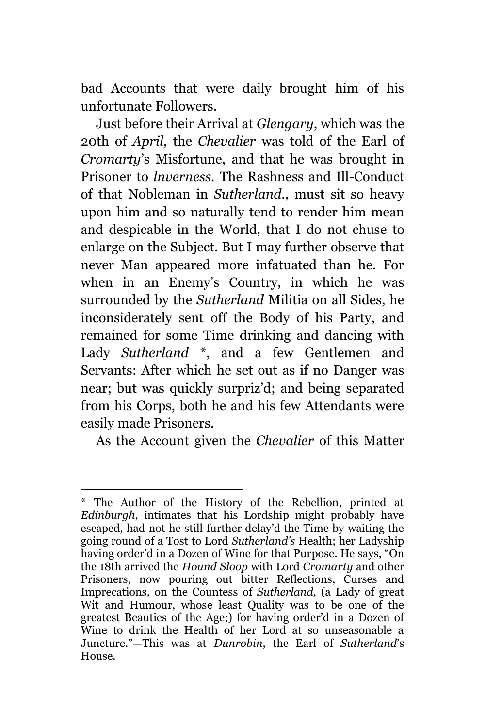bad Accounts that were daily brought him of his unfortunate Followers.

Just before their Arrival at *Glengary*, which was the 20th of *April,* the *Chevalier* was told of the Earl of *Cromarty*'s Misfortune, and that he was brought in Prisoner to *lnverness*. The Rashness and Ill-Conduct of that Nobleman in *Sutherland*., must sit so heavy upon him and so naturally tend to render him mean and despicable in the World, that I do not chuse to enlarge on the Subject. But I may further observe that never Man appeared more infatuated than he. For when in an Enemy's Country, in which he was surrounded by the *Sutherland* Militia on all Sides, he inconsiderately sent off the Body of his Party, and remained for some Time drinking and dancing with Lady *Sutherland* *, and a few Gentlemen and Servants: After which he set out as if no Danger was near; but was quickly surpriz'd; and being separated from his Corps, both he and his few Attendants were easily made Prisoners.

As the Account given the *Chevalier* of this Matter

---

* The Author of the History of the Rebellion, printed at *Edinburgh*, intimates that his Lordship might probably have escaped, had not he still further delay'd the Time by waiting the going round of a Tost to Lord *Sutherland's* Health; her Ladyship having order'd in a Dozen of Wine for that Purpose. He says, "On the 18th arrived the *Hound Sloop* with Lord *Cromarty* and other Prisoners, now pouring out bitter Reflections, Curses and Imprecations, on the Countess of *Sutherland,* (a Lady of great Wit and Humour, whose least Quality was to be one of the greatest Beauties of the Age;) for having order'd in a Dozen of Wine to drink the Health of her Lord at so unseasonable a Juncture."—This was at *Dunrobin*, the Earl of *Sutherland*'s House.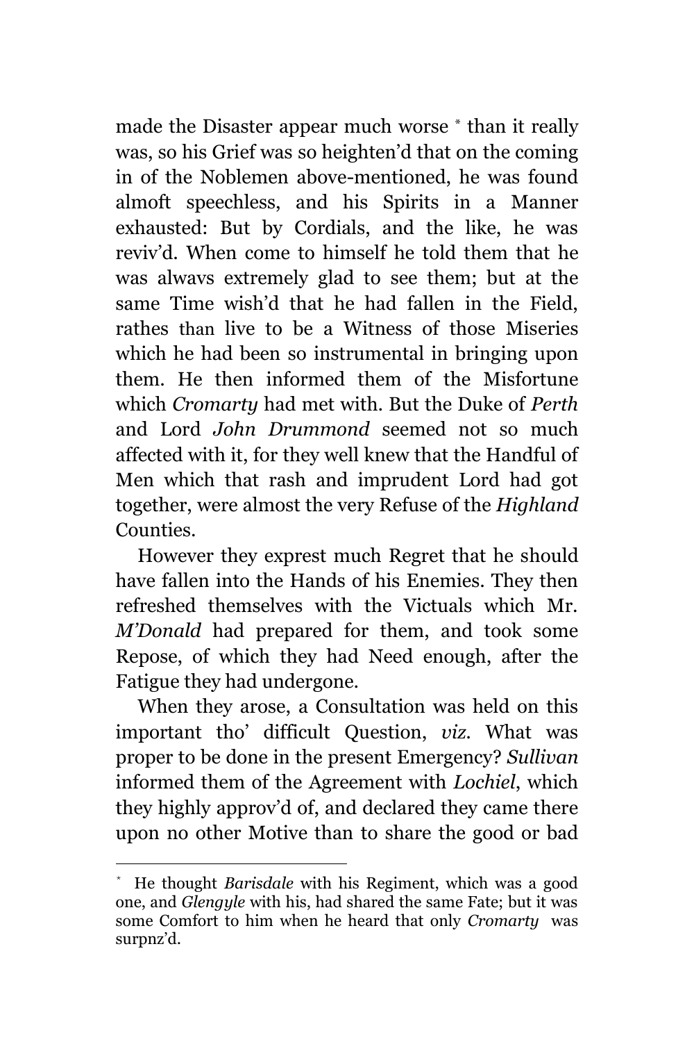made the Disaster appear much worse * than it really was, so his Grief was so heighten'd that on the coming in of the Noblemen above-mentioned, he was found almoft speechless, and his Spirits in a Manner exhausted: But by Cordials, and the like, he was reviv'd. When come to himself he told them that he was alwavs extremely glad to see them; but at the same Time wish'd that he had fallen in the Field, rathes than live to be a Witness of those Miseries which he had been so instrumental in bringing upon them. He then informed them of the Misfortune which *Cromarty* had met with. But the Duke of *Perth* and Lord *John Drummond* seemed not so much affected with it, for they well knew that the Handful of Men which that rash and imprudent Lord had got together, were almost the very Refuse of the *Highland* Counties.

However they exprest much Regret that he should have fallen into the Hands of his Enemies. They then refreshed themselves with the Victuals which Mr. *M'Donald* had prepared for them, and took some Repose, of which they had Need enough, after the Fatigue they had undergone.

When they arose, a Consultation was held on this important tho' difficult Question, *viz.* What was proper to be done in the present Emergency? *Sullivan* informed them of the Agreement with *Lochiel*, which they highly approv'd of, and declared they came there upon no other Motive than to share the good or bad

---

* He thought *Barisdale* with his Regiment, which was a good one, and *Glengyle* with his, had shared the same Fate; but it was some Comfort to him when he heard that only *Cromarty* was surpnz'd.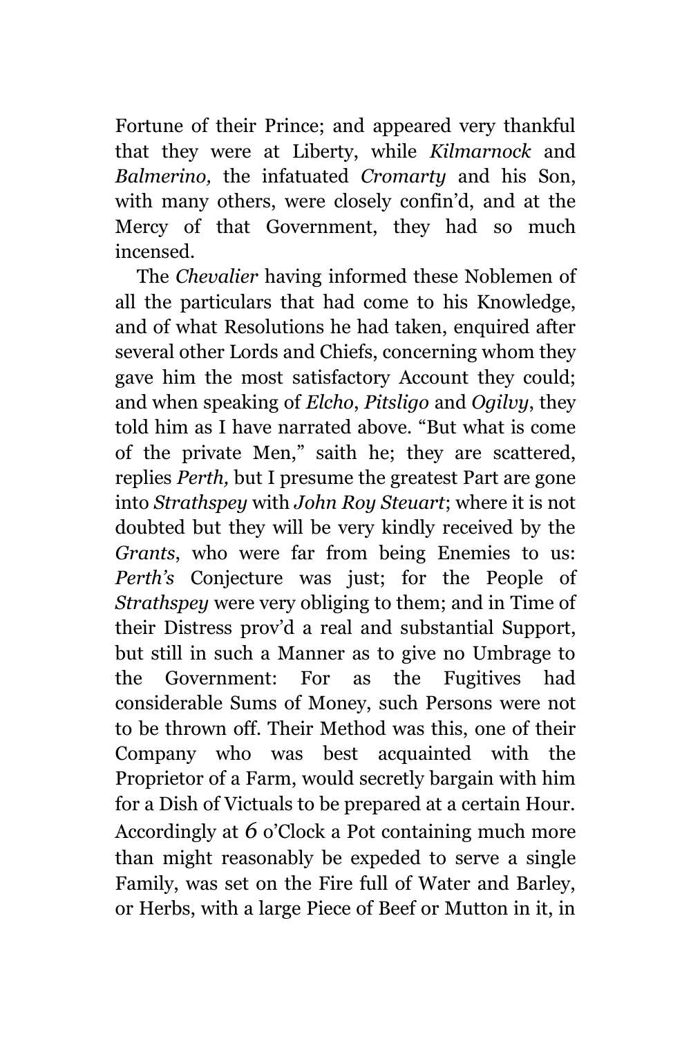Fortune of their Prince; and appeared very thankful that they were at Liberty, while *Kilmarnock* and *Balmerino,* the infatuated *Cromarty* and his Son, with many others, were closely confin'd, and at the Mercy of that Government, they had so much incensed.

The *Chevalier* having informed these Noblemen of all the particulars that had come to his Knowledge, and of what Resolutions he had taken, enquired after several other Lords and Chiefs, concerning whom they gave him the most satisfactory Account they could; and when speaking of *Elcho*, *Pitsligo* and *Ogilvy*, they told him as I have narrated above. "But what is come of the private Men," saith he; they are scattered, replies *Perth,* but I presume the greatest Part are gone into *Strathspey* with *John Roy Steuart*; where it is not doubted but they will be very kindly received by the *Grants*, who were far from being Enemies to us: *Perth's* Conjecture was just; for the People of *Strathspey* were very obliging to them; and in Time of their Distress prov'd a real and substantial Support, but still in such a Manner as to give no Umbrage to the Government: For as the Fugitives had considerable Sums of Money, such Persons were not to be thrown off. Their Method was this, one of their Company who was best acquainted with the Proprietor of a Farm, would secretly bargain with him for a Dish of Victuals to be prepared at a certain Hour. Accordingly at 6 o'Clock a Pot containing much more than might reasonably be expeded to serve a single Family, was set on the Fire full of Water and Barley, or Herbs, with a large Piece of Beef or Mutton in it, in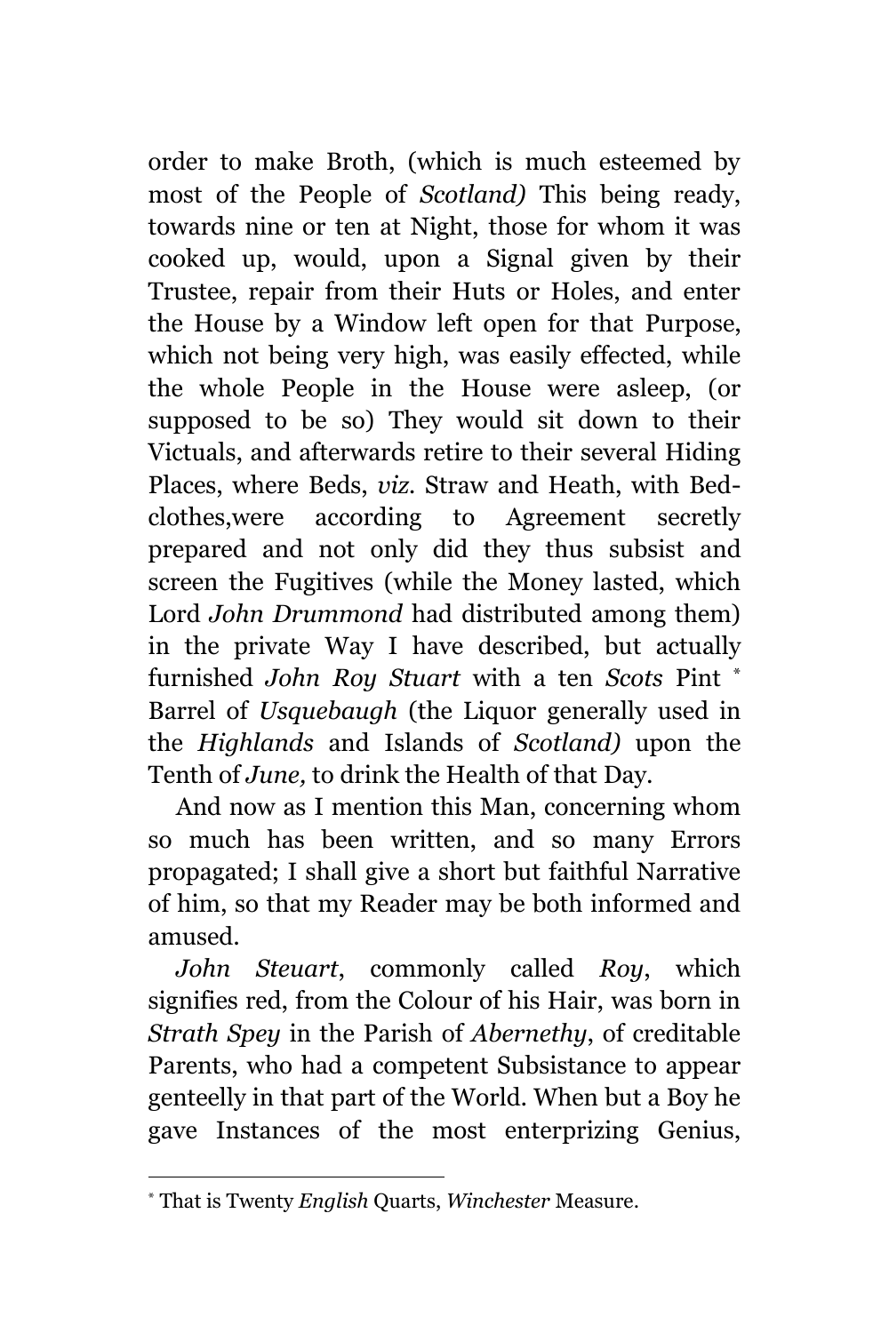order to make Broth, (which is much esteemed by most of the People of *Scotland)* This being ready, towards nine or ten at Night, those for whom it was cooked up, would, upon a Signal given by their Trustee, repair from their Huts or Holes, and enter the House by a Window left open for that Purpose, which not being very high, was easily effected, while the whole People in the House were asleep, (or supposed to be so) They would sit down to their Victuals, and afterwards retire to their several Hiding Places, where Beds, *viz*. Straw and Heath, with Bed-clothes,were according to Agreement secretly prepared and not only did they thus subsist and screen the Fugitives (while the Money lasted, which Lord *John Drummond* had distributed among them) in the private Way I have described, but actually furnished *John Roy Stuart* with a ten *Scots* Pint [*] Barrel of *Usquebaugh* (the Liquor generally used in the *Highlands* and Islands of *Scotland)* upon the Tenth of *June,* to drink the Health of that Day.

And now as I mention this Man, concerning whom so much has been written, and so many Errors propagated; I shall give a short but faithful Narrative of him, so that my Reader may be both informed and amused.

*John Steuart*, commonly called *Roy*, which signifies red, from the Colour of his Hair, was born in *Strath Spey* in the Parish of *Abernethy*, of creditable Parents, who had a competent Subsistance to appear genteelly in that part of the World. When but a Boy he gave Instances of the most enterprizing Genius,

---

[*] That is Twenty *English* Quarts, *Winchester* Measure.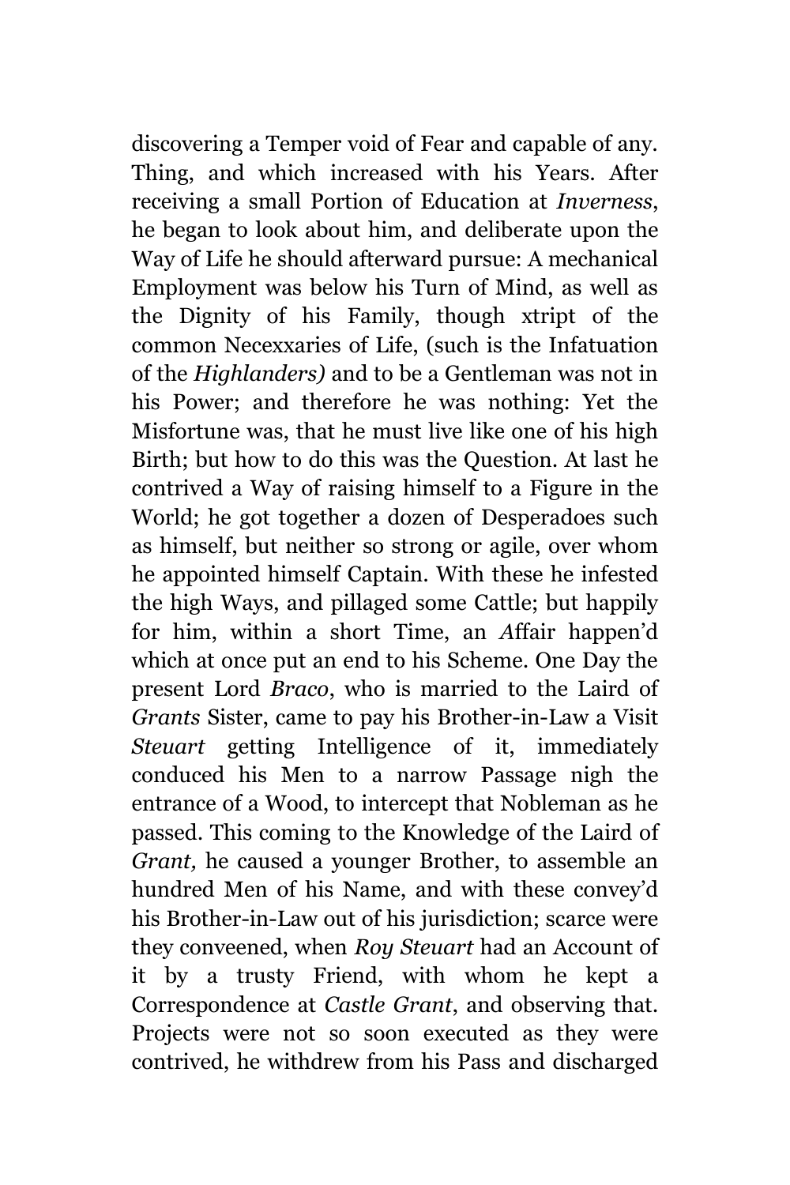discovering a Temper void of Fear and capable of any. Thing, and which increased with his Years. After receiving a small Portion of Education at *Inverness*, he began to look about him, and deliberate upon the Way of Life he should afterward pursue: A mechanical Employment was below his Turn of Mind, as well as the Dignity of his Family, though xtript of the common Necexxaries of Life, (such is the Infatuation of the *Highlanders)* and to be a Gentleman was not in his Power; and therefore he was nothing: Yet the Misfortune was, that he must live like one of his high Birth; but how to do this was the Question. At last he contrived a Way of raising himself to a Figure in the World; he got together a dozen of Desperadoes such as himself, but neither so strong or agile, over whom he appointed himself Captain. With these he infested the high Ways, and pillaged some Cattle; but happily for him, within a short Time, an *A*ffair happen'd which at once put an end to his Scheme. One Day the present Lord *Braco*, who is married to the Laird of *Grants* Sister, came to pay his Brother-in-Law a Visit *Steuart* getting Intelligence of it, immediately conduced his Men to a narrow Passage nigh the entrance of a Wood, to intercept that Nobleman as he passed. This coming to the Knowledge of the Laird of *Grant,* he caused a younger Brother, to assemble an hundred Men of his Name, and with these convey'd his Brother-in-Law out of his jurisdiction; scarce were they conveened, when *Roy Steuart* had an Account of it by a trusty Friend, with whom he kept a Correspondence at *Castle Grant*, and observing that. Projects were not so soon executed as they were contrived, he withdrew from his Pass and discharged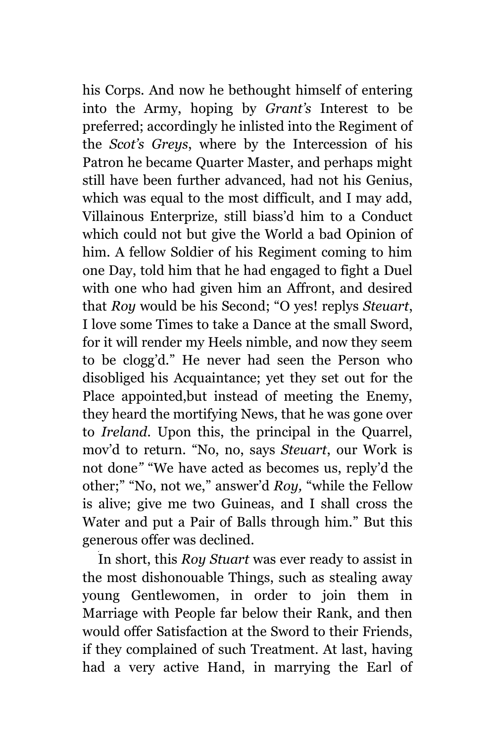his Corps. And now he bethought himself of entering into the Army, hoping by *Grant's* Interest to be preferred; accordingly he inlisted into the Regiment of the *Scot's Greys*, where by the Intercession of his Patron he became Quarter Master, and perhaps might still have been further advanced, had not his Genius, which was equal to the most difficult, and I may add, Villainous Enterprize, still biass'd him to a Conduct which could not but give the World a bad Opinion of him. A fellow Soldier of his Regiment coming to him one Day, told him that he had engaged to fight a Duel with one who had given him an Affront, and desired that *Roy* would be his Second; "O yes! replys *Steuart*, I love some Times to take a Dance at the small Sword, for it will render my Heels nimble, and now they seem to be clogg'd." He never had seen the Person who disobliged his Acquaintance; yet they set out for the Place appointed,but instead of meeting the Enemy, they heard the mortifying News, that he was gone over to *Ireland*. Upon this, the principal in the Quarrel, mov'd to return. "No, no, says *Steuart*, our Work is not done" "We have acted as becomes us, reply'd the other;" "No, not we," answer'd *Roy,* "while the Fellow is alive; give me two Guineas, and I shall cross the Water and put a Pair of Balls through him." But this generous offer was declined.

In short, this *Roy Stuart* was ever ready to assist in the most dishonouable Things, such as stealing away young Gentlewomen, in order to join them in Marriage with People far below their Rank, and then would offer Satisfaction at the Sword to their Friends, if they complained of such Treatment. At last, having had a very active Hand, in marrying the Earl of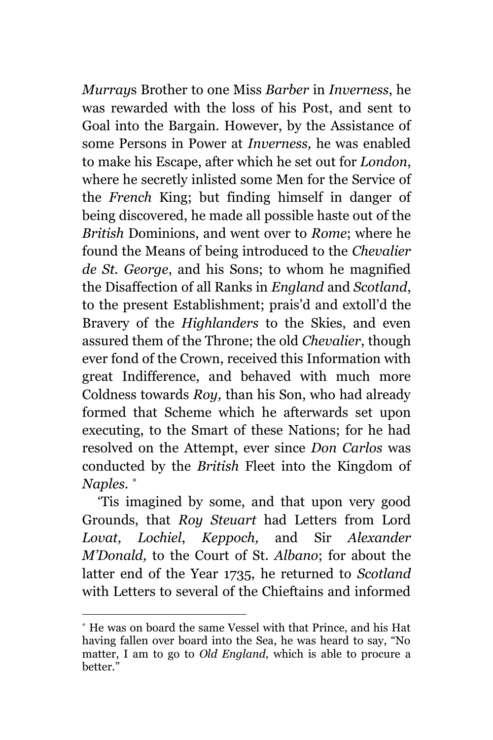*Murray*s Brother to one Miss *Barber* in *Inverness*, he was rewarded with the loss of his Post, and sent to Goal into the Bargain. However, by the Assistance of some Persons in Power at *Inverness,* he was enabled to make his Escape, after which he set out for *London*, where he secretly inlisted some Men for the Service of the *French* King; but finding himself in danger of being discovered, he made all possible haste out of the *British* Dominions, and went over to *Rome*; where he found the Means of being introduced to the *Chevalier de St. George*, and his Sons; to whom he magnified the Disaffection of all Ranks in *England* and *Scotland*, to the present Establishment; prais'd and extoll'd the Bravery of the *Highlanders* to the Skies, and even assured them of the Throne; the old *Chevalier*, though ever fond of the Crown, received this Information with great Indifference, and behaved with much more Coldness towards *Roy,* than his Son, who had already formed that Scheme which he afterwards set upon executing, to the Smart of these Nations; for he had resolved on the Attempt, ever since *Don Carlos* was conducted by the *British* Fleet into the Kingdom of *Naples*. [*]

'Tis imagined by some, and that upon very good Grounds, that *Roy Steuart* had Letters from Lord *Lovat, Lochiel*, *Keppoch,* and Sir *Alexander M'Donald,* to the Court of St. *Albano*; for about the latter end of the Year 1735, he returned to *Scotland* with Letters to several of the Chieftains and informed

---

[*] He was on board the same Vessel with that Prince, and his Hat having fallen over board into the Sea, he was heard to say, "No matter, I am to go to *Old England,* which is able to procure a better."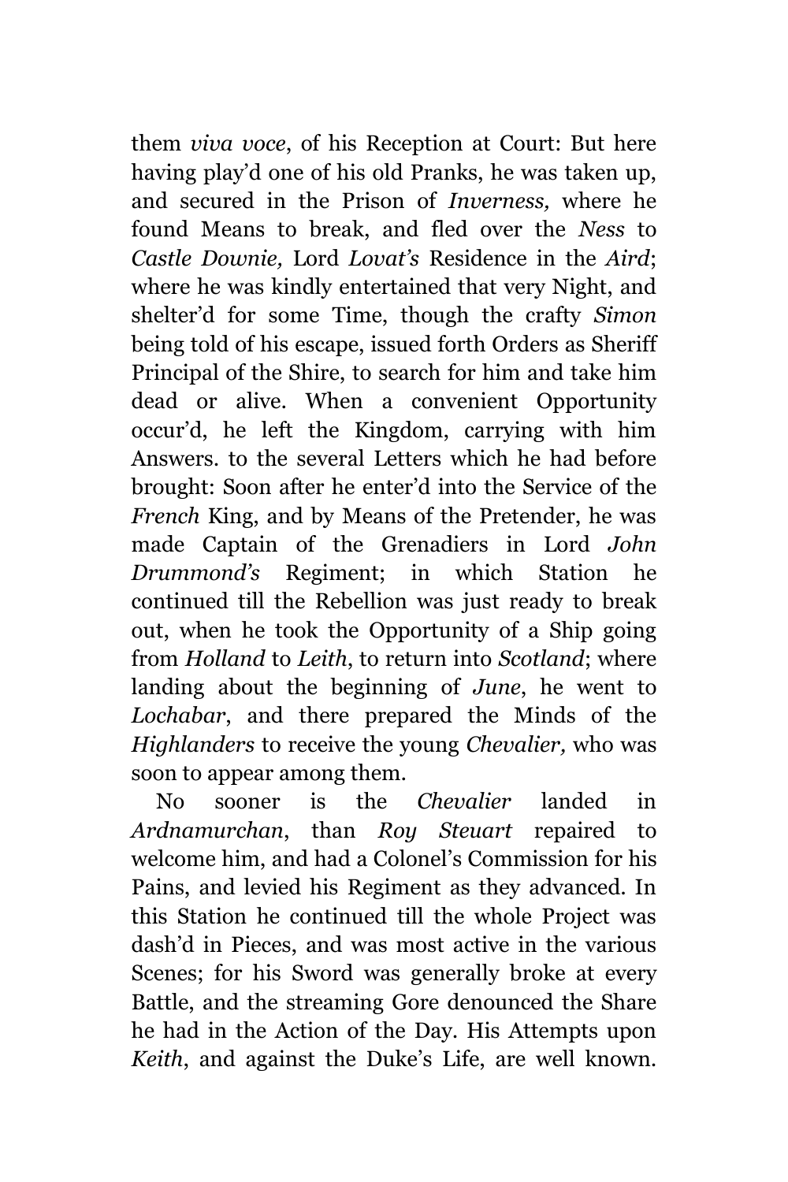them *viva voce*, of his Reception at Court: But here having play'd one of his old Pranks, he was taken up, and secured in the Prison of *Inverness,* where he found Means to break, and fled over the *Ness* to *Castle Downie,* Lord *Lovat's* Residence in the *Aird*; where he was kindly entertained that very Night, and shelter'd for some Time, though the crafty *Simon* being told of his escape, issued forth Orders as Sheriff Principal of the Shire, to search for him and take him dead or alive. When a convenient Opportunity occur'd, he left the Kingdom, carrying with him Answers. to the several Letters which he had before brought: Soon after he enter'd into the Service of the *French* King, and by Means of the Pretender, he was made Captain of the Grenadiers in Lord *John Drummond's* Regiment; in which Station he continued till the Rebellion was just ready to break out, when he took the Opportunity of a Ship going from *Holland* to *Leith*, to return into *Scotland*; where landing about the beginning of *June*, he went to *Lochabar*, and there prepared the Minds of the *Highlanders* to receive the young *Chevalier,* who was soon to appear among them.

No sooner is the *Chevalier* landed in *Ardnamurchan*, than *Roy Steuart* repaired to welcome him, and had a Colonel's Commission for his Pains, and levied his Regiment as they advanced. In this Station he continued till the whole Project was dash'd in Pieces, and was most active in the various Scenes; for his Sword was generally broke at every Battle, and the streaming Gore denounced the Share he had in the Action of the Day. His Attempts upon *Keith*, and against the Duke's Life, are well known.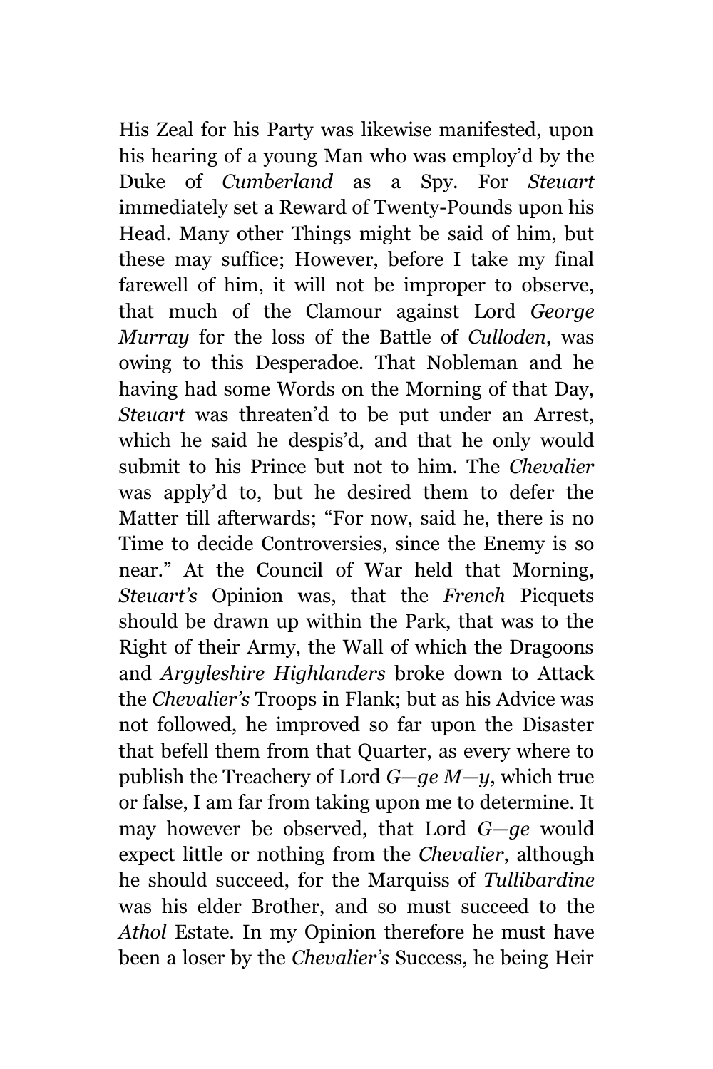His Zeal for his Party was likewise manifested, upon his hearing of a young Man who was employ'd by the Duke of *Cumberland* as a Spy. For *Steuart* immediately set a Reward of Twenty-Pounds upon his Head. Many other Things might be said of him, but these may suffice; However, before I take my final farewell of him, it will not be improper to observe, that much of the Clamour against Lord *George Murray* for the loss of the Battle of *Culloden*, was owing to this Desperadoe. That Nobleman and he having had some Words on the Morning of that Day, *Steuart* was threaten'd to be put under an Arrest, which he said he despis'd, and that he only would submit to his Prince but not to him. The *Chevalier* was apply'd to, but he desired them to defer the Matter till afterwards; "For now, said he, there is no Time to decide Controversies, since the Enemy is so near." At the Council of War held that Morning, *Steuart's* Opinion was, that the *French* Picquets should be drawn up within the Park, that was to the Right of their Army, the Wall of which the Dragoons and *Argyleshire Highlanders* broke down to Attack the *Chevalier's* Troops in Flank; but as his Advice was not followed, he improved so far upon the Disaster that befell them from that Quarter, as every where to publish the Treachery of Lord *G—ge M—y*, which true or false, I am far from taking upon me to determine. It may however be observed, that Lord *G—ge* would expect little or nothing from the *Chevalier*, although he should succeed, for the Marquiss of *Tullibardine* was his elder Brother, and so must succeed to the *Athol* Estate. In my Opinion therefore he must have been a loser by the *Chevalier's* Success, he being Heir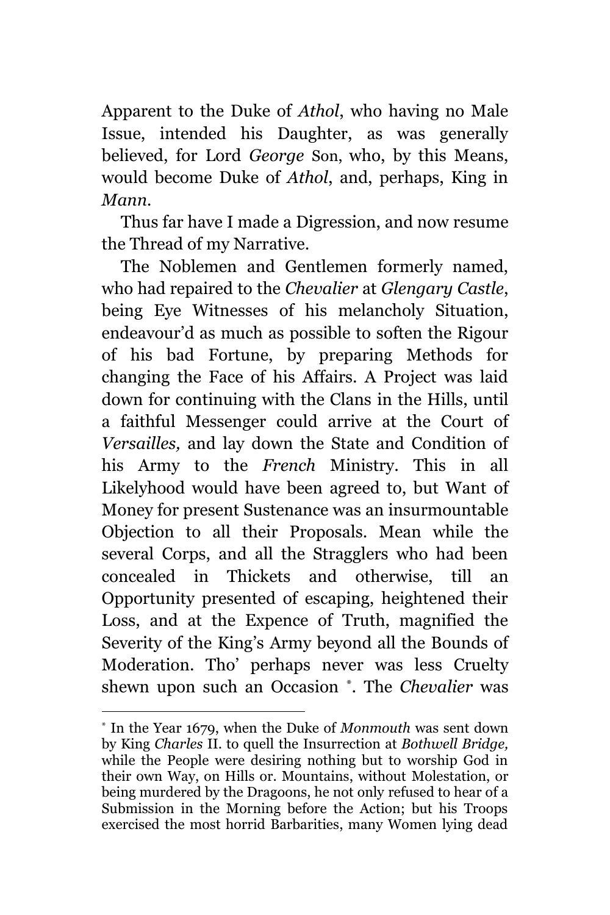Apparent to the Duke of *Athol*, who having no Male Issue, intended his Daughter, as was generally believed, for Lord *George* Son, who, by this Means, would become Duke of *Athol*, and, perhaps, King in *Mann.*

Thus far have I made a Digression, and now resume the Thread of my Narrative.

The Noblemen and Gentlemen formerly named, who had repaired to the *Chevalier* at *Glengary Castle*, being Eye Witnesses of his melancholy Situation, endeavour'd as much as possible to soften the Rigour of his bad Fortune, by preparing Methods for changing the Face of his Affairs. A Project was laid down for continuing with the Clans in the Hills, until a faithful Messenger could arrive at the Court of *Versailles,* and lay down the State and Condition of his Army to the *French* Ministry. This in all Likelyhood would have been agreed to, but Want of Money for present Sustenance was an insurmountable Objection to all their Proposals. Mean while the several Corps, and all the Stragglers who had been concealed in Thickets and otherwise, till an Opportunity presented of escaping, heightened their Loss, and at the Expence of Truth, magnified the Severity of the King's Army beyond all the Bounds of Moderation. Tho' perhaps never was less Cruelty shewn upon such an Occasion [*]. The *Chevalier* was

---

[*] In the Year 1679, when the Duke of *Monmouth* was sent down by King *Charles* II. to quell the Insurrection at *Bothwell Bridge,* while the People were desiring nothing but to worship God in their own Way, on Hills or. Mountains, without Molestation, or being murdered by the Dragoons, he not only refused to hear of a Submission in the Morning before the Action; but his Troops exercised the most horrid Barbarities, many Women lying dead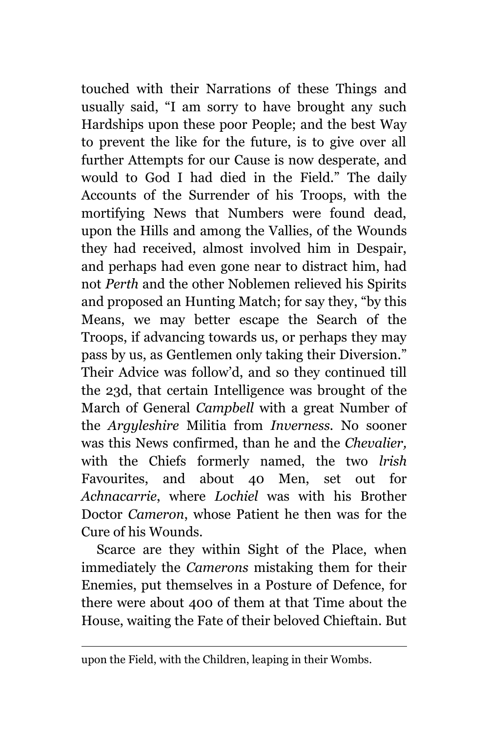touched with their Narrations of these Things and usually said, "I am sorry to have brought any such Hardships upon these poor People; and the best Way to prevent the like for the future, is to give over all further Attempts for our Cause is now desperate, and would to God I had died in the Field." The daily Accounts of the Surrender of his Troops, with the mortifying News that Numbers were found dead, upon the Hills and among the Vallies, of the Wounds they had received, almost involved him in Despair, and perhaps had even gone near to distract him, had not *Perth* and the other Noblemen relieved his Spirits and proposed an Hunting Match; for say they, "by this Means, we may better escape the Search of the Troops, if advancing towards us, or perhaps they may pass by us, as Gentlemen only taking their Diversion." Their Advice was follow'd, and so they continued till the 23d, that certain Intelligence was brought of the March of General *Campbell* with a great Number of the *Argyleshire* Militia from *Inverness*. No sooner was this News confirmed, than he and the *Chevalier,* with the Chiefs formerly named, the two *lrish* Favourites, and about 40 Men, set out for *Achnacarrie*, where *Lochiel* was with his Brother Doctor *Cameron*, whose Patient he then was for the Cure of his Wounds.

Scarce are they within Sight of the Place, when immediately the *Camerons* mistaking them for their Enemies, put themselves in a Posture of Defence, for there were about 400 of them at that Time about the House, waiting the Fate of their beloved Chieftain. But

---

upon the Field, with the Children, leaping in their Wombs.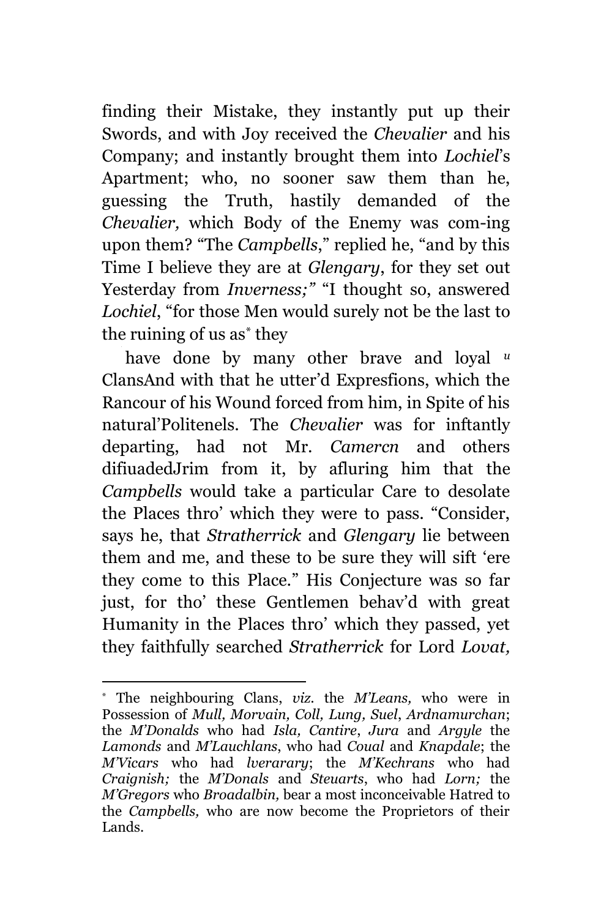finding their Mistake, they instantly put up their Swords, and with Joy received the *Chevalier* and his Company; and instantly brought them into *Lochiel*'s Apartment; who, no sooner saw them than he, guessing the Truth, hastily demanded of the *Chevalier,* which Body of the Enemy was com-ing upon them? "The *Campbells*," replied he, "and by this Time I believe they are at *Glengary*, for they set out Yesterday from *Inverness;"* "I thought so, answered *Lochiel*, "for those Men would surely not be the last to the ruining of us as* they

have done by many other brave and loyal *u* ClansAnd with that he utter'd Expresfions, which the Rancour of his Wound forced from him, in Spite of his natural'Politenels. The *Chevalier* was for inftantly departing, had not Mr. *Camercn* and others difiuadedJrim from it, by afluring him that the *Campbells* would take a particular Care to desolate the Places thro' which they were to pass. "Consider, says he, that *Stratherrick* and *Glengary* lie between them and me, and these to be sure they will sift 'ere they come to this Place." His Conjecture was so far just, for tho' these Gentlemen behav'd with great Humanity in the Places thro' which they passed, yet they faithfully searched *Stratherrick* for Lord *Lovat,*

---

* The neighbouring Clans, *viz.* the *M'Leans,* who were in Possession of *Mull, Morvain, Coll, Lung, Suel*, *Ardnamurchan*; the *M'Donalds* who had *Isla, Cantire*, *Jura* and *Argyle* the *Lamonds* and *M'Lauchlans*, who had *Coual* and *Knapdale*; the *M'Vicars* who had *lverarary*; the *M'Kechrans* who had *Craignish;* the *M'Donals* and *Steuarts*, who had *Lorn;* the *M'Gregors* who *Broadalbin,* bear a most inconceivable Hatred to the *Campbells,* who are now become the Proprietors of their Lands.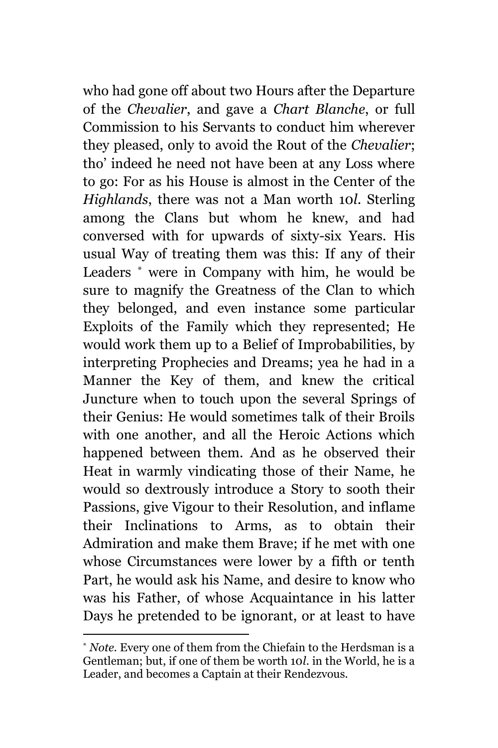who had gone off about two Hours after the Departure of the *Chevalier*, and gave a *Chart Blanche*, or full Commission to his Servants to conduct him wherever they pleased, only to avoid the Rout of the *Chevalier*; tho' indeed he need not have been at any Loss where to go: For as his House is almost in the Center of the *Highlands*, there was not a Man worth 10*l.* Sterling among the Clans but whom he knew, and had conversed with for upwards of sixty-six Years. His usual Way of treating them was this: If any of their Leaders [*] were in Company with him, he would be sure to magnify the Greatness of the Clan to which they belonged, and even instance some particular Exploits of the Family which they represented; He would work them up to a Belief of Improbabilities, by interpreting Prophecies and Dreams; yea he had in a Manner the Key of them, and knew the critical Juncture when to touch upon the several Springs of their Genius: He would sometimes talk of their Broils with one another, and all the Heroic Actions which happened between them. And as he observed their Heat in warmly vindicating those of their Name, he would so dextrously introduce a Story to sooth their Passions, give Vigour to their Resolution, and inflame their Inclinations to Arms, as to obtain their Admiration and make them Brave; if he met with one whose Circumstances were lower by a fifth or tenth Part, he would ask his Name, and desire to know who was his Father, of whose Acquaintance in his latter Days he pretended to be ignorant, or at least to have

[*] *Note.* Every one of them from the Chiefain to the Herdsman is a Gentleman; but, if one of them be worth 10*l.* in the World, he is a Leader, and becomes a Captain at their Rendezvous.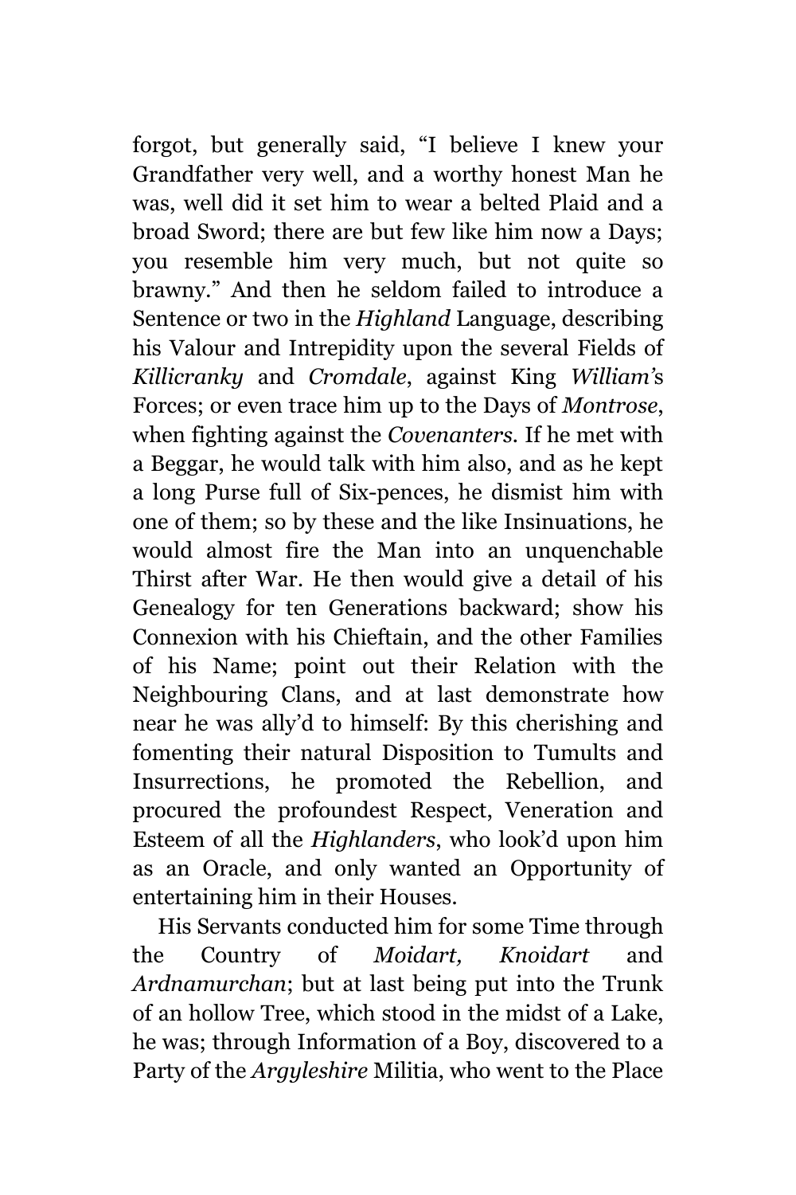forgot, but generally said, "I believe I knew your Grandfather very well, and a worthy honest Man he was, well did it set him to wear a belted Plaid and a broad Sword; there are but few like him now a Days; you resemble him very much, but not quite so brawny." And then he seldom failed to introduce a Sentence or two in the *Highland* Language, describing his Valour and Intrepidity upon the several Fields of *Killicranky* and *Cromdale*, against King *William*'s Forces; or even trace him up to the Days of *Montrose*, when fighting against the *Covenanters*. If he met with a Beggar, he would talk with him also, and as he kept a long Purse full of Six-pences, he dismist him with one of them; so by these and the like Insinuations, he would almost fire the Man into an unquenchable Thirst after War. He then would give a detail of his Genealogy for ten Generations backward; show his Connexion with his Chieftain, and the other Families of his Name; point out their Relation with the Neighbouring Clans, and at last demonstrate how near he was ally'd to himself: By this cherishing and fomenting their natural Disposition to Tumults and Insurrections, he promoted the Rebellion, and procured the profoundest Respect, Veneration and Esteem of all the *Highlanders*, who look'd upon him as an Oracle, and only wanted an Opportunity of entertaining him in their Houses.

His Servants conducted him for some Time through the Country of *Moidart, Knoidart* and *Ardnamurchan*; but at last being put into the Trunk of an hollow Tree, which stood in the midst of a Lake, he was; through Information of a Boy, discovered to a Party of the *Argyleshire* Militia, who went to the Place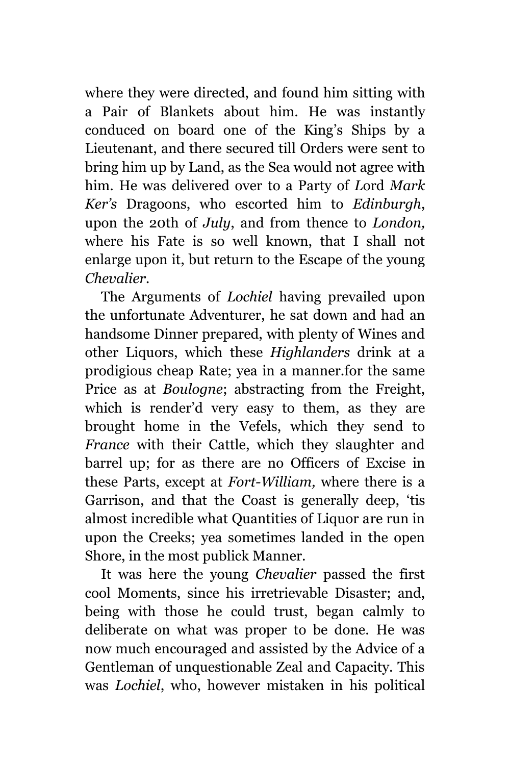where they were directed, and found him sitting with a Pair of Blankets about him. He was instantly conduced on board one of the King's Ships by a Lieutenant, and there secured till Orders were sent to bring him up by Land, as the Sea would not agree with him. He was delivered over to a Party of Lord *Mark Ker's* Dragoons, who escorted him to *Edinburgh*, upon the 20th of *July*, and from thence to *London,* where his Fate is so well known, that I shall not enlarge upon it, but return to the Escape of the young *Chevalier*.

The Arguments of *Lochiel* having prevailed upon the unfortunate Adventurer, he sat down and had an handsome Dinner prepared, with plenty of Wines and other Liquors, which these *Highlanders* drink at a prodigious cheap Rate; yea in a manner.for the same Price as at *Boulogne*; abstracting from the Freight, which is render'd very easy to them, as they are brought home in the Vefels, which they send to *France* with their Cattle, which they slaughter and barrel up; for as there are no Officers of Excise in these Parts, except at *Fort-William,* where there is a Garrison, and that the Coast is generally deep, 'tis almost incredible what Quantities of Liquor are run in upon the Creeks; yea sometimes landed in the open Shore, in the most publick Manner.

It was here the young *Chevalier* passed the first cool Moments, since his irretrievable Disaster; and, being with those he could trust, began calmly to deliberate on what was proper to be done. He was now much encouraged and assisted by the Advice of a Gentleman of unquestionable Zeal and Capacity. This was *Lochiel*, who, however mistaken in his political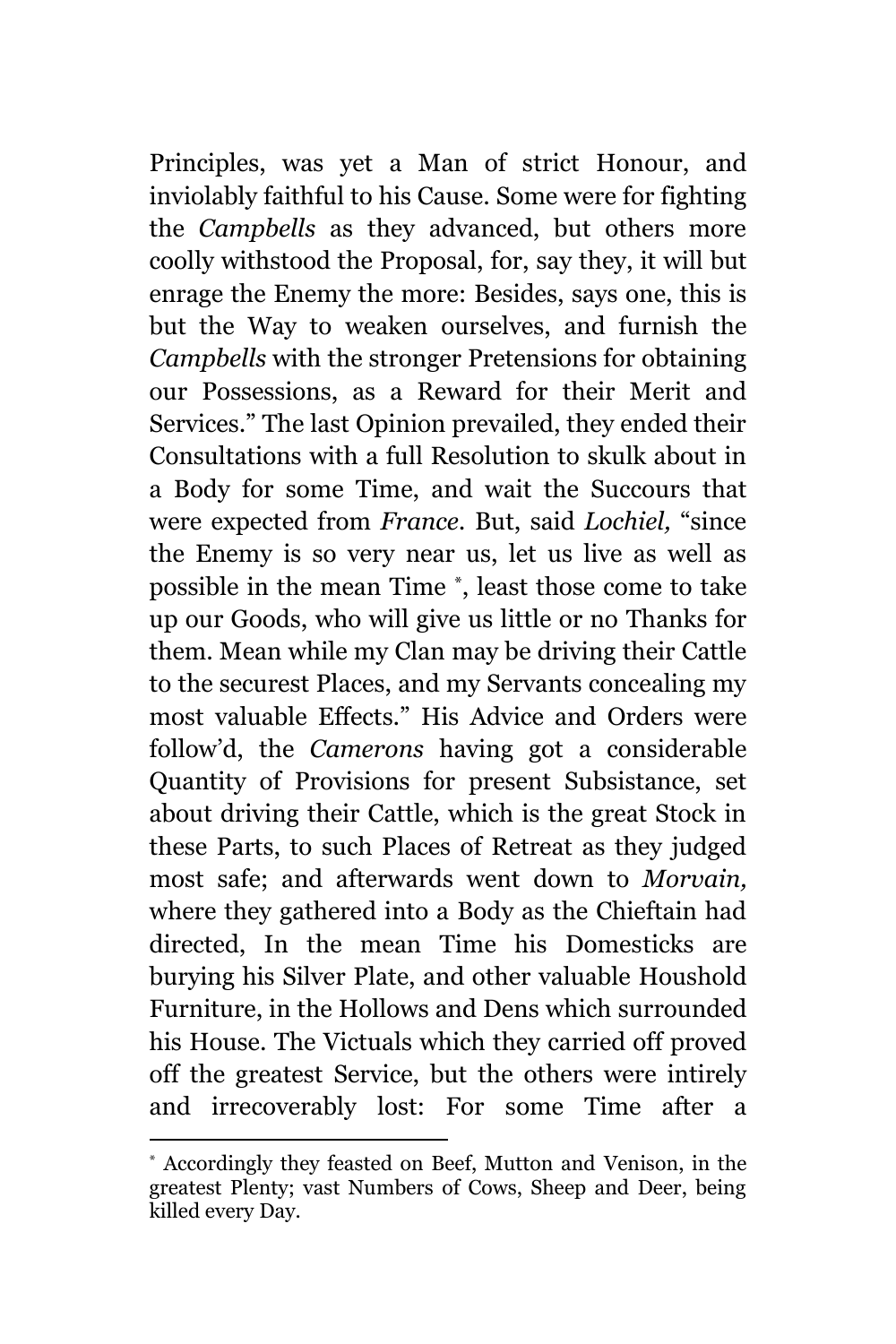Principles, was yet a Man of strict Honour, and inviolably faithful to his Cause. Some were for fighting the *Campbells* as they advanced, but others more coolly withstood the Proposal, for, say they, it will but enrage the Enemy the more: Besides, says one, this is but the Way to weaken ourselves, and furnish the *Campbells* with the stronger Pretensions for obtaining our Possessions, as a Reward for their Merit and Services." The last Opinion prevailed, they ended their Consultations with a full Resolution to skulk about in a Body for some Time, and wait the Succours that were expected from *France*. But, said *Lochiel,* "since the Enemy is so very near us, let us live as well as possible in the mean Time [*], least those come to take up our Goods, who will give us little or no Thanks for them. Mean while my Clan may be driving their Cattle to the securest Places, and my Servants concealing my most valuable Effects." His Advice and Orders were follow'd, the *Camerons* having got a considerable Quantity of Provisions for present Subsistance, set about driving their Cattle, which is the great Stock in these Parts, to such Places of Retreat as they judged most safe; and afterwards went down to *Morvain,* where they gathered into a Body as the Chieftain had directed, In the mean Time his Domesticks are burying his Silver Plate, and other valuable Houshold Furniture, in the Hollows and Dens which surrounded his House. The Victuals which they carried off proved off the greatest Service, but the others were intirely and irrecoverably lost: For some Time after a

---

[*] Accordingly they feasted on Beef, Mutton and Venison, in the greatest Plenty; vast Numbers of Cows, Sheep and Deer, being killed every Day.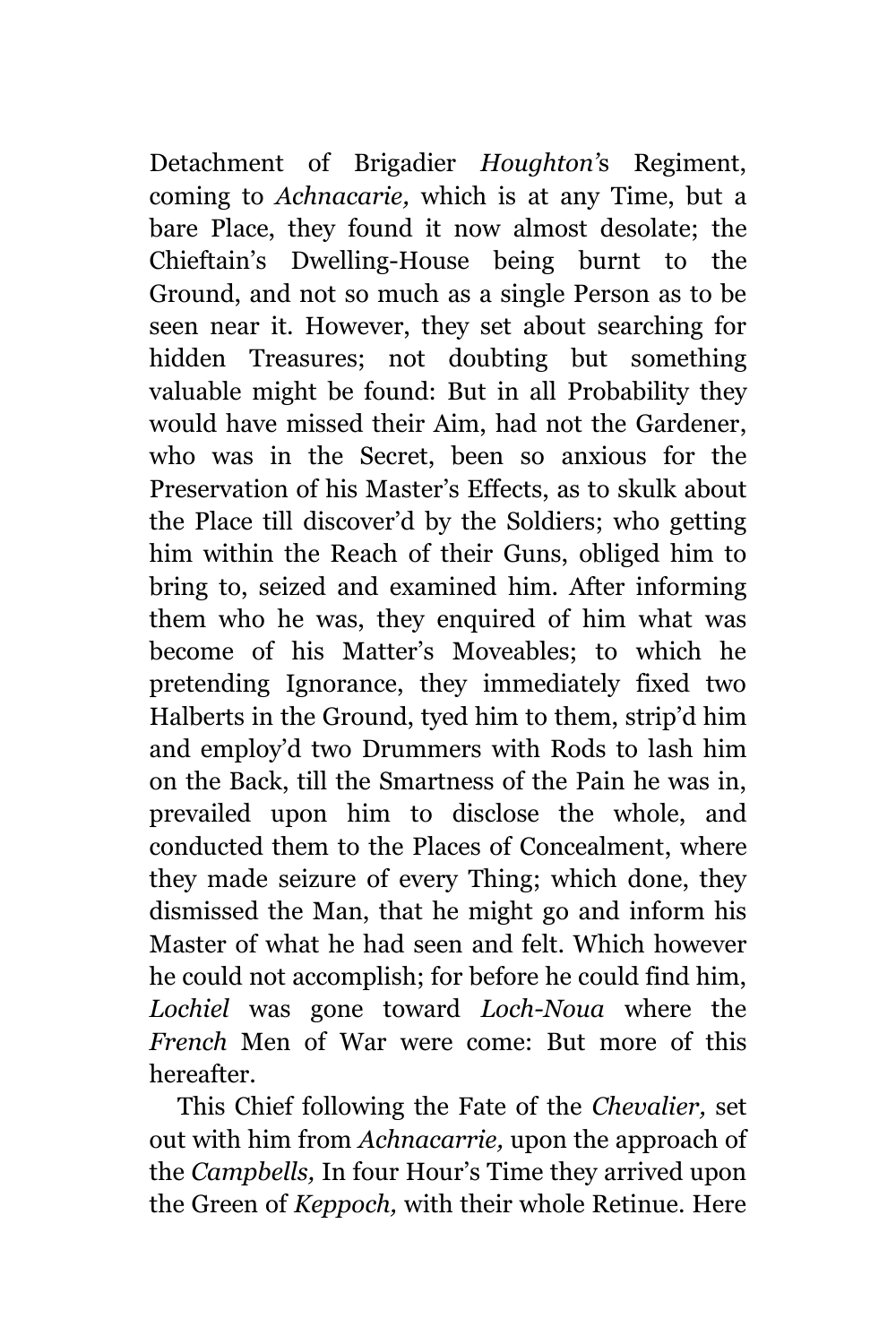Detachment of Brigadier *Houghton'*s Regiment, coming to *Achnacarie,* which is at any Time, but a bare Place, they found it now almost desolate; the Chieftain's Dwelling-House being burnt to the Ground, and not so much as a single Person as to be seen near it. However, they set about searching for hidden Treasures; not doubting but something valuable might be found: But in all Probability they would have missed their Aim, had not the Gardener, who was in the Secret, been so anxious for the Preservation of his Master's Effects, as to skulk about the Place till discover'd by the Soldiers; who getting him within the Reach of their Guns, obliged him to bring to, seized and examined him. After informing them who he was, they enquired of him what was become of his Matter's Moveables; to which he pretending Ignorance, they immediately fixed two Halberts in the Ground, tyed him to them, strip'd him and employ'd two Drummers with Rods to lash him on the Back, till the Smartness of the Pain he was in, prevailed upon him to disclose the whole, and conducted them to the Places of Concealment, where they made seizure of every Thing; which done, they dismissed the Man, that he might go and inform his Master of what he had seen and felt. Which however he could not accomplish; for before he could find him, *Lochiel* was gone toward *Loch-Noua* where the *French* Men of War were come: But more of this hereafter.

This Chief following the Fate of the *Chevalier,* set out with him from *Achnacarrie,* upon the approach of the *Campbells,* In four Hour's Time they arrived upon the Green of *Keppoch,* with their whole Retinue. Here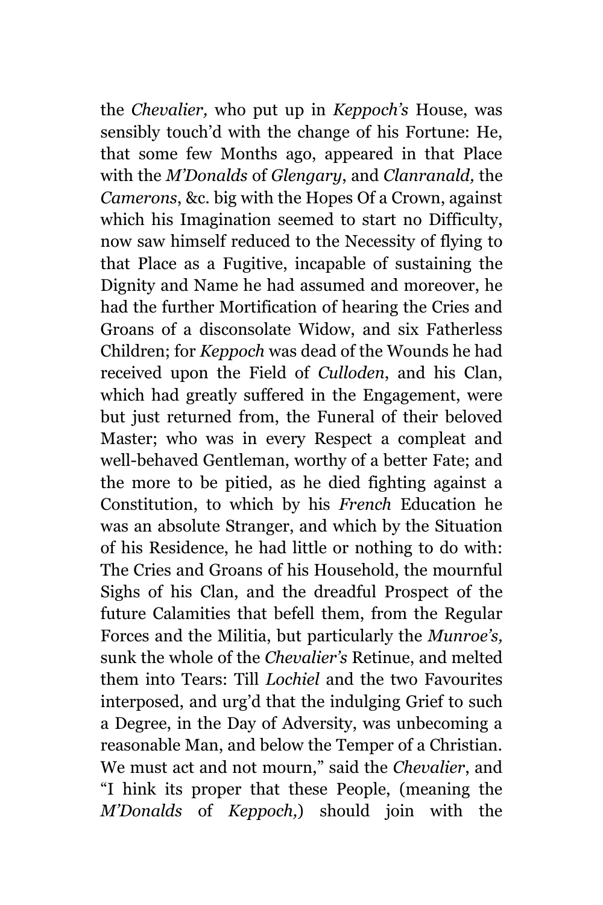the *Chevalier,* who put up in *Keppoch's* House, was sensibly touch'd with the change of his Fortune: He, that some few Months ago, appeared in that Place with the *M'Donalds* of *Glengary*, and *Clanranald,* the *Camerons*, &c. big with the Hopes Of a Crown, against which his Imagination seemed to start no Difficulty, now saw himself reduced to the Necessity of flying to that Place as a Fugitive, incapable of sustaining the Dignity and Name he had assumed and moreover, he had the further Mortification of hearing the Cries and Groans of a disconsolate Widow, and six Fatherless Children; for *Keppoch* was dead of the Wounds he had received upon the Field of *Culloden*, and his Clan, which had greatly suffered in the Engagement, were but just returned from, the Funeral of their beloved Master; who was in every Respect a compleat and well-behaved Gentleman, worthy of a better Fate; and the more to be pitied, as he died fighting against a Constitution, to which by his *French* Education he was an absolute Stranger, and which by the Situation of his Residence, he had little or nothing to do with: The Cries and Groans of his Household, the mournful Sighs of his Clan, and the dreadful Prospect of the future Calamities that befell them, from the Regular Forces and the Militia, but particularly the *Munroe's,* sunk the whole of the *Chevalier's* Retinue, and melted them into Tears: Till *Lochiel* and the two Favourites interposed, and urg'd that the indulging Grief to such a Degree, in the Day of Adversity, was unbecoming a reasonable Man, and below the Temper of a Christian. We must act and not mourn," said the *Chevalier*, and "I hink its proper that these People, (meaning the *M'Donalds* of *Keppoch,*) should join with the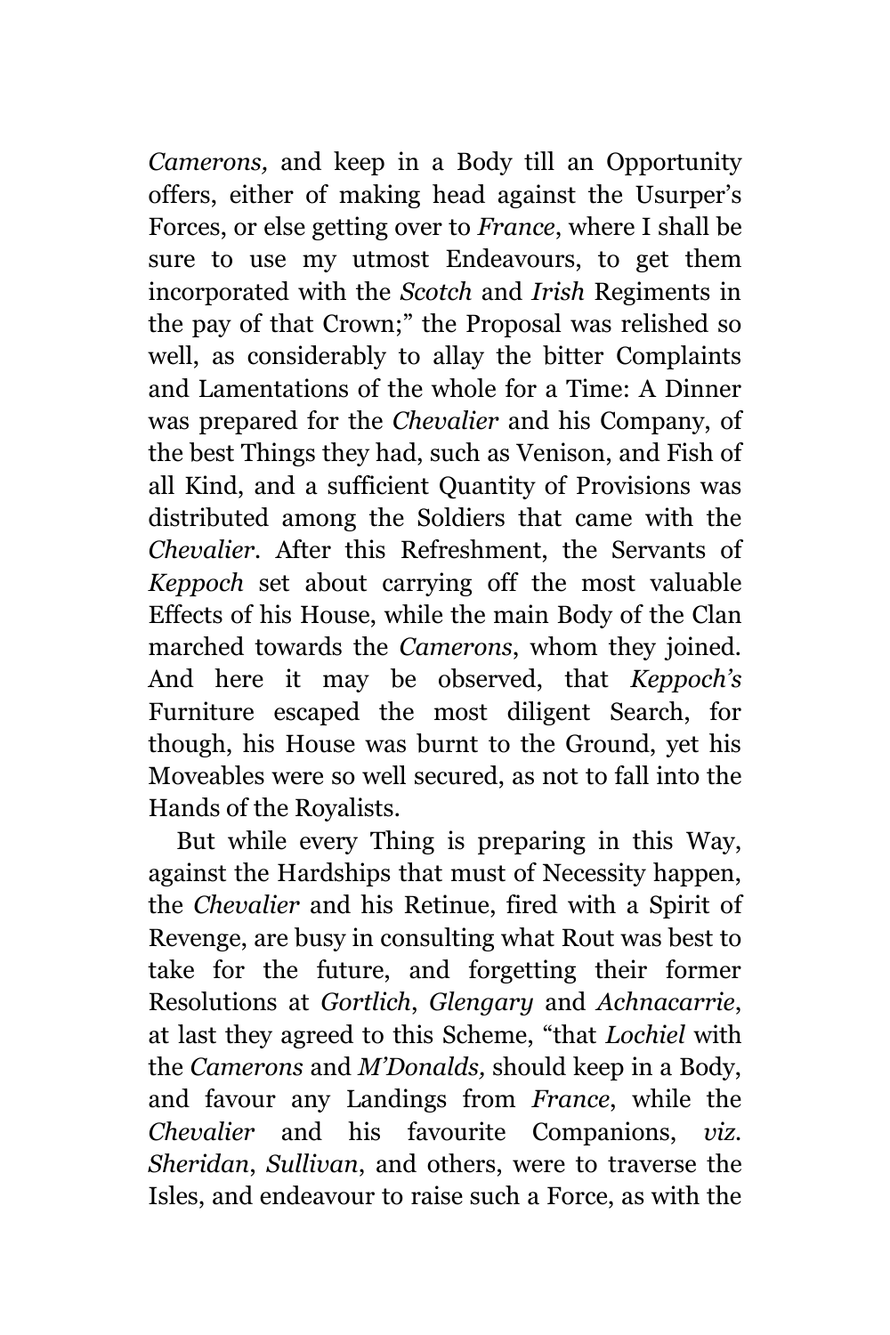*Camerons,* and keep in a Body till an Opportunity offers, either of making head against the Usurper's Forces, or else getting over to *France*, where I shall be sure to use my utmost Endeavours, to get them incorporated with the *Scotch* and *Irish* Regiments in the pay of that Crown;" the Proposal was relished so well, as considerably to allay the bitter Complaints and Lamentations of the whole for a Time: A Dinner was prepared for the *Chevalier* and his Company, of the best Things they had, such as Venison, and Fish of all Kind, and a sufficient Quantity of Provisions was distributed among the Soldiers that came with the *Chevalier*. After this Refreshment, the Servants of *Keppoch* set about carrying off the most valuable Effects of his House, while the main Body of the Clan marched towards the *Camerons*, whom they joined. And here it may be observed, that *Keppoch's* Furniture escaped the most diligent Search, for though, his House was burnt to the Ground, yet his Moveables were so well secured, as not to fall into the Hands of the Royalists.

But while every Thing is preparing in this Way, against the Hardships that must of Necessity happen, the *Chevalier* and his Retinue, fired with a Spirit of Revenge, are busy in consulting what Rout was best to take for the future, and forgetting their former Resolutions at *Gortlich*, *Glengary* and *Achnacarrie*, at last they agreed to this Scheme, "that *Lochiel* with the *Camerons* and *M'Donalds,* should keep in a Body, and favour any Landings from *France*, while the *Chevalier* and his favourite Companions, *viz*. *Sheridan*, *Sullivan*, and others, were to traverse the Isles, and endeavour to raise such a Force, as with the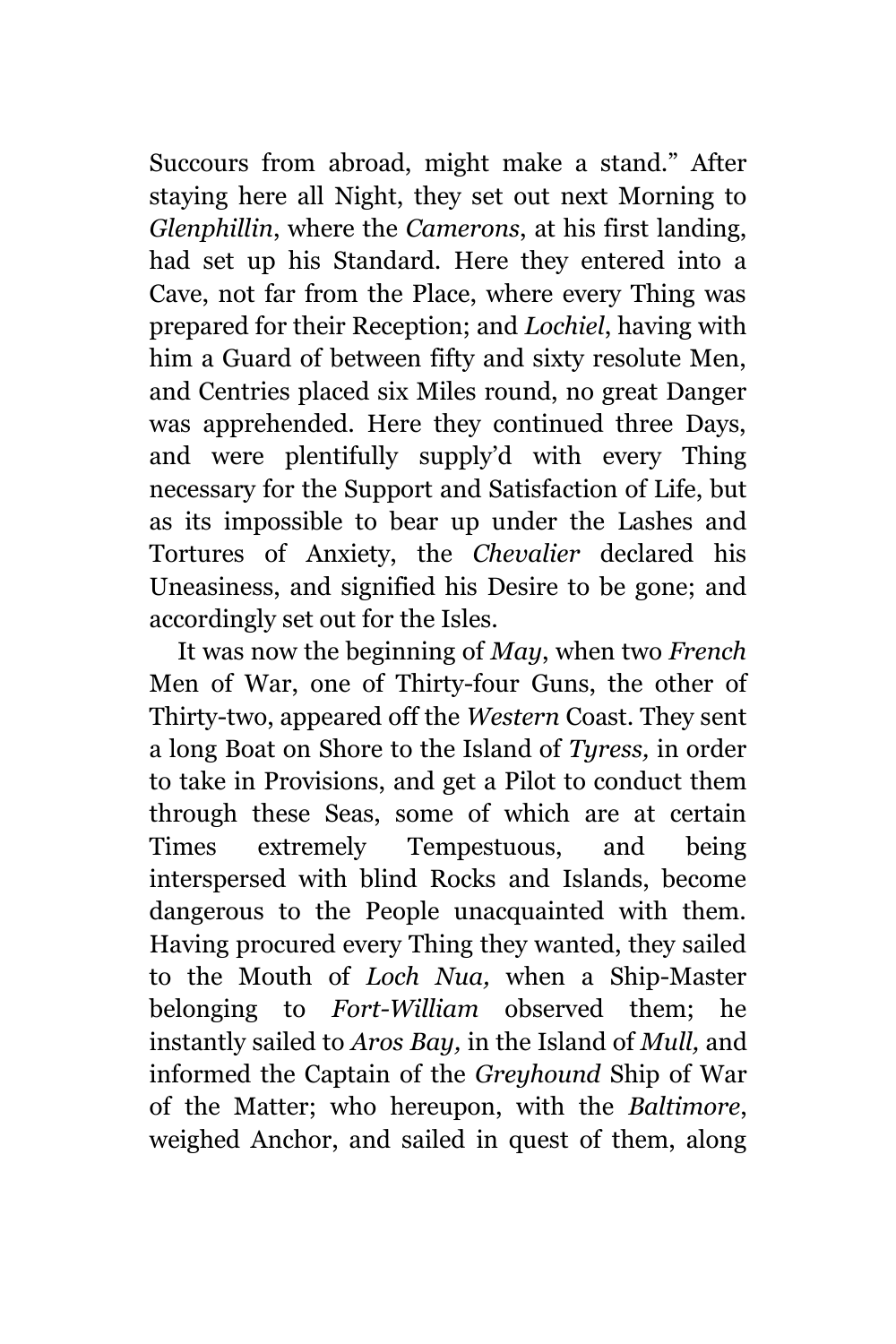Succours from abroad, might make a stand." After staying here all Night, they set out next Morning to *Glenphillin*, where the *Camerons*, at his first landing, had set up his Standard. Here they entered into a Cave, not far from the Place, where every Thing was prepared for their Reception; and *Lochiel*, having with him a Guard of between fifty and sixty resolute Men, and Centries placed six Miles round, no great Danger was apprehended. Here they continued three Days, and were plentifully supply'd with every Thing necessary for the Support and Satisfaction of Life, but as its impossible to bear up under the Lashes and Tortures of Anxiety, the *Chevalier* declared his Uneasiness, and signified his Desire to be gone; and accordingly set out for the Isles.

It was now the beginning of *May*, when two *French* Men of War, one of Thirty-four Guns, the other of Thirty-two, appeared off the *Western* Coast. They sent a long Boat on Shore to the Island of *Tyress,* in order to take in Provisions, and get a Pilot to conduct them through these Seas, some of which are at certain Times extremely Tempestuous, and being interspersed with blind Rocks and Islands, become dangerous to the People unacquainted with them. Having procured every Thing they wanted, they sailed to the Mouth of *Loch Nua,* when a Ship-Master belonging to *Fort-William* observed them; he instantly sailed to *Aros Bay,* in the Island of *Mull,* and informed the Captain of the *Greyhound* Ship of War of the Matter; who hereupon, with the *Baltimore*, weighed Anchor, and sailed in quest of them, along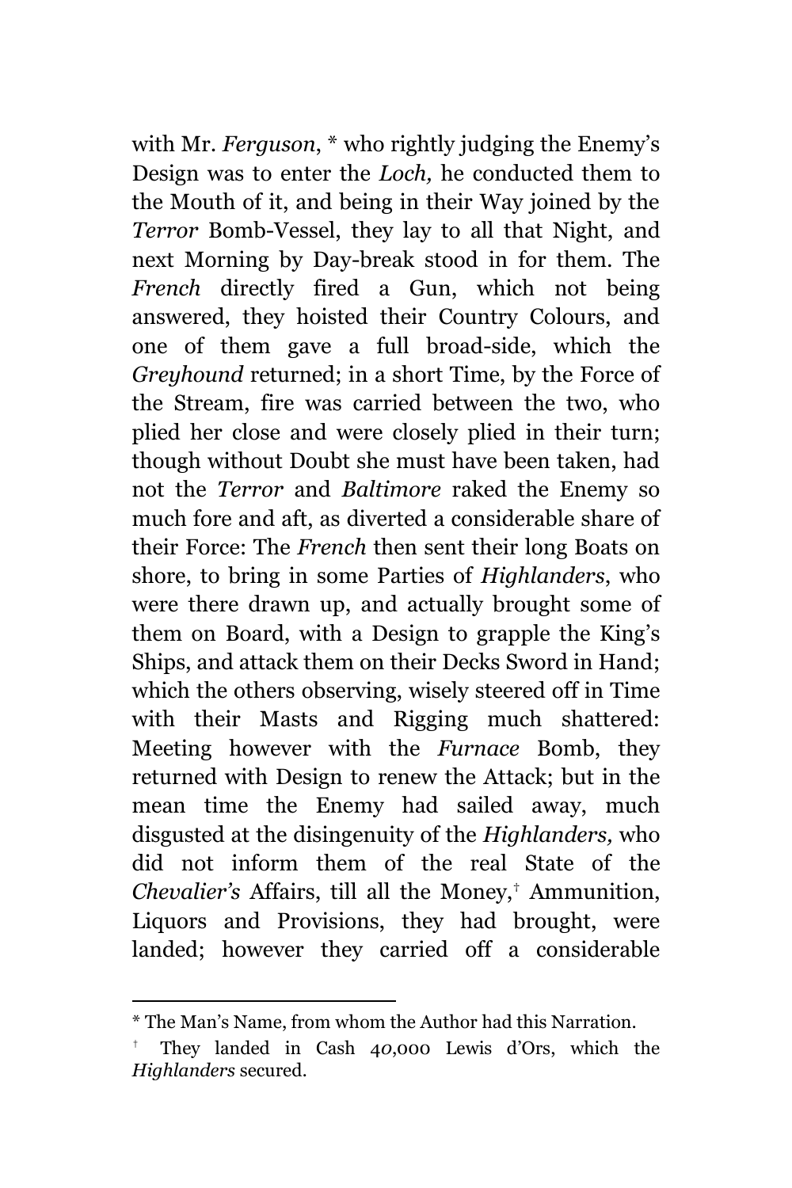with Mr. *Ferguson*, * who rightly judging the Enemy's Design was to enter the *Loch,* he conducted them to the Mouth of it, and being in their Way joined by the *Terror* Bomb-Vessel, they lay to all that Night, and next Morning by Day-break stood in for them. The *French* directly fired a Gun, which not being answered, they hoisted their Country Colours, and one of them gave a full broad-side, which the *Greyhound* returned; in a short Time, by the Force of the Stream, fire was carried between the two, who plied her close and were closely plied in their turn; though without Doubt she must have been taken, had not the *Terror* and *Baltimore* raked the Enemy so much fore and aft, as diverted a considerable share of their Force: The *French* then sent their long Boats on shore, to bring in some Parties of *Highlanders*, who were there drawn up, and actually brought some of them on Board, with a Design to grapple the King's Ships, and attack them on their Decks Sword in Hand; which the others observing, wisely steered off in Time with their Masts and Rigging much shattered: Meeting however with the *Furnace* Bomb, they returned with Design to renew the Attack; but in the mean time the Enemy had sailed away, much disgusted at the disingenuity of the *Highlanders,* who did not inform them of the real State of the *Chevalier's* Affairs, till all the Money,† Ammunition, Liquors and Provisions, they had brought, were landed; however they carried off a considerable

---

* The Man's Name, from whom the Author had this Narration.

† They landed in Cash 40,000 Lewis d'Ors, which the *Highlanders* secured.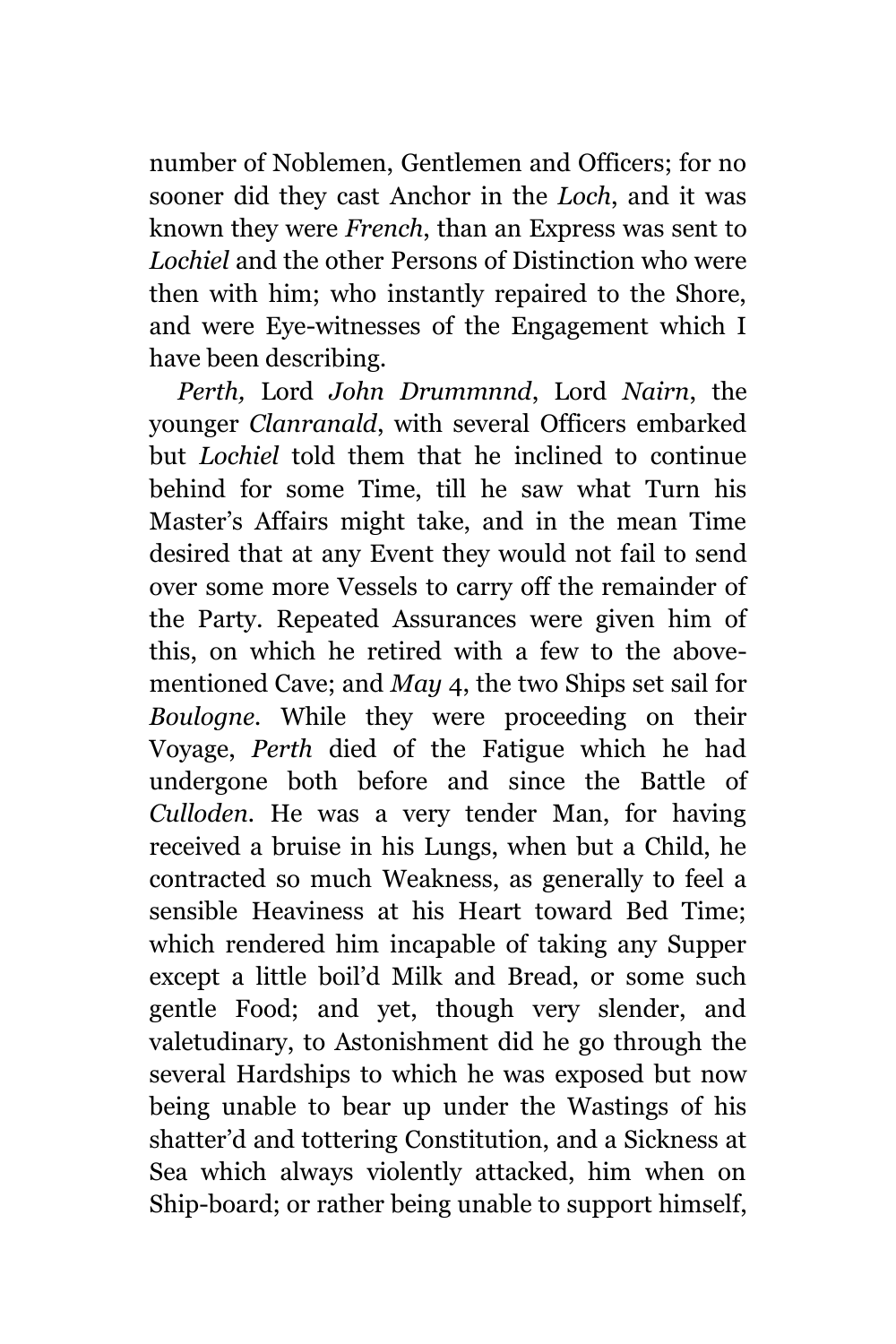number of Noblemen, Gentlemen and Officers; for no sooner did they cast Anchor in the *Loch*, and it was known they were *French*, than an Express was sent to *Lochiel* and the other Persons of Distinction who were then with him; who instantly repaired to the Shore, and were Eye-witnesses of the Engagement which I have been describing.

*Perth,* Lord *John Drummnnd*, Lord *Nairn*, the younger *Clanranald*, with several Officers embarked but *Lochiel* told them that he inclined to continue behind for some Time, till he saw what Turn his Master's Affairs might take, and in the mean Time desired that at any Event they would not fail to send over some more Vessels to carry off the remainder of the Party. Repeated Assurances were given him of this, on which he retired with a few to the above-mentioned Cave; and *May* 4, the two Ships set sail for *Boulogne*. While they were proceeding on their Voyage, *Perth* died of the Fatigue which he had undergone both before and since the Battle of *Culloden*. He was a very tender Man, for having received a bruise in his Lungs, when but a Child, he contracted so much Weakness, as generally to feel a sensible Heaviness at his Heart toward Bed Time; which rendered him incapable of taking any Supper except a little boil'd Milk and Bread, or some such gentle Food; and yet, though very slender, and valetudinary, to Astonishment did he go through the several Hardships to which he was exposed but now being unable to bear up under the Wastings of his shatter'd and tottering Constitution, and a Sickness at Sea which always violently attacked, him when on Ship-board; or rather being unable to support himself,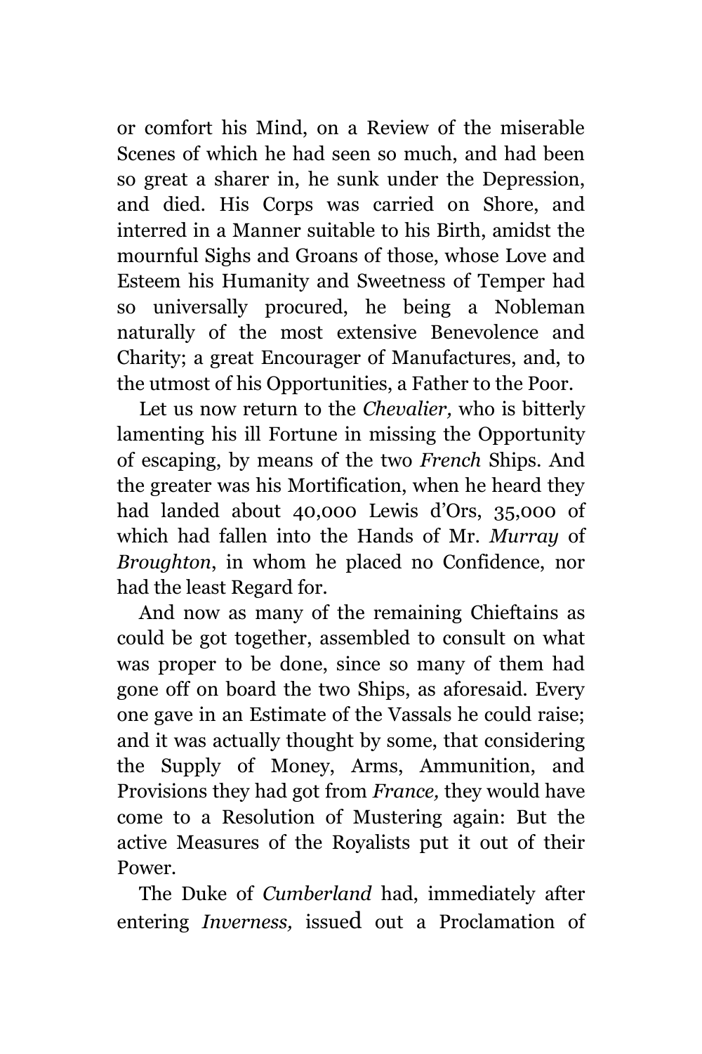or comfort his Mind, on a Review of the miserable Scenes of which he had seen so much, and had been so great a sharer in, he sunk under the Depression, and died. His Corps was carried on Shore, and interred in a Manner suitable to his Birth, amidst the mournful Sighs and Groans of those, whose Love and Esteem his Humanity and Sweetness of Temper had so universally procured, he being a Nobleman naturally of the most extensive Benevolence and Charity; a great Encourager of Manufactures, and, to the utmost of his Opportunities, a Father to the Poor.

Let us now return to the *Chevalier,* who is bitterly lamenting his ill Fortune in missing the Opportunity of escaping, by means of the two *French* Ships. And the greater was his Mortification, when he heard they had landed about 40,000 Lewis d'Ors, 35,000 of which had fallen into the Hands of Mr. *Murray* of *Broughton*, in whom he placed no Confidence, nor had the least Regard for.

And now as many of the remaining Chieftains as could be got together, assembled to consult on what was proper to be done, since so many of them had gone off on board the two Ships, as aforesaid. Every one gave in an Estimate of the Vassals he could raise; and it was actually thought by some, that considering the Supply of Money, Arms, Ammunition, and Provisions they had got from *France,* they would have come to a Resolution of Mustering again: But the active Measures of the Royalists put it out of their Power.

The Duke of *Cumberland* had, immediately after entering *Inverness,* issued out a Proclamation of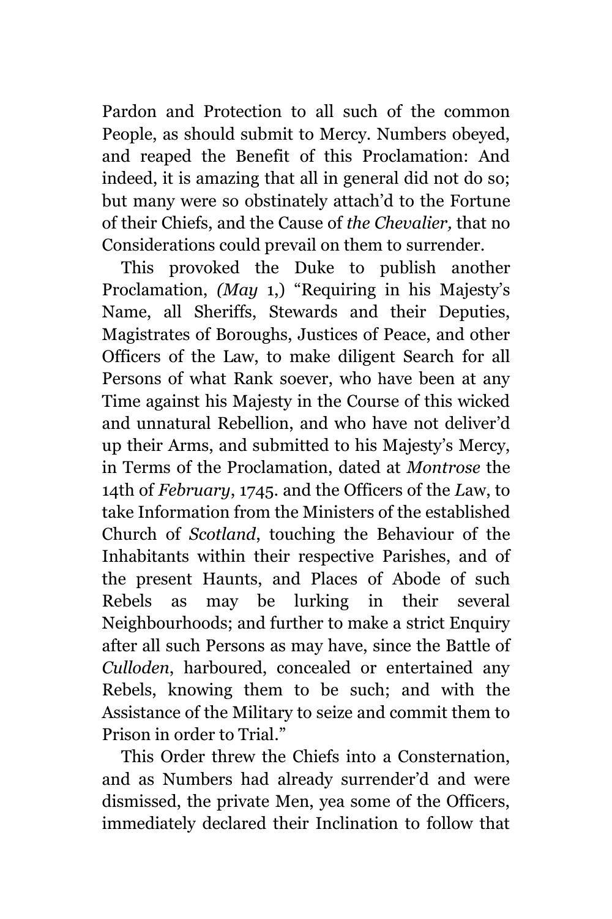Pardon and Protection to all such of the common People, as should submit to Mercy. Numbers obeyed, and reaped the Benefit of this Proclamation: And indeed, it is amazing that all in general did not do so; but many were so obstinately attach'd to the Fortune of their Chiefs, and the Cause of *the Chevalier,* that no Considerations could prevail on them to surrender.

This provoked the Duke to publish another Proclamation, *(May* 1,) "Requiring in his Majesty's Name, all Sheriffs, Stewards and their Deputies, Magistrates of Boroughs, Justices of Peace, and other Officers of the Law, to make diligent Search for all Persons of what Rank soever, who have been at any Time against his Majesty in the Course of this wicked and unnatural Rebellion, and who have not deliver'd up their Arms, and submitted to his Majesty's Mercy, in Terms of the Proclamation, dated at *Montrose* the 14th of *February*, 1745. and the Officers of the Law, to take Information from the Ministers of the established Church of *Scotland*, touching the Behaviour of the Inhabitants within their respective Parishes, and of the present Haunts, and Places of Abode of such Rebels as may be lurking in their several Neighbourhoods; and further to make a strict Enquiry after all such Persons as may have, since the Battle of *Culloden*, harboured, concealed or entertained any Rebels, knowing them to be such; and with the Assistance of the Military to seize and commit them to Prison in order to Trial."

This Order threw the Chiefs into a Consternation, and as Numbers had already surrender'd and were dismissed, the private Men, yea some of the Officers, immediately declared their Inclination to follow that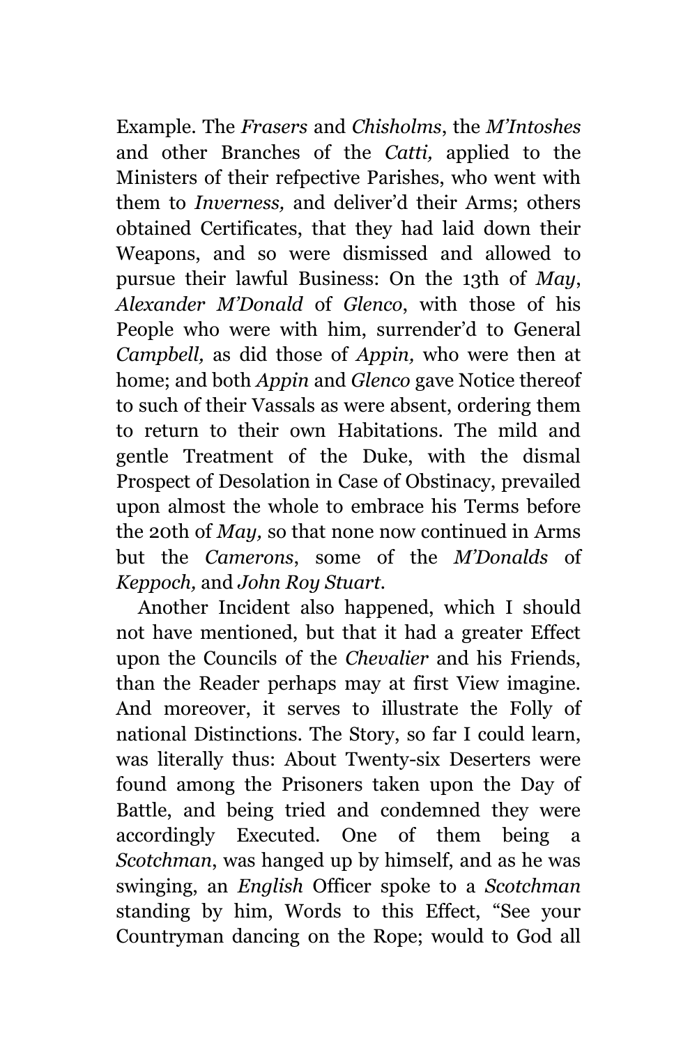Example. The *Frasers* and *Chisholms*, the *M'Intoshes* and other Branches of the *Catti,* applied to the Ministers of their refpective Parishes, who went with them to *Inverness,* and deliver'd their Arms; others obtained Certificates, that they had laid down their Weapons, and so were dismissed and allowed to pursue their lawful Business: On the 13th of *May*, *Alexander M'Donald* of *Glenco*, with those of his People who were with him, surrender'd to General *Campbell,* as did those of *Appin,* who were then at home; and both *Appin* and *Glenco* gave Notice thereof to such of their Vassals as were absent, ordering them to return to their own Habitations. The mild and gentle Treatment of the Duke, with the dismal Prospect of Desolation in Case of Obstinacy, prevailed upon almost the whole to embrace his Terms before the 20th of *May,* so that none now continued in Arms but the *Camerons*, some of the *M'Donalds* of *Keppoch,* and *John Roy Stuart.*

Another Incident also happened, which I should not have mentioned, but that it had a greater Effect upon the Councils of the *Chevalier* and his Friends, than the Reader perhaps may at first View imagine. And moreover, it serves to illustrate the Folly of national Distinctions. The Story, so far I could learn, was literally thus: About Twenty-six Deserters were found among the Prisoners taken upon the Day of Battle, and being tried and condemned they were accordingly Executed. One of them being a *Scotchman*, was hanged up by himself, and as he was swinging, an *English* Officer spoke to a *Scotchman* standing by him, Words to this Effect, "See your Countryman dancing on the Rope; would to God all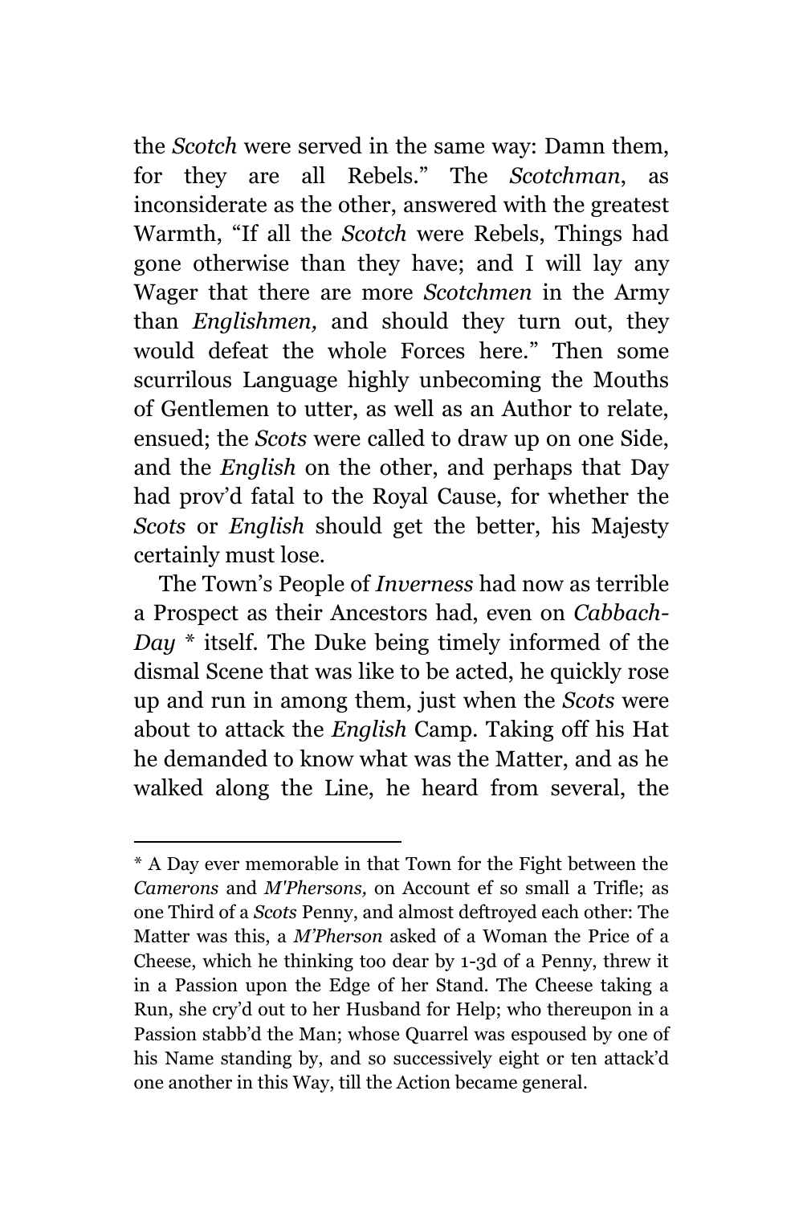the *Scotch* were served in the same way: Damn them, for they are all Rebels." The *Scotchman*, as inconsiderate as the other, answered with the greatest Warmth, "If all the *Scotch* were Rebels, Things had gone otherwise than they have; and I will lay any Wager that there are more *Scotchmen* in the Army than *Englishmen,* and should they turn out, they would defeat the whole Forces here." Then some scurrilous Language highly unbecoming the Mouths of Gentlemen to utter, as well as an Author to relate, ensued; the *Scots* were called to draw up on one Side, and the *English* on the other, and perhaps that Day had prov'd fatal to the Royal Cause, for whether the *Scots* or *English* should get the better, his Majesty certainly must lose.

The Town's People of *Inverness* had now as terrible a Prospect as their Ancestors had, even on *Cabbach-Day* * itself. The Duke being timely informed of the dismal Scene that was like to be acted, he quickly rose up and run in among them, just when the *Scots* were about to attack the *English* Camp. Taking off his Hat he demanded to know what was the Matter, and as he walked along the Line, he heard from several, the

---

* A Day ever memorable in that Town for the Fight between the *Camerons* and *M'Phersons,* on Account ef so small a Trifle; as one Third of a *Scots* Penny, and almost deftroyed each other: The Matter was this, a *M'Pherson* asked of a Woman the Price of a Cheese, which he thinking too dear by 1-3d of a Penny, threw it in a Passion upon the Edge of her Stand. The Cheese taking a Run, she cry'd out to her Husband for Help; who thereupon in a Passion stabb'd the Man; whose Quarrel was espoused by one of his Name standing by, and so successively eight or ten attack'd one another in this Way, till the Action became general.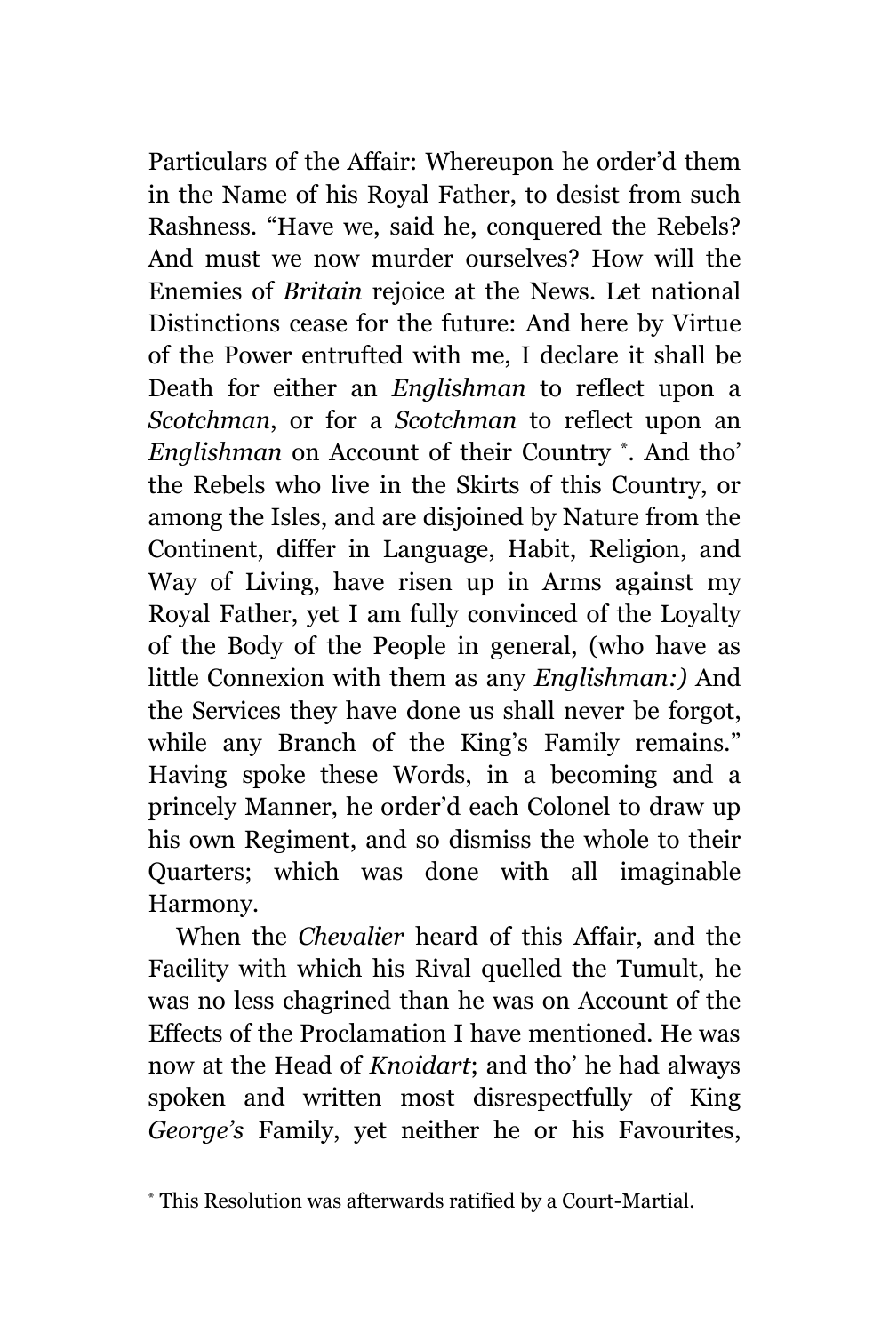Particulars of the Affair: Whereupon he order'd them in the Name of his Royal Father, to desist from such Rashness. "Have we, said he, conquered the Rebels? And must we now murder ourselves? How will the Enemies of *Britain* rejoice at the News. Let national Distinctions cease for the future: And here by Virtue of the Power entrufted with me, I declare it shall be Death for either an *Englishman* to reflect upon a *Scotchman*, or for a *Scotchman* to reflect upon an *Englishman* on Account of their Country *. And tho' the Rebels who live in the Skirts of this Country, or among the Isles, and are disjoined by Nature from the Continent, differ in Language, Habit, Religion, and Way of Living, have risen up in Arms against my Royal Father, yet I am fully convinced of the Loyalty of the Body of the People in general, (who have as little Connexion with them as any *Englishman:)* And the Services they have done us shall never be forgot, while any Branch of the King's Family remains." Having spoke these Words, in a becoming and a princely Manner, he order'd each Colonel to draw up his own Regiment, and so dismiss the whole to their Quarters; which was done with all imaginable Harmony.

When the *Chevalier* heard of this Affair, and the Facility with which his Rival quelled the Tumult, he was no less chagrined than he was on Account of the Effects of the Proclamation I have mentioned. He was now at the Head of *Knoidart*; and tho' he had always spoken and written most disrespectfully of King *George's* Family, yet neither he or his Favourites,

* This Resolution was afterwards ratified by a Court-Martial.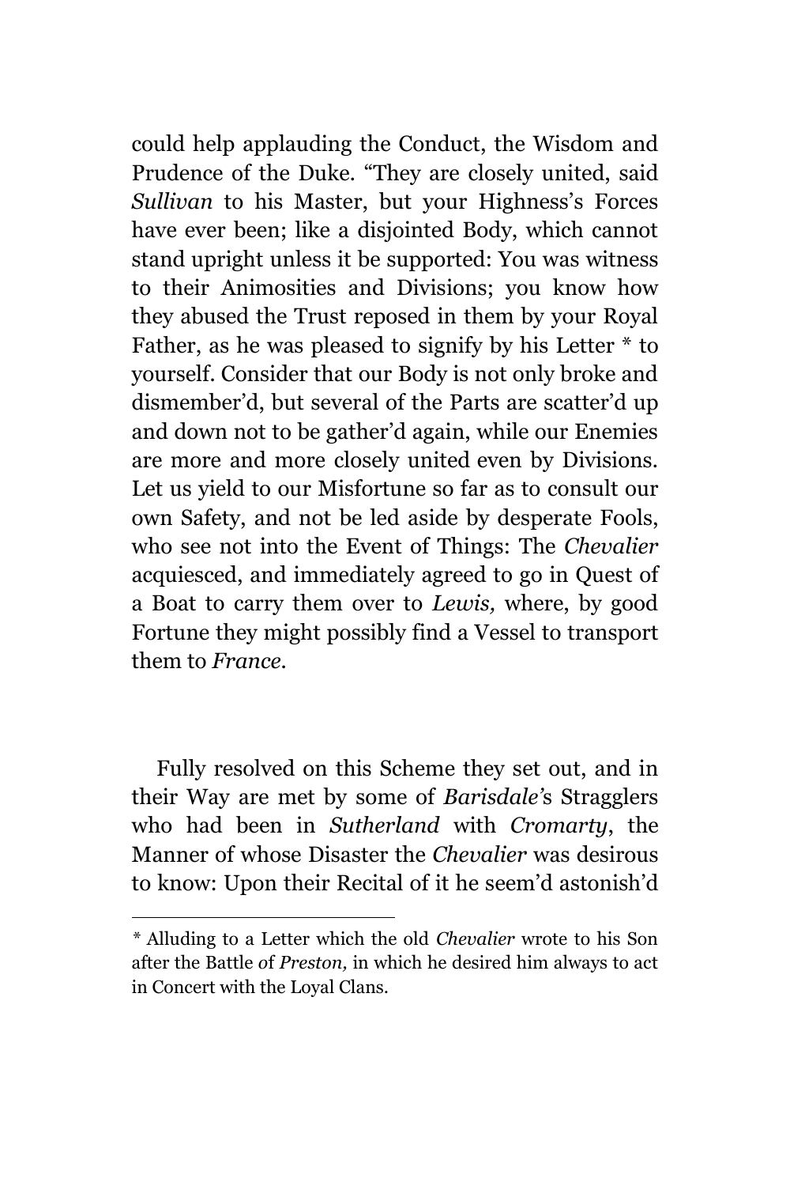could help applauding the Conduct, the Wisdom and Prudence of the Duke. "They are closely united, said *Sullivan* to his Master, but your Highness's Forces have ever been; like a disjointed Body, which cannot stand upright unless it be supported: You was witness to their Animosities and Divisions; you know how they abused the Trust reposed in them by your Royal Father, as he was pleased to signify by his Letter * to yourself. Consider that our Body is not only broke and dismember'd, but several of the Parts are scatter'd up and down not to be gather'd again, while our Enemies are more and more closely united even by Divisions. Let us yield to our Misfortune so far as to consult our own Safety, and not be led aside by desperate Fools, who see not into the Event of Things: The *Chevalier* acquiesced, and immediately agreed to go in Quest of a Boat to carry them over to *Lewis,* where, by good Fortune they might possibly find a Vessel to transport them to *France.*

Fully resolved on this Scheme they set out, and in their Way are met by some of *Barisdale's* Stragglers who had been in *Sutherland* with *Cromarty*, the Manner of whose Disaster the *Chevalier* was desirous to know: Upon their Recital of it he seem'd astonish'd

---

* Alluding to a Letter which the old *Chevalier* wrote to his Son after the Battle of *Preston,* in which he desired him always to act in Concert with the Loyal Clans.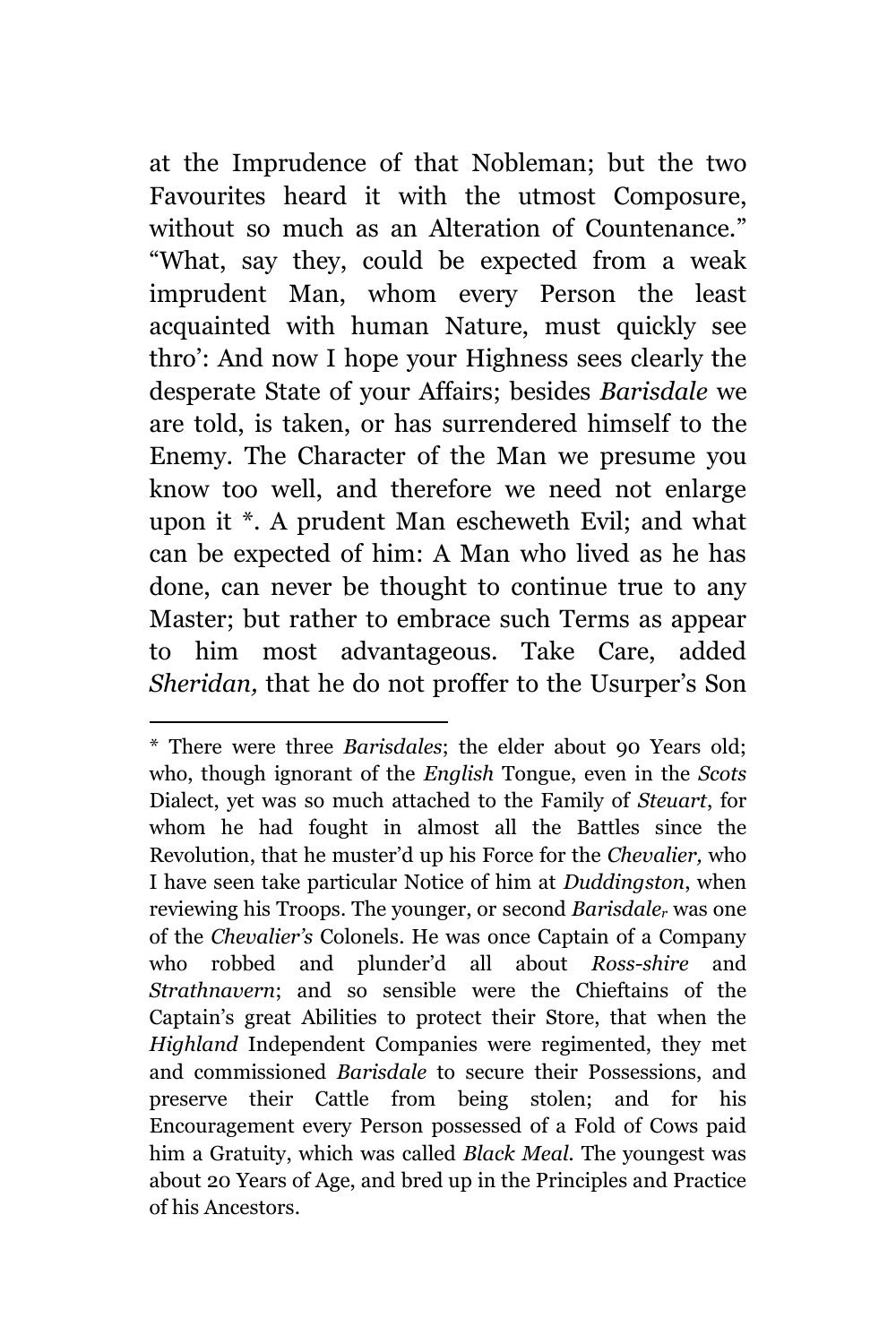at the Imprudence of that Nobleman; but the two Favourites heard it with the utmost Composure, without so much as an Alteration of Countenance." "What, say they, could be expected from a weak imprudent Man, whom every Person the least acquainted with human Nature, must quickly see thro': And now I hope your Highness sees clearly the desperate State of your Affairs; besides *Barisdale* we are told, is taken, or has surrendered himself to the Enemy. The Character of the Man we presume you know too well, and therefore we need not enlarge upon it *. A prudent Man escheweth Evil; and what can be expected of him: A Man who lived as he has done, can never be thought to continue true to any Master; but rather to embrace such Terms as appear to him most advantageous. Take Care, added *Sheridan,* that he do not proffer to the Usurper's Son

---

* There were three *Barisdales*; the elder about 90 Years old; who, though ignorant of the *English* Tongue, even in the *Scots* Dialect, yet was so much attached to the Family of *Steuart*, for whom he had fought in almost all the Battles since the Revolution, that he muster'd up his Force for the *Chevalier,* who I have seen take particular Notice of him at *Duddingston*, when reviewing his Troops. The younger, or second *Barisdale*, was one of the *Chevalier's* Colonels. He was once Captain of a Company who robbed and plunder'd all about *Ross-shire* and *Strathnavern*; and so sensible were the Chieftains of the Captain's great Abilities to protect their Store, that when the *Highland* Independent Companies were regimented, they met and commissioned *Barisdale* to secure their Possessions, and preserve their Cattle from being stolen; and for his Encouragement every Person possessed of a Fold of Cows paid him a Gratuity, which was called *Black Meal.* The youngest was about 20 Years of Age, and bred up in the Principles and Practice of his Ancestors.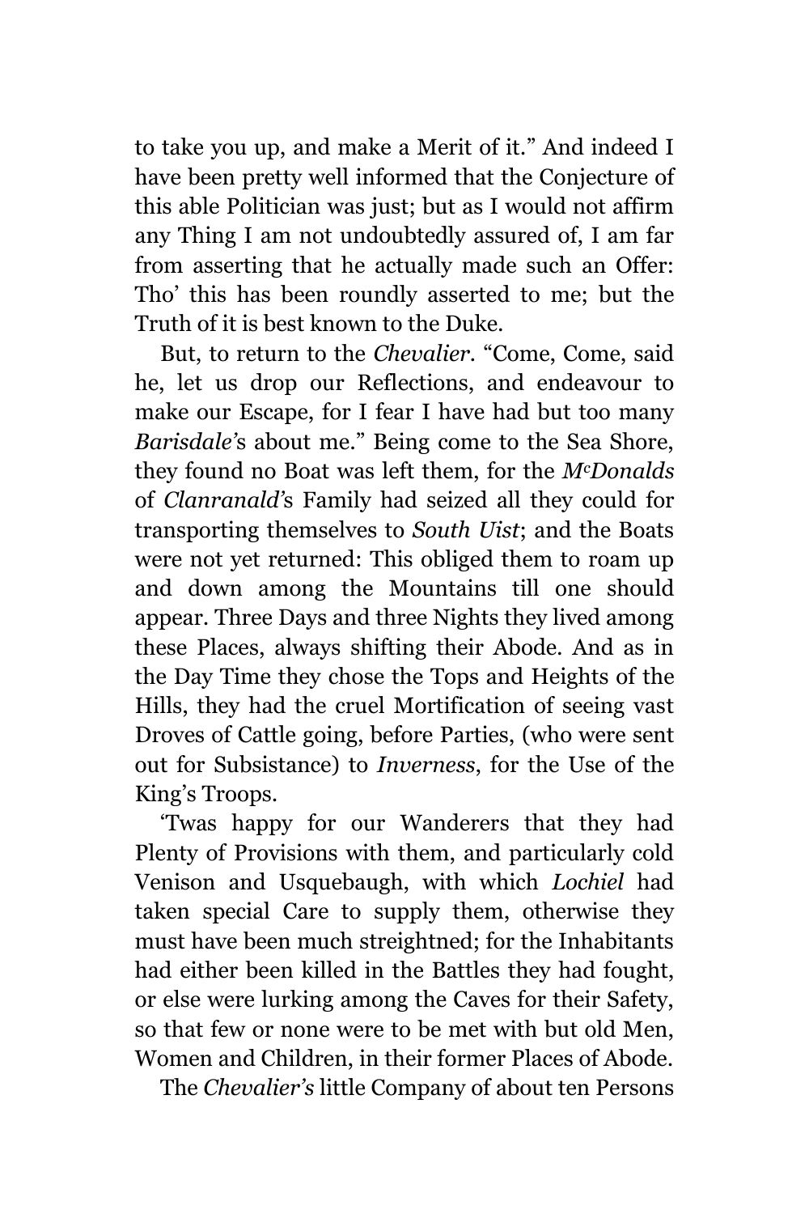to take you up, and make a Merit of it." And indeed I have been pretty well informed that the Conjecture of this able Politician was just; but as I would not affirm any Thing I am not undoubtedly assured of, I am far from asserting that he actually made such an Offer: Tho' this has been roundly asserted to me; but the Truth of it is best known to the Duke.

But, to return to the *Chevalier*. "Come, Come, said he, let us drop our Reflections, and endeavour to make our Escape, for I fear I have had but too many *Barisdale's* about me." Being come to the Sea Shore, they found no Boat was left them, for the *McDonalds* of *Clanranald's* Family had seized all they could for transporting themselves to *South Uist*; and the Boats were not yet returned: This obliged them to roam up and down among the Mountains till one should appear. Three Days and three Nights they lived among these Places, always shifting their Abode. And as in the Day Time they chose the Tops and Heights of the Hills, they had the cruel Mortification of seeing vast Droves of Cattle going, before Parties, (who were sent out for Subsistance) to *Inverness*, for the Use of the King's Troops.

'Twas happy for our Wanderers that they had Plenty of Provisions with them, and particularly cold Venison and Usquebaugh, with which *Lochiel* had taken special Care to supply them, otherwise they must have been much streightned; for the Inhabitants had either been killed in the Battles they had fought, or else were lurking among the Caves for their Safety, so that few or none were to be met with but old Men, Women and Children, in their former Places of Abode.

The *Chevalier's* little Company of about ten Persons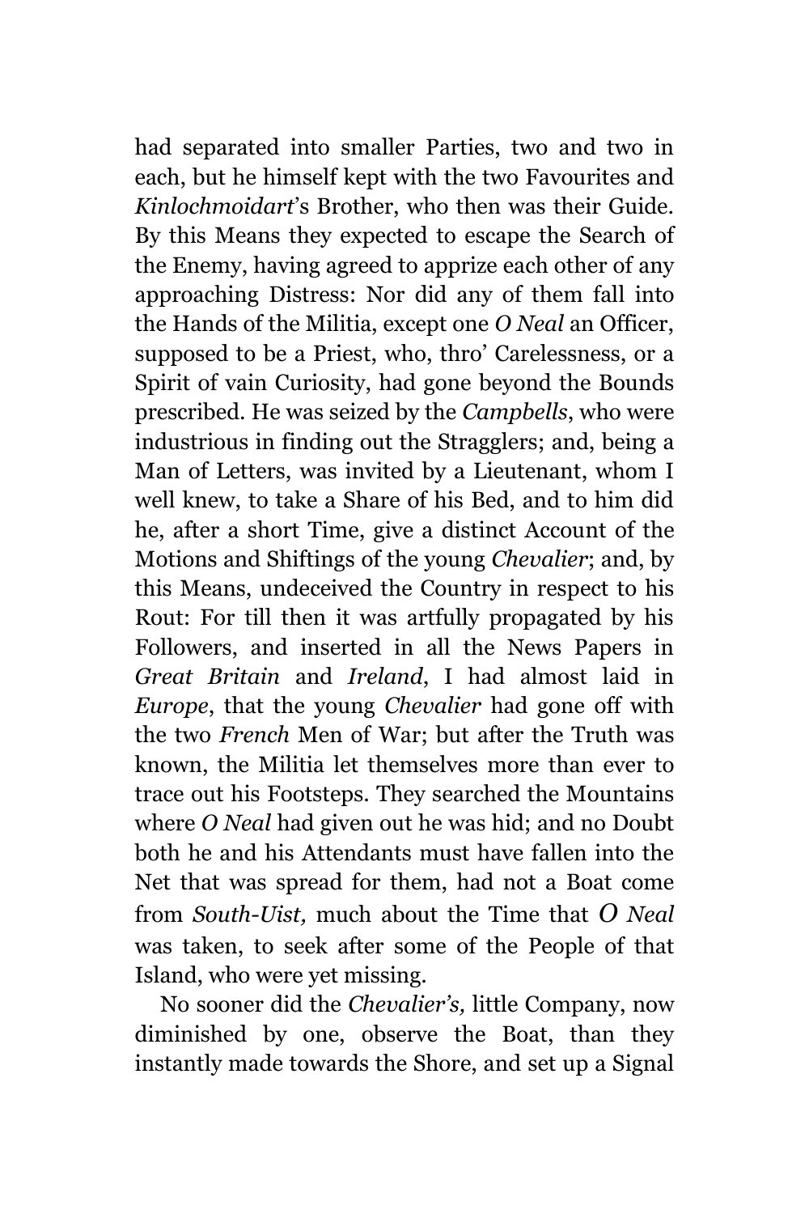had separated into smaller Parties, two and two in each, but he himself kept with the two Favourites and *Kinlochmoidart*'s Brother, who then was their Guide. By this Means they expected to escape the Search of the Enemy, having agreed to apprize each other of any approaching Distress: Nor did any of them fall into the Hands of the Militia, except one *O Neal* an Officer, supposed to be a Priest, who, thro' Carelessness, or a Spirit of vain Curiosity, had gone beyond the Bounds prescribed. He was seized by the *Campbells*, who were industrious in finding out the Stragglers; and, being a Man of Letters, was invited by a Lieutenant, whom I well knew, to take a Share of his Bed, and to him did he, after a short Time, give a distinct Account of the Motions and Shiftings of the young *Chevalier*; and, by this Means, undeceived the Country in respect to his Rout: For till then it was artfully propagated by his Followers, and inserted in all the News Papers in *Great Britain* and *Ireland*, I had almost laid in *Europe*, that the young *Chevalier* had gone off with the two *French* Men of War; but after the Truth was known, the Militia let themselves more than ever to trace out his Footsteps. They searched the Mountains where *O Neal* had given out he was hid; and no Doubt both he and his Attendants must have fallen into the Net that was spread for them, had not a Boat come from *South-Uist,* much about the Time that *O Neal* was taken, to seek after some of the People of that Island, who were yet missing.

No sooner did the *Chevalier's,* little Company, now diminished by one, observe the Boat, than they instantly made towards the Shore, and set up a Signal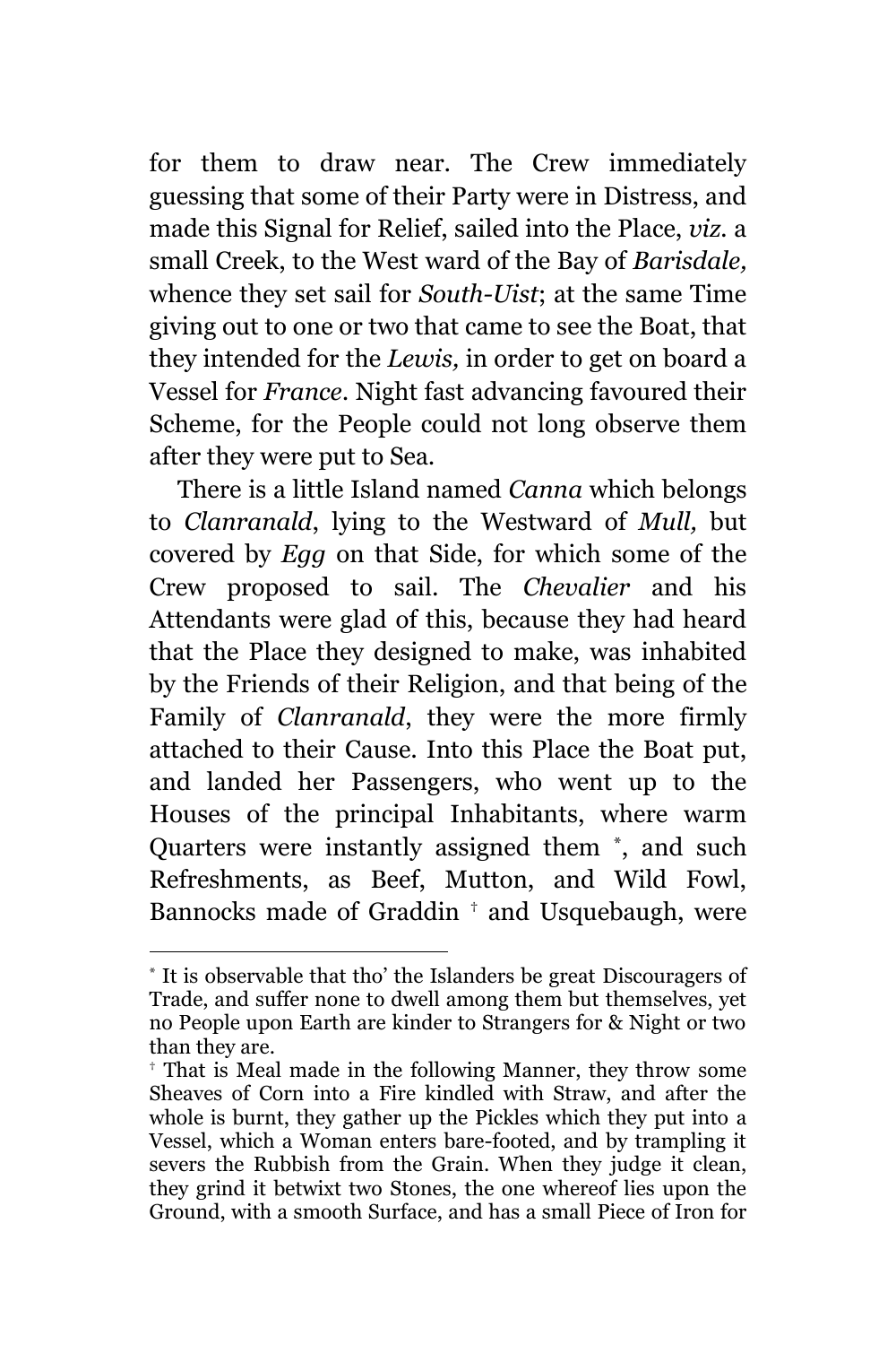for them to draw near. The Crew immediately guessing that some of their Party were in Distress, and made this Signal for Relief, sailed into the Place, *viz*. a small Creek, to the West ward of the Bay of *Barisdale,* whence they set sail for *South-Uist*; at the same Time giving out to one or two that came to see the Boat, that they intended for the *Lewis,* in order to get on board a Vessel for *France*. Night fast advancing favoured their Scheme, for the People could not long observe them after they were put to Sea.

There is a little Island named *Canna* which belongs to *Clanranald*, lying to the Westward of *Mull,* but covered by *Egg* on that Side, for which some of the Crew proposed to sail. The *Chevalier* and his Attendants were glad of this, because they had heard that the Place they designed to make, was inhabited by the Friends of their Religion, and that being of the Family of *Clanranald*, they were the more firmly attached to their Cause. Into this Place the Boat put, and landed her Passengers, who went up to the Houses of the principal Inhabitants, where warm Quarters were instantly assigned them [*], and such Refreshments, as Beef, Mutton, and Wild Fowl, Bannocks made of Graddin [†] and Usquebaugh, were

---

[*] It is observable that tho' the Islanders be great Discouragers of Trade, and suffer none to dwell among them but themselves, yet no People upon Earth are kinder to Strangers for & Night or two than they are.

[†] That is Meal made in the following Manner, they throw some Sheaves of Corn into a Fire kindled with Straw, and after the whole is burnt, they gather up the Pickles which they put into a Vessel, which a Woman enters bare-footed, and by trampling it severs the Rubbish from the Grain. When they judge it clean, they grind it betwixt two Stones, the one whereof lies upon the Ground, with a smooth Surface, and has a small Piece of Iron for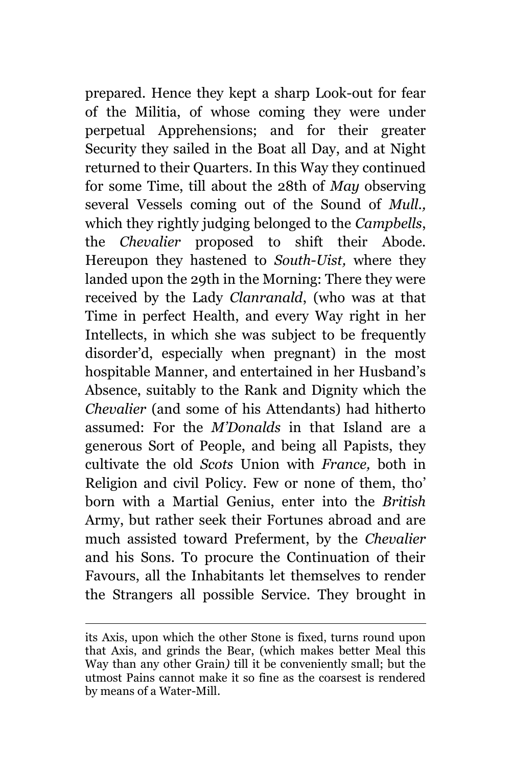prepared. Hence they kept a sharp Look-out for fear of the Militia, of whose coming they were under perpetual Apprehensions; and for their greater Security they sailed in the Boat all Day, and at Night returned to their Quarters. In this Way they continued for some Time, till about the 28th of *May* observing several Vessels coming out of the Sound of *Mull.,* which they rightly judging belonged to the *Campbells*, the *Chevalier* proposed to shift their Abode. Hereupon they hastened to *South-Uist,* where they landed upon the 29th in the Morning: There they were received by the Lady *Clanranald*, (who was at that Time in perfect Health, and every Way right in her Intellects, in which she was subject to be frequently disorder'd, especially when pregnant) in the most hospitable Manner, and entertained in her Husband's Absence, suitably to the Rank and Dignity which the *Chevalier* (and some of his Attendants) had hitherto assumed: For the *M'Donalds* in that Island are a generous Sort of People, and being all Papists, they cultivate the old *Scots* Union with *France,* both in Religion and civil Policy. Few or none of them, tho' born with a Martial Genius, enter into the *British* Army, but rather seek their Fortunes abroad and are much assisted toward Preferment, by the *Chevalier* and his Sons. To procure the Continuation of their Favours, all the Inhabitants let themselves to render the Strangers all possible Service. They brought in

---

its Axis, upon which the other Stone is fixed, turns round upon that Axis, and grinds the Bear, (which makes better Meal this Way than any other Grain*)* till it be conveniently small; but the utmost Pains cannot make it so fine as the coarsest is rendered by means of a Water-Mill.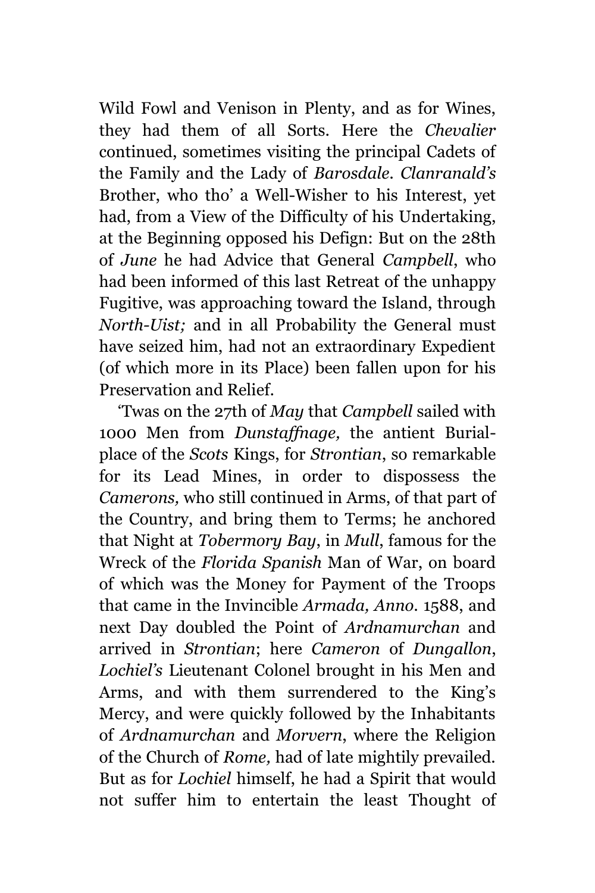Wild Fowl and Venison in Plenty, and as for Wines, they had them of all Sorts. Here the *Chevalier* continued, sometimes visiting the principal Cadets of the Family and the Lady of *Barosdale*. *Clanranald's* Brother, who tho' a Well-Wisher to his Interest, yet had, from a View of the Difficulty of his Undertaking, at the Beginning opposed his Defign: But on the 28th of *June* he had Advice that General *Campbell*, who had been informed of this last Retreat of the unhappy Fugitive, was approaching toward the Island, through *North-Uist;* and in all Probability the General must have seized him, had not an extraordinary Expedient (of which more in its Place) been fallen upon for his Preservation and Relief.

'Twas on the 27th of *May* that *Campbell* sailed with 1000 Men from *Dunstaffnage,* the antient Burial-place of the *Scots* Kings, for *Strontian*, so remarkable for its Lead Mines, in order to dispossess the *Camerons,* who still continued in Arms, of that part of the Country, and bring them to Terms; he anchored that Night at *Tobermory Bay*, in *Mull*, famous for the Wreck of the *Florida Spanish* Man of War, on board of which was the Money for Payment of the Troops that came in the Invincible *Armada, Anno*. 1588, and next Day doubled the Point of *Ardnamurchan* and arrived in *Strontian*; here *Cameron* of *Dungallon*, *Lochiel's* Lieutenant Colonel brought in his Men and Arms, and with them surrendered to the King's Mercy, and were quickly followed by the Inhabitants of *Ardnamurchan* and *Morvern*, where the Religion of the Church of *Rome,* had of late mightily prevailed. But as for *Lochiel* himself, he had a Spirit that would not suffer him to entertain the least Thought of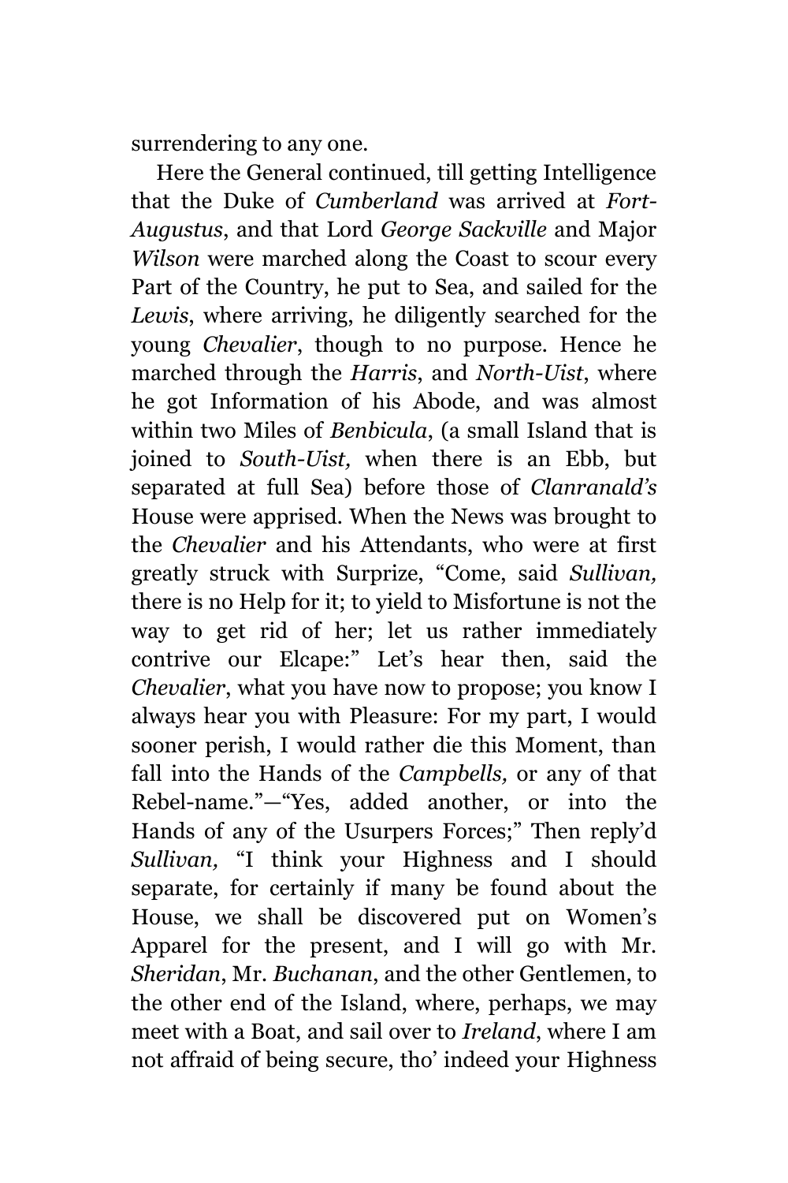surrendering to any one.

Here the General continued, till getting Intelligence that the Duke of *Cumberland* was arrived at *Fort-Augustus*, and that Lord *George Sackville* and Major *Wilson* were marched along the Coast to scour every Part of the Country, he put to Sea, and sailed for the *Lewis*, where arriving, he diligently searched for the young *Chevalier*, though to no purpose. Hence he marched through the *Harris*, and *North-Uist*, where he got Information of his Abode, and was almost within two Miles of *Benbicula*, (a small Island that is joined to *South-Uist,* when there is an Ebb, but separated at full Sea) before those of *Clanranald's* House were apprised. When the News was brought to the *Chevalier* and his Attendants, who were at first greatly struck with Surprize, "Come, said *Sullivan,* there is no Help for it; to yield to Misfortune is not the way to get rid of her; let us rather immediately contrive our Elcape:" Let's hear then, said the *Chevalier*, what you have now to propose; you know I always hear you with Pleasure: For my part, I would sooner perish, I would rather die this Moment, than fall into the Hands of the *Campbells,* or any of that Rebel-name."—"Yes, added another, or into the Hands of any of the Usurpers Forces;" Then reply'd *Sullivan,* "I think your Highness and I should separate, for certainly if many be found about the House, we shall be discovered put on Women's Apparel for the present, and I will go with Mr. *Sheridan*, Mr. *Buchanan*, and the other Gentlemen, to the other end of the Island, where, perhaps, we may meet with a Boat, and sail over to *Ireland*, where I am not affraid of being secure, tho' indeed your Highness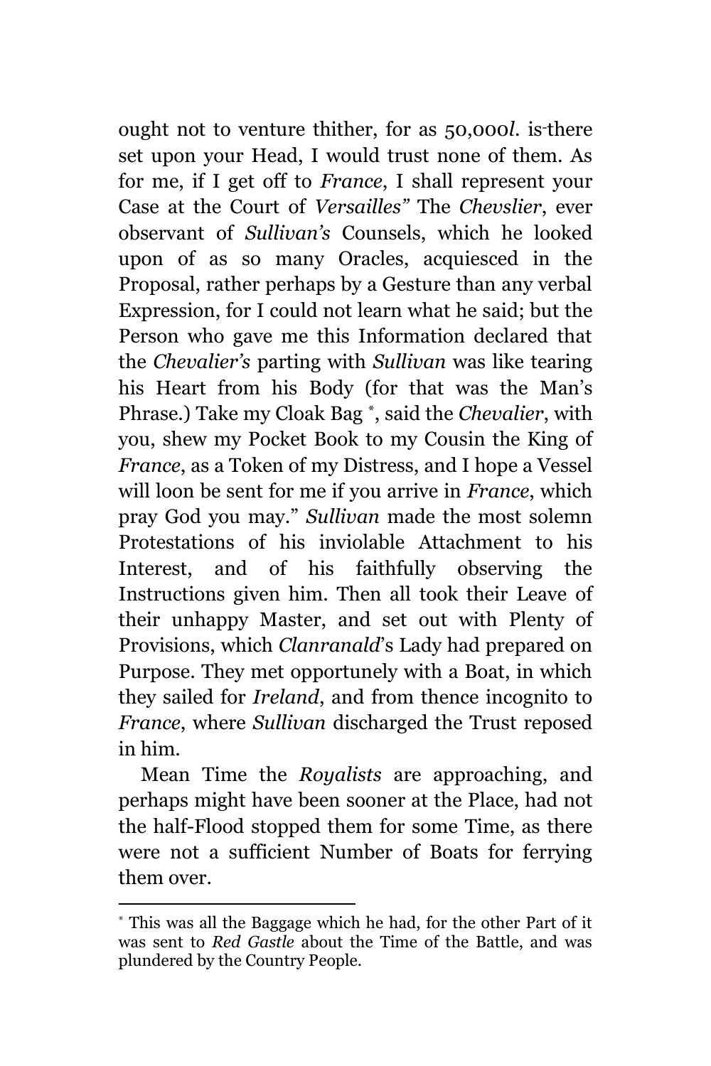ought not to venture thither, for as 50,000*l*. is there set upon your Head, I would trust none of them. As for me, if I get off to *France*, I shall represent your Case at the Court of *Versailles"* The *Chevslier*, ever observant of *Sullivan's* Counsels, which he looked upon of as so many Oracles, acquiesced in the Proposal, rather perhaps by a Gesture than any verbal Expression, for I could not learn what he said; but the Person who gave me this Information declared that the *Chevalier's* parting with *Sullivan* was like tearing his Heart from his Body (for that was the Man's Phrase.) Take my Cloak Bag [*], said the *Chevalier*, with you, shew my Pocket Book to my Cousin the King of *France*, as a Token of my Distress, and I hope a Vessel will loon be sent for me if you arrive in *France*, which pray God you may." *Sullivan* made the most solemn Protestations of his inviolable Attachment to his Interest, and of his faithfully observing the Instructions given him. Then all took their Leave of their unhappy Master, and set out with Plenty of Provisions, which *Clanranald*'s Lady had prepared on Purpose. They met opportunely with a Boat, in which they sailed for *Ireland*, and from thence incognito to *France*, where *Sullivan* discharged the Trust reposed in him.

Mean Time the *Royalists* are approaching, and perhaps might have been sooner at the Place, had not the half-Flood stopped them for some Time, as there were not a sufficient Number of Boats for ferrying them over.

---

[*] This was all the Baggage which he had, for the other Part of it was sent to *Red Gastle* about the Time of the Battle, and was plundered by the Country People.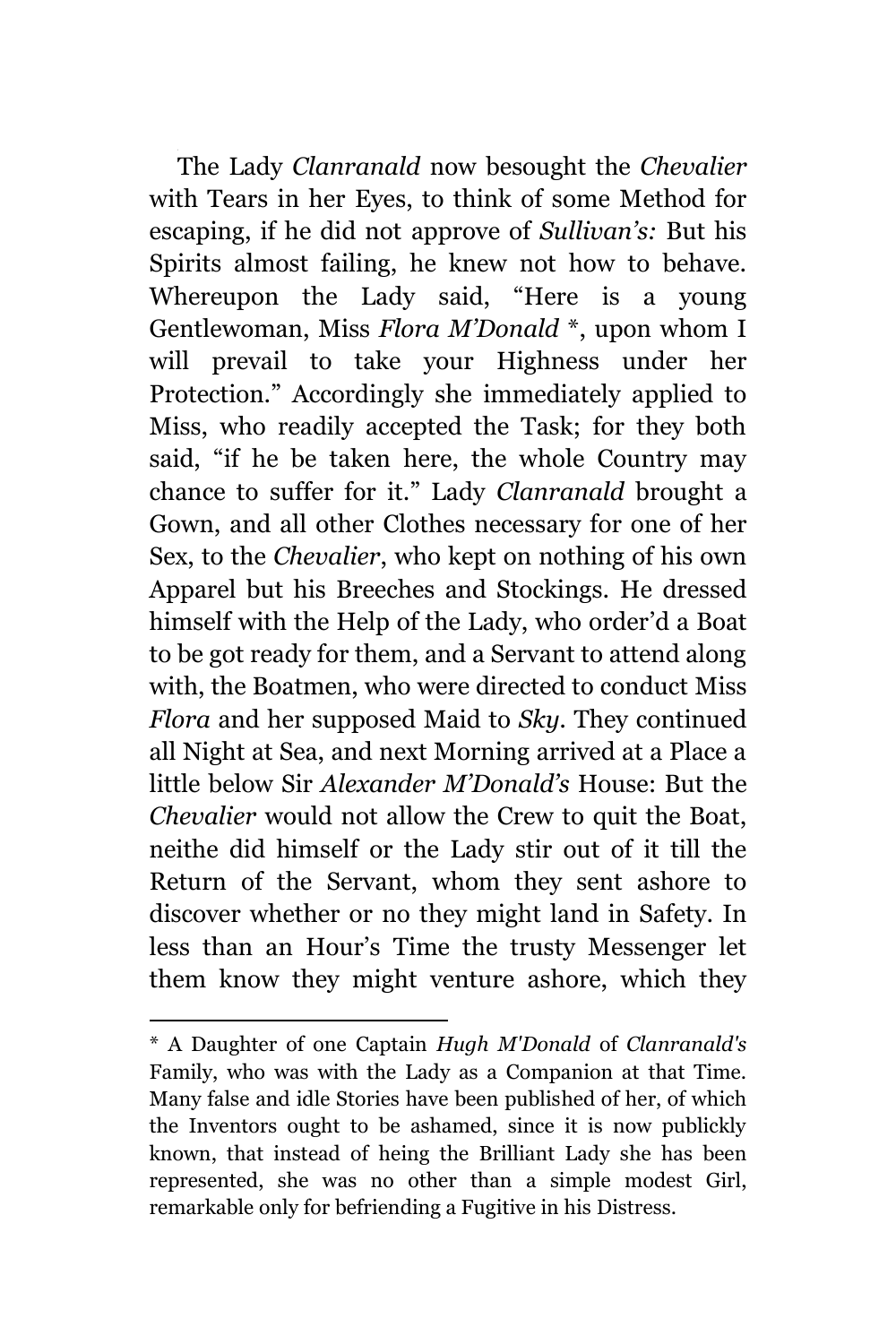The Lady *Clanranald* now besought the *Chevalier* with Tears in her Eyes, to think of some Method for escaping, if he did not approve of *Sullivan's:* But his Spirits almost failing, he knew not how to behave. Whereupon the Lady said, "Here is a young Gentlewoman, Miss *Flora M'Donald* *, upon whom I will prevail to take your Highness under her Protection." Accordingly she immediately applied to Miss, who readily accepted the Task; for they both said, "if he be taken here, the whole Country may chance to suffer for it." Lady *Clanranald* brought a Gown, and all other Clothes necessary for one of her Sex, to the *Chevalier*, who kept on nothing of his own Apparel but his Breeches and Stockings. He dressed himself with the Help of the Lady, who order'd a Boat to be got ready for them, and a Servant to attend along with, the Boatmen, who were directed to conduct Miss *Flora* and her supposed Maid to *Sky*. They continued all Night at Sea, and next Morning arrived at a Place a little below Sir *Alexander M'Donald's* House: But the *Chevalier* would not allow the Crew to quit the Boat, neithe did himself or the Lady stir out of it till the Return of the Servant, whom they sent ashore to discover whether or no they might land in Safety. In less than an Hour's Time the trusty Messenger let them know they might venture ashore, which they

---

* A Daughter of one Captain *Hugh M'Donald* of *Clanranald's* Family, who was with the Lady as a Companion at that Time. Many false and idle Stories have been published of her, of which the Inventors ought to be ashamed, since it is now publickly known, that instead of heing the Brilliant Lady she has been represented, she was no other than a simple modest Girl, remarkable only for befriending a Fugitive in his Distress.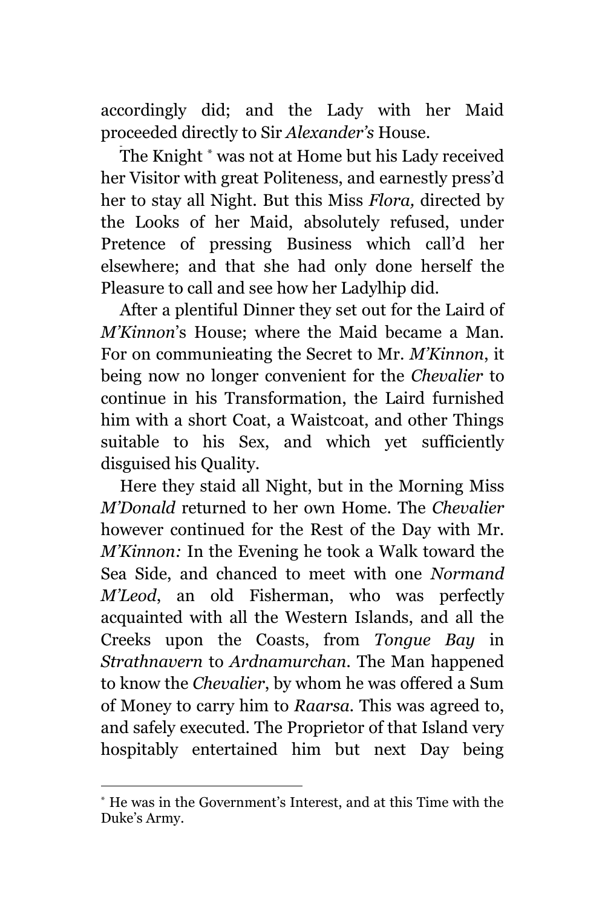accordingly did; and the Lady with her Maid proceeded directly to Sir *Alexander's* House.

The Knight [*] was not at Home but his Lady received her Visitor with great Politeness, and earnestly press'd her to stay all Night. But this Miss *Flora,* directed by the Looks of her Maid, absolutely refused, under Pretence of pressing Business which call'd her elsewhere; and that she had only done herself the Pleasure to call and see how her Ladylhip did.

After a plentiful Dinner they set out for the Laird of *M'Kinnon*'s House; where the Maid became a Man. For on communieating the Secret to Mr. *M'Kinnon*, it being now no longer convenient for the *Chevalier* to continue in his Transformation, the Laird furnished him with a short Coat, a Waistcoat, and other Things suitable to his Sex, and which yet sufficiently disguised his Quality.

Here they staid all Night, but in the Morning Miss *M'Donald* returned to her own Home. The *Chevalier* however continued for the Rest of the Day with Mr. *M'Kinnon:* In the Evening he took a Walk toward the Sea Side, and chanced to meet with one *Normand M'Leod*, an old Fisherman, who was perfectly acquainted with all the Western Islands, and all the Creeks upon the Coasts, from *Tongue Bay* in *Strathnavern* to *Ardnamurchan*. The Man happened to know the *Chevalier*, by whom he was offered a Sum of Money to carry him to *Raarsa*. This was agreed to, and safely executed. The Proprietor of that Island very hospitably entertained him but next Day being

---

[*] He was in the Government's Interest, and at this Time with the Duke's Army.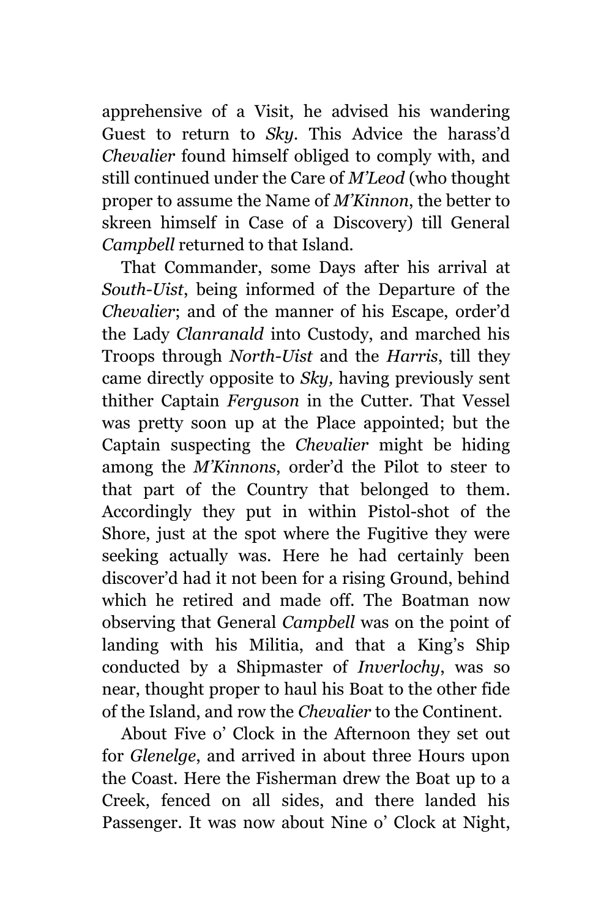apprehensive of a Visit, he advised his wandering Guest to return to *Sky*. This Advice the harass'd *Chevalier* found himself obliged to comply with, and still continued under the Care of *M'Leod* (who thought proper to assume the Name of *M'Kinnon*, the better to skreen himself in Case of a Discovery) till General *Campbell* returned to that Island.

That Commander, some Days after his arrival at *South-Uist*, being informed of the Departure of the *Chevalier*; and of the manner of his Escape, order'd the Lady *Clanranald* into Custody, and marched his Troops through *North-Uist* and the *Harris*, till they came directly opposite to *Sky,* having previously sent thither Captain *Ferguson* in the Cutter. That Vessel was pretty soon up at the Place appointed; but the Captain suspecting the *Chevalier* might be hiding among the *M'Kinnons*, order'd the Pilot to steer to that part of the Country that belonged to them. Accordingly they put in within Pistol-shot of the Shore, just at the spot where the Fugitive they were seeking actually was. Here he had certainly been discover'd had it not been for a rising Ground, behind which he retired and made off. The Boatman now observing that General *Campbell* was on the point of landing with his Militia, and that a King's Ship conducted by a Shipmaster of *Inverlochy*, was so near, thought proper to haul his Boat to the other fide of the Island, and row the *Chevalier* to the Continent.

About Five o' Clock in the Afternoon they set out for *Glenelge*, and arrived in about three Hours upon the Coast. Here the Fisherman drew the Boat up to a Creek, fenced on all sides, and there landed his Passenger. It was now about Nine o' Clock at Night,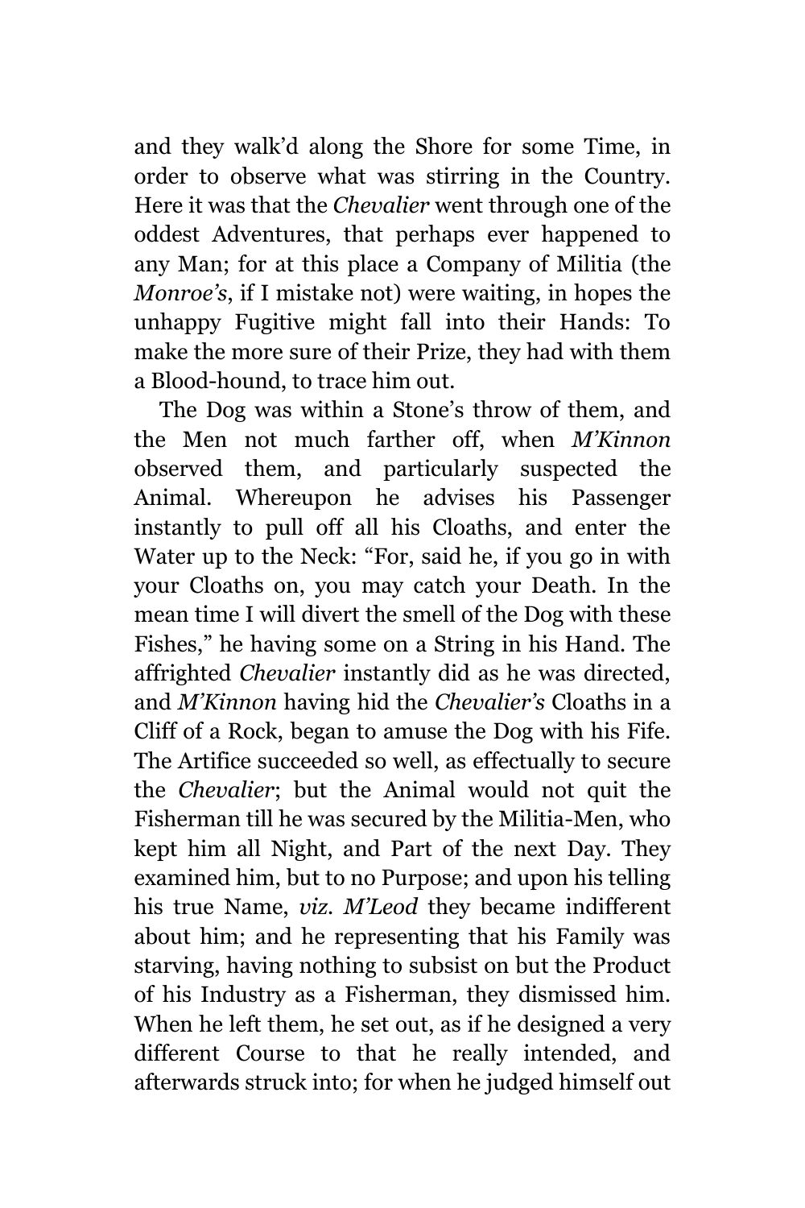and they walk'd along the Shore for some Time, in order to observe what was stirring in the Country. Here it was that the *Chevalier* went through one of the oddest Adventures, that perhaps ever happened to any Man; for at this place a Company of Militia (the *Monroe's*, if I mistake not) were waiting, in hopes the unhappy Fugitive might fall into their Hands: To make the more sure of their Prize, they had with them a Blood-hound, to trace him out.

The Dog was within a Stone's throw of them, and the Men not much farther off, when *M'Kinnon* observed them, and particularly suspected the Animal. Whereupon he advises his Passenger instantly to pull off all his Cloaths, and enter the Water up to the Neck: "For, said he, if you go in with your Cloaths on, you may catch your Death. In the mean time I will divert the smell of the Dog with these Fishes," he having some on a String in his Hand. The affrighted *Chevalier* instantly did as he was directed, and *M'Kinnon* having hid the *Chevalier's* Cloaths in a Cliff of a Rock, began to amuse the Dog with his Fife. The Artifice succeeded so well, as effectually to secure the *Chevalier*; but the Animal would not quit the Fisherman till he was secured by the Militia-Men, who kept him all Night, and Part of the next Day. They examined him, but to no Purpose; and upon his telling his true Name, *viz. M'Leod* they became indifferent about him; and he representing that his Family was starving, having nothing to subsist on but the Product of his Industry as a Fisherman, they dismissed him. When he left them, he set out, as if he designed a very different Course to that he really intended, and afterwards struck into; for when he judged himself out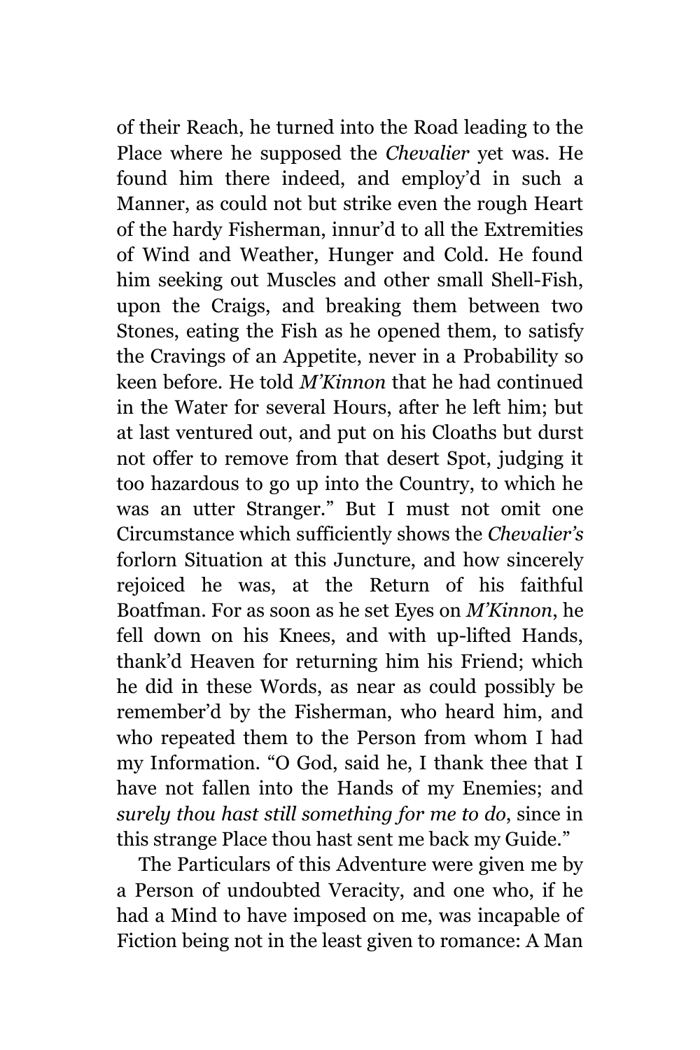of their Reach, he turned into the Road leading to the Place where he supposed the *Chevalier* yet was. He found him there indeed, and employ'd in such a Manner, as could not but strike even the rough Heart of the hardy Fisherman, innur'd to all the Extremities of Wind and Weather, Hunger and Cold. He found him seeking out Muscles and other small Shell-Fish, upon the Craigs, and breaking them between two Stones, eating the Fish as he opened them, to satisfy the Cravings of an Appetite, never in a Probability so keen before. He told *M'Kinnon* that he had continued in the Water for several Hours, after he left him; but at last ventured out, and put on his Cloaths but durst not offer to remove from that desert Spot, judging it too hazardous to go up into the Country, to which he was an utter Stranger." But I must not omit one Circumstance which sufficiently shows the *Chevalier's* forlorn Situation at this Juncture, and how sincerely rejoiced he was, at the Return of his faithful Boatfman. For as soon as he set Eyes on *M'Kinnon*, he fell down on his Knees, and with up-lifted Hands, thank'd Heaven for returning him his Friend; which he did in these Words, as near as could possibly be remember'd by the Fisherman, who heard him, and who repeated them to the Person from whom I had my Information. "O God, said he, I thank thee that I have not fallen into the Hands of my Enemies; and *surely thou hast still something for me to do*, since in this strange Place thou hast sent me back my Guide."

The Particulars of this Adventure were given me by a Person of undoubted Veracity, and one who, if he had a Mind to have imposed on me, was incapable of Fiction being not in the least given to romance: A Man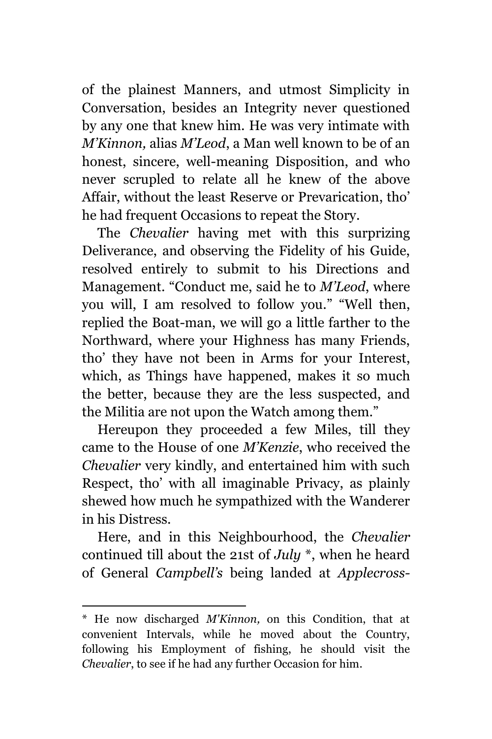of the plainest Manners, and utmost Simplicity in Conversation, besides an Integrity never questioned by any one that knew him. He was very intimate with *M'Kinnon,* alias *M'Leod*, a Man well known to be of an honest, sincere, well-meaning Disposition, and who never scrupled to relate all he knew of the above Affair, without the least Reserve or Prevarication, tho' he had frequent Occasions to repeat the Story.

The *Chevalier* having met with this surprizing Deliverance, and observing the Fidelity of his Guide, resolved entirely to submit to his Directions and Management. "Conduct me, said he to *M'Leod*, where you will, I am resolved to follow you." "Well then, replied the Boat-man, we will go a little farther to the Northward, where your Highness has many Friends, tho' they have not been in Arms for your Interest, which, as Things have happened, makes it so much the better, because they are the less suspected, and the Militia are not upon the Watch among them."

Hereupon they proceeded a few Miles, till they came to the House of one *M'Kenzie*, who received the *Chevalier* very kindly, and entertained him with such Respect, tho' with all imaginable Privacy, as plainly shewed how much he sympathized with the Wanderer in his Distress.

Here, and in this Neighbourhood, the *Chevalier* continued till about the 21st of *July* *, when he heard of General *Campbell's* being landed at *Applecross-*

---

* He now discharged *M'Kinnon,* on this Condition, that at convenient Intervals, while he moved about the Country, following his Employment of fishing, he should visit the *Chevalier*, to see if he had any further Occasion for him.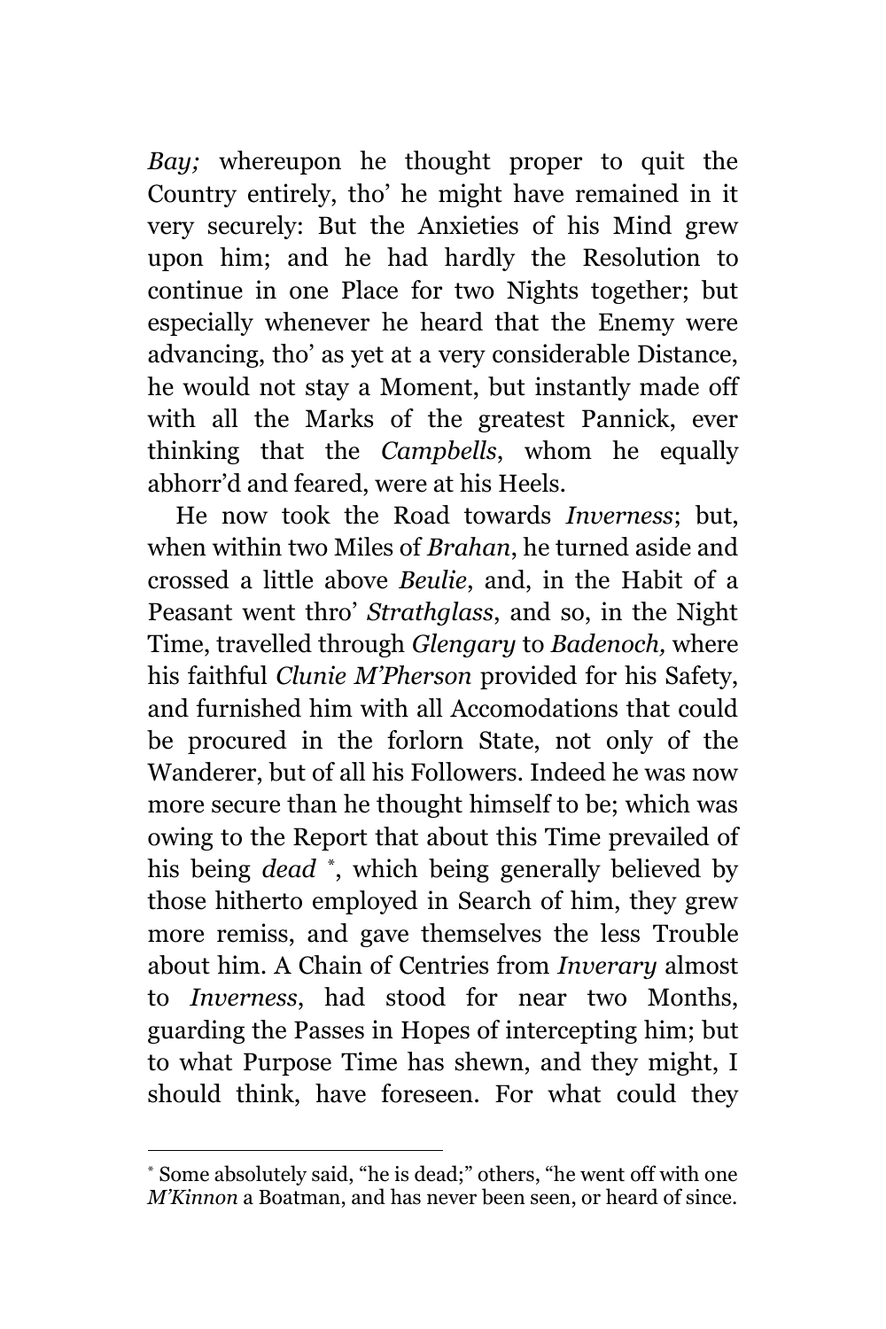*Bay;* whereupon he thought proper to quit the Country entirely, tho' he might have remained in it very securely: But the Anxieties of his Mind grew upon him; and he had hardly the Resolution to continue in one Place for two Nights together; but especially whenever he heard that the Enemy were advancing, tho' as yet at a very considerable Distance, he would not stay a Moment, but instantly made off with all the Marks of the greatest Pannick, ever thinking that the *Campbells*, whom he equally abhorr'd and feared, were at his Heels.

He now took the Road towards *Inverness*; but, when within two Miles of *Brahan*, he turned aside and crossed a little above *Beulie*, and, in the Habit of a Peasant went thro' *Strathglass*, and so, in the Night Time, travelled through *Glengary* to *Badenoch,* where his faithful *Clunie M'Pherson* provided for his Safety, and furnished him with all Accomodations that could be procured in the forlorn State, not only of the Wanderer, but of all his Followers. Indeed he was now more secure than he thought himself to be; which was owing to the Report that about this Time prevailed of his being *dead* [*], which being generally believed by those hitherto employed in Search of him, they grew more remiss, and gave themselves the less Trouble about him. A Chain of Centries from *Inverary* almost to *Inverness*, had stood for near two Months, guarding the Passes in Hopes of intercepting him; but to what Purpose Time has shewn, and they might, I should think, have foreseen. For what could they

---

[*] Some absolutely said, "he is dead;" others, "he went off with one *M'Kinnon* a Boatman, and has never been seen, or heard of since.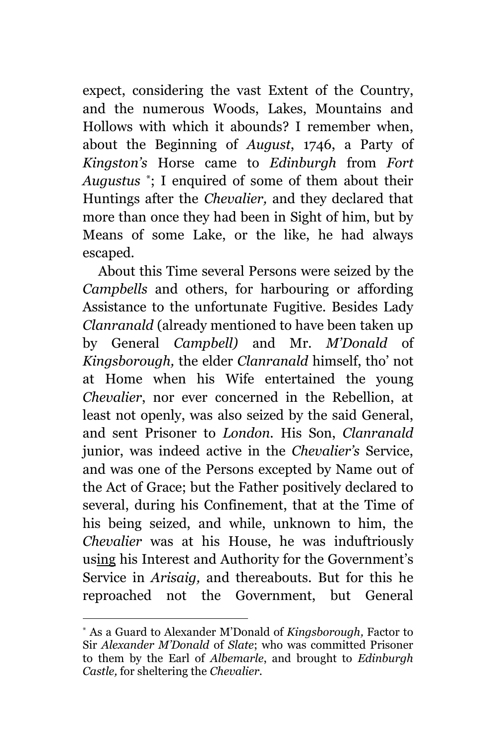expect, considering the vast Extent of the Country, and the numerous Woods, Lakes, Mountains and Hollows with which it abounds? I remember when, about the Beginning of *August*, 1746, a Party of *Kingston's* Horse came to *Edinburgh* from *Fort Augustus* [*]; I enquired of some of them about their Huntings after the *Chevalier,* and they declared that more than once they had been in Sight of him, but by Means of some Lake, or the like, he had always escaped.

About this Time several Persons were seized by the *Campbells* and others, for harbouring or affording Assistance to the unfortunate Fugitive. Besides Lady *Clanranald* (already mentioned to have been taken up by General *Campbell)* and Mr. *M'Donald* of *Kingsborough,* the elder *Clanranald* himself, tho' not at Home when his Wife entertained the young *Chevalier*, nor ever concerned in the Rebellion, at least not openly, was also seized by the said General, and sent Prisoner to *London*. His Son, *Clanranald* junior, was indeed active in the *Chevalier's* Service, and was one of the Persons excepted by Name out of the Act of Grace; but the Father positively declared to several, during his Confinement, that at the Time of his being seized, and while, unknown to him, the *Chevalier* was at his House, he was induftriously using his Interest and Authority for the Government's Service in *Arisaig,* and thereabouts. But for this he reproached not the Government, but General

[*] As a Guard to Alexander M'Donald of *Kingsborough,* Factor to Sir *Alexander M'Donald* of *Slate*; who was committed Prisoner to them by the Earl of *Albemarle*, and brought to *Edinburgh Castle,* for sheltering the *Chevalier*.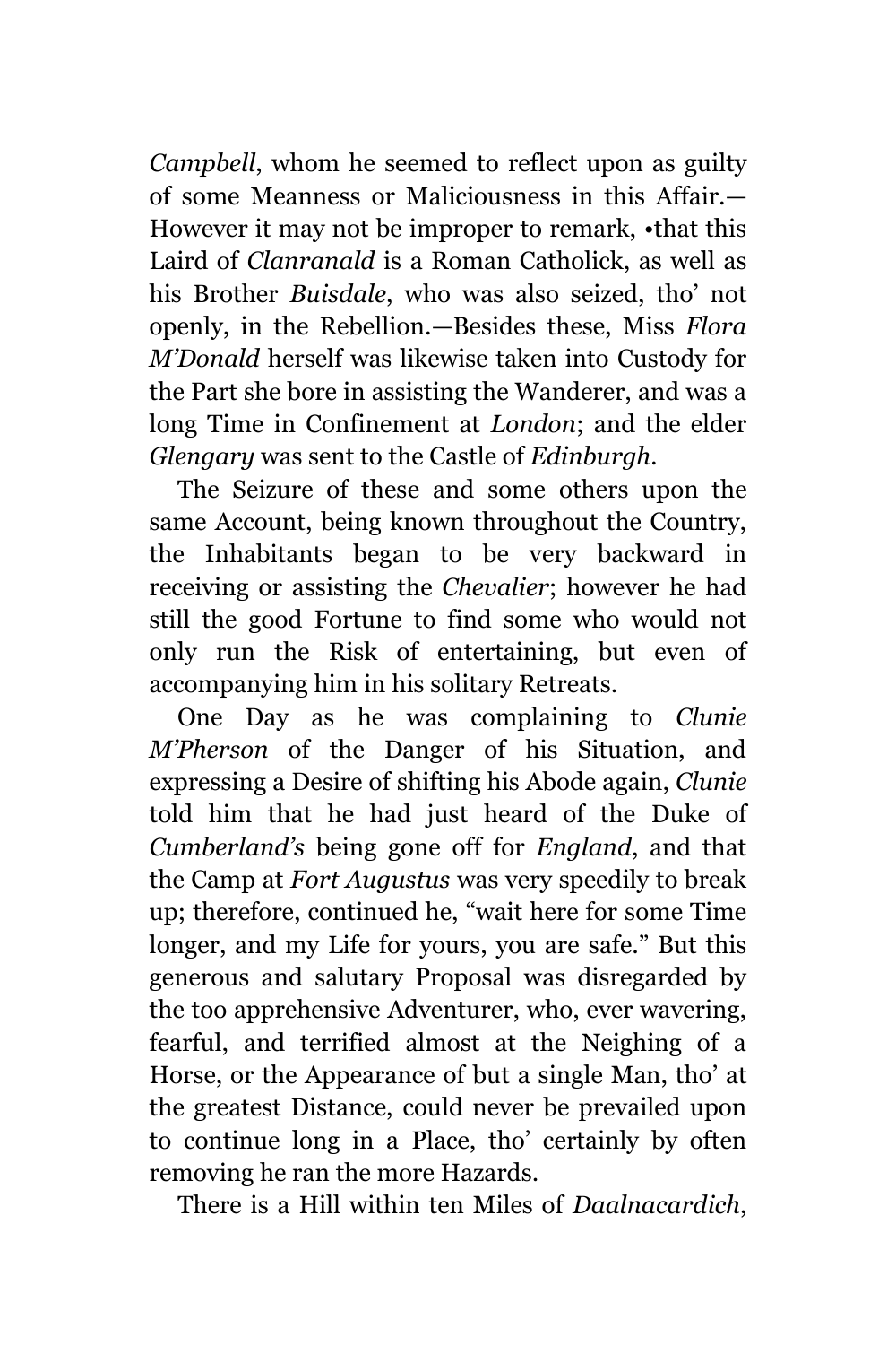*Campbell*, whom he seemed to reflect upon as guilty of some Meanness or Maliciousness in this Affair.—However it may not be improper to remark, •that this Laird of *Clanranald* is a Roman Catholick, as well as his Brother *Buisdale*, who was also seized, tho' not openly, in the Rebellion.—Besides these, Miss *Flora M'Donald* herself was likewise taken into Custody for the Part she bore in assisting the Wanderer, and was a long Time in Confinement at *London*; and the elder *Glengary* was sent to the Castle of *Edinburgh*.

The Seizure of these and some others upon the same Account, being known throughout the Country, the Inhabitants began to be very backward in receiving or assisting the *Chevalier*; however he had still the good Fortune to find some who would not only run the Risk of entertaining, but even of accompanying him in his solitary Retreats.

One Day as he was complaining to *Clunie M'Pherson* of the Danger of his Situation, and expressing a Desire of shifting his Abode again, *Clunie* told him that he had just heard of the Duke of *Cumberland's* being gone off for *England*, and that the Camp at *Fort Augustus* was very speedily to break up; therefore, continued he, "wait here for some Time longer, and my Life for yours, you are safe." But this generous and salutary Proposal was disregarded by the too apprehensive Adventurer, who, ever wavering, fearful, and terrified almost at the Neighing of a Horse, or the Appearance of but a single Man, tho' at the greatest Distance, could never be prevailed upon to continue long in a Place, tho' certainly by often removing he ran the more Hazards.

There is a Hill within ten Miles of *Daalnacardich*,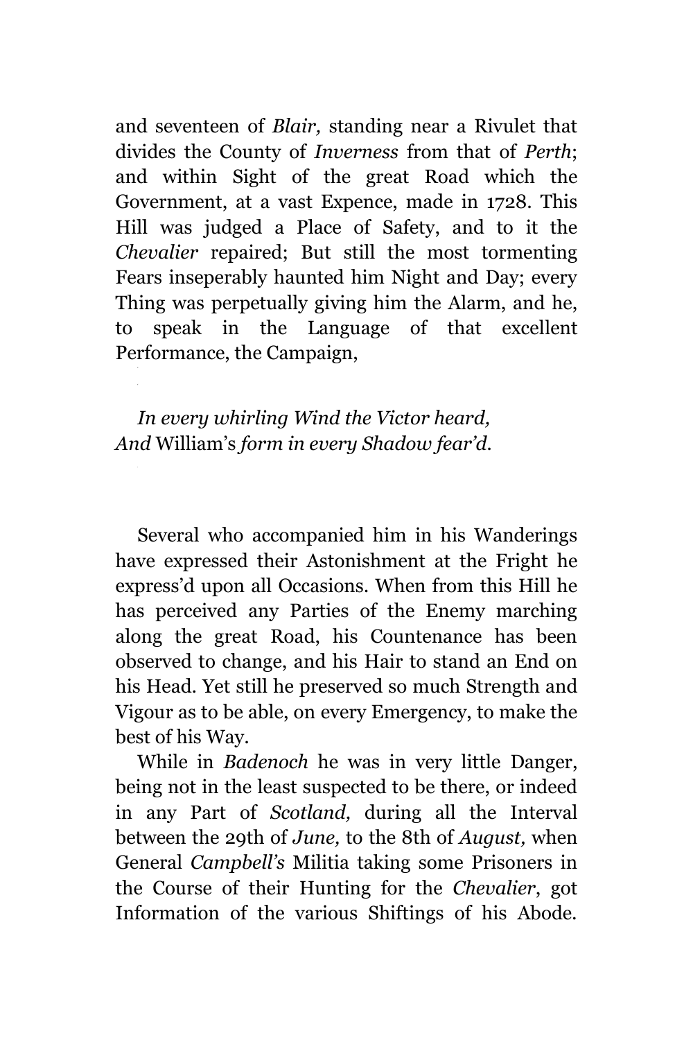and seventeen of *Blair,* standing near a Rivulet that divides the County of *Inverness* from that of *Perth*; and within Sight of the great Road which the Government, at a vast Expence, made in 1728. This Hill was judged a Place of Safety, and to it the *Chevalier* repaired; But still the most tormenting Fears inseperably haunted him Night and Day; every Thing was perpetually giving him the Alarm, and he, to speak in the Language of that excellent Performance, the Campaign,

> *In every whirling Wind the Victor heard,*
> *And* William's *form in every Shadow fear'd.*

Several who accompanied him in his Wanderings have expressed their Astonishment at the Fright he express'd upon all Occasions. When from this Hill he has perceived any Parties of the Enemy marching along the great Road, his Countenance has been observed to change, and his Hair to stand an End on his Head. Yet still he preserved so much Strength and Vigour as to be able, on every Emergency, to make the best of his Way.

While in *Badenoch* he was in very little Danger, being not in the least suspected to be there, or indeed in any Part of *Scotland,* during all the Interval between the 29th of *June,* to the 8th of *August,* when General *Campbell's* Militia taking some Prisoners in the Course of their Hunting for the *Chevalier*, got Information of the various Shiftings of his Abode.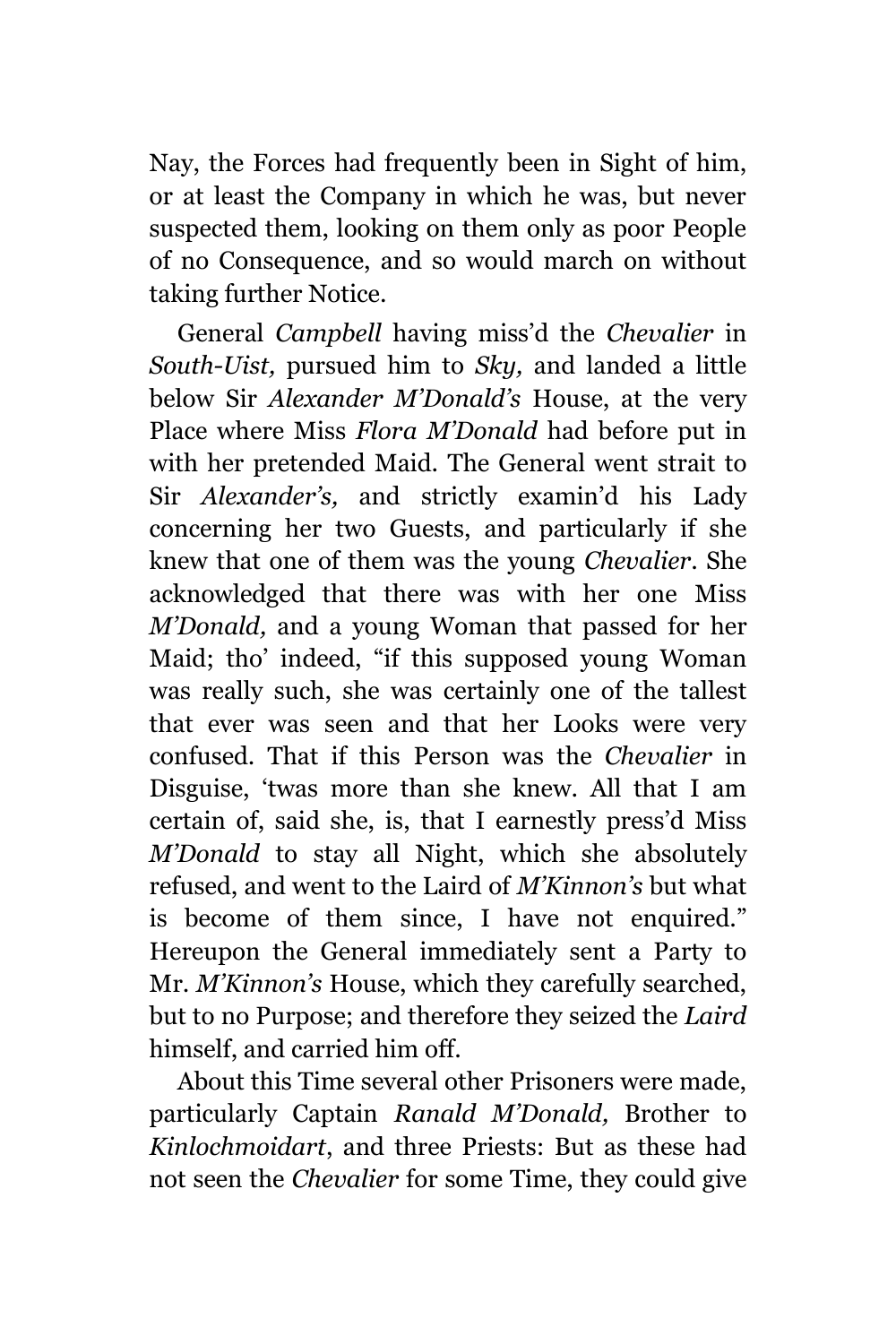Nay, the Forces had frequently been in Sight of him, or at least the Company in which he was, but never suspected them, looking on them only as poor People of no Consequence, and so would march on without taking further Notice.

General *Campbell* having miss'd the *Chevalier* in *South-Uist,* pursued him to *Sky,* and landed a little below Sir *Alexander M'Donald's* House, at the very Place where Miss *Flora M'Donald* had before put in with her pretended Maid. The General went strait to Sir *Alexander's,* and strictly examin'd his Lady concerning her two Guests, and particularly if she knew that one of them was the young *Chevalier*. She acknowledged that there was with her one Miss *M'Donald,* and a young Woman that passed for her Maid; tho' indeed, "if this supposed young Woman was really such, she was certainly one of the tallest that ever was seen and that her Looks were very confused. That if this Person was the *Chevalier* in Disguise, 'twas more than she knew. All that I am certain of, said she, is, that I earnestly press'd Miss *M'Donald* to stay all Night, which she absolutely refused, and went to the Laird of *M'Kinnon's* but what is become of them since, I have not enquired." Hereupon the General immediately sent a Party to Mr. *M'Kinnon's* House, which they carefully searched, but to no Purpose; and therefore they seized the *Laird* himself, and carried him off.

About this Time several other Prisoners were made, particularly Captain *Ranald M'Donald,* Brother to *Kinlochmoidart*, and three Priests: But as these had not seen the *Chevalier* for some Time, they could give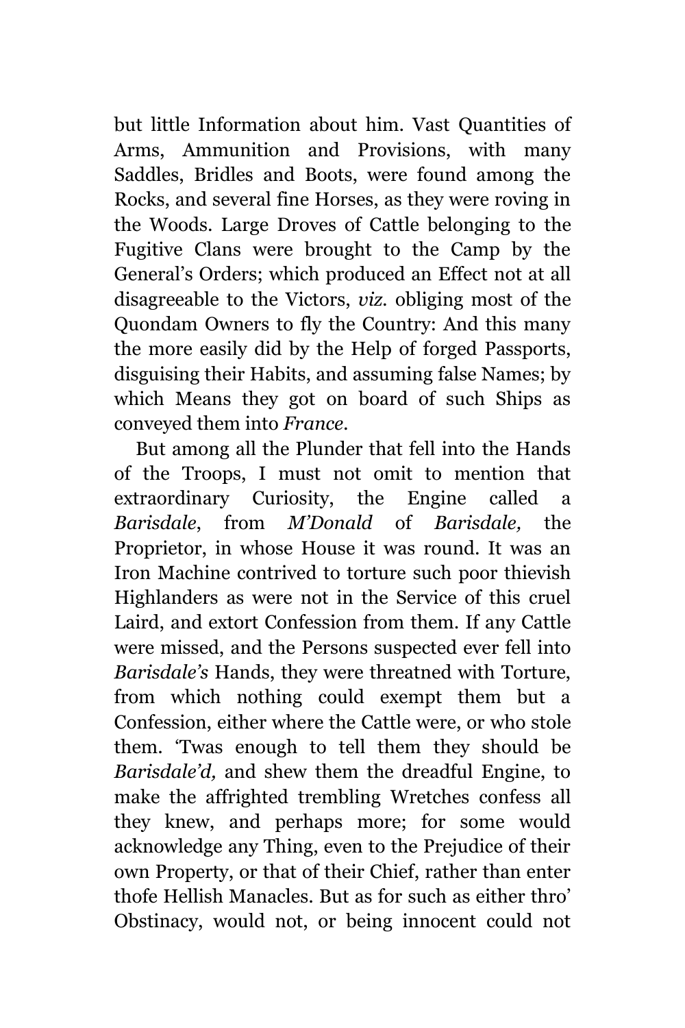but little Information about him. Vast Quantities of Arms, Ammunition and Provisions, with many Saddles, Bridles and Boots, were found among the Rocks, and several fine Horses, as they were roving in the Woods. Large Droves of Cattle belonging to the Fugitive Clans were brought to the Camp by the General's Orders; which produced an Effect not at all disagreeable to the Victors, *viz.* obliging most of the Quondam Owners to fly the Country: And this many the more easily did by the Help of forged Passports, disguising their Habits, and assuming false Names; by which Means they got on board of such Ships as conveyed them into *France.*

But among all the Plunder that fell into the Hands of the Troops, I must not omit to mention that extraordinary Curiosity, the Engine called a *Barisdale*, from *M'Donald* of *Barisdale,* the Proprietor, in whose House it was round. It was an Iron Machine contrived to torture such poor thievish Highlanders as were not in the Service of this cruel Laird, and extort Confession from them. If any Cattle were missed, and the Persons suspected ever fell into *Barisdale's* Hands, they were threatned with Torture, from which nothing could exempt them but a Confession, either where the Cattle were, or who stole them. 'Twas enough to tell them they should be *Barisdale'd,* and shew them the dreadful Engine, to make the affrighted trembling Wretches confess all they knew, and perhaps more; for some would acknowledge any Thing, even to the Prejudice of their own Property, or that of their Chief, rather than enter thofe Hellish Manacles. But as for such as either thro' Obstinacy, would not, or being innocent could not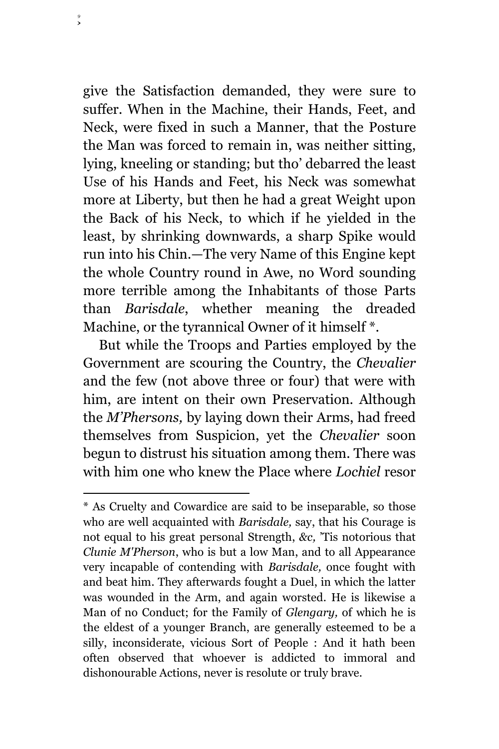give the Satisfaction demanded, they were sure to suffer. When in the Machine, their Hands, Feet, and Neck, were fixed in such a Manner, that the Posture the Man was forced to remain in, was neither sitting, lying, kneeling or standing; but tho' debarred the least Use of his Hands and Feet, his Neck was somewhat more at Liberty, but then he had a great Weight upon the Back of his Neck, to which if he yielded in the least, by shrinking downwards, a sharp Spike would run into his Chin.—The very Name of this Engine kept the whole Country round in Awe, no Word sounding more terrible among the Inhabitants of those Parts than *Barisdale*, whether meaning the dreaded Machine, or the tyrannical Owner of it himself *.

But while the Troops and Parties employed by the Government are scouring the Country, the *Chevalier* and the few (not above three or four) that were with him, are intent on their own Preservation. Although the *M'Phersons,* by laying down their Arms, had freed themselves from Suspicion, yet the *Chevalier* soon begun to distrust his situation among them. There was with him one who knew the Place where *Lochiel* resor

---

* As Cruelty and Cowardice are said to be inseparable, so those who are well acquainted with *Barisdale,* say, that his Courage is not equal to his great personal Strength, *&c,* 'Tis notorious that *Clunie M'Pherson*, who is but a low Man, and to all Appearance very incapable of contending with *Barisdale,* once fought with and beat him. They afterwards fought a Duel, in which the latter was wounded in the Arm, and again worsted. He is likewise a Man of no Conduct; for the Family of *Glengary,* of which he is the eldest of a younger Branch, are generally esteemed to be a silly, inconsiderate, vicious Sort of People : And it hath been often observed that whoever is addicted to immoral and dishonourable Actions, never is resolute or truly brave.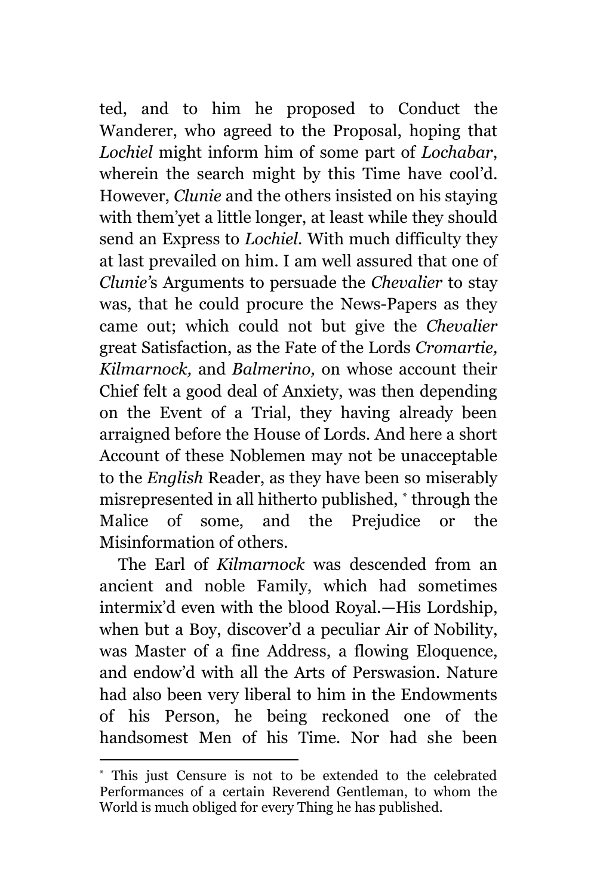ted, and to him he proposed to Conduct the Wanderer, who agreed to the Proposal, hoping that *Lochiel* might inform him of some part of *Lochabar*, wherein the search might by this Time have cool'd. However, *Clunie* and the others insisted on his staying with them'yet a little longer, at least while they should send an Express to *Lochiel*. With much difficulty they at last prevailed on him. I am well assured that one of *Clunie's* Arguments to persuade the *Chevalier* to stay was, that he could procure the News-Papers as they came out; which could not but give the *Chevalier* great Satisfaction, as the Fate of the Lords *Cromartie, Kilmarnock,* and *Balmerino,* on whose account their Chief felt a good deal of Anxiety, was then depending on the Event of a Trial, they having already been arraigned before the House of Lords. And here a short Account of these Noblemen may not be unacceptable to the *English* Reader, as they have been so miserably misrepresented in all hitherto published, * through the Malice of some, and the Prejudice or the Misinformation of others.

The Earl of *Kilmarnock* was descended from an ancient and noble Family, which had sometimes intermix'd even with the blood Royal.—His Lordship, when but a Boy, discover'd a peculiar Air of Nobility, was Master of a fine Address, a flowing Eloquence, and endow'd with all the Arts of Perswasion. Nature had also been very liberal to him in the Endowments of his Person, he being reckoned one of the handsomest Men of his Time. Nor had she been

---

* This just Censure is not to be extended to the celebrated Performances of a certain Reverend Gentleman, to whom the World is much obliged for every Thing he has published.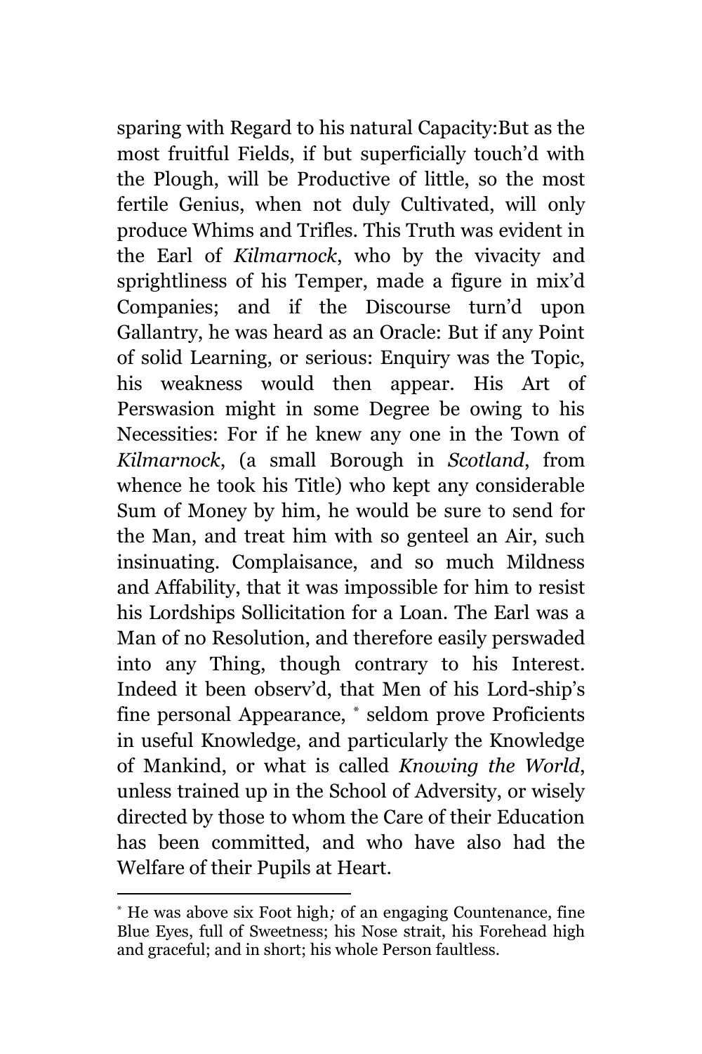sparing with Regard to his natural Capacity:But as the most fruitful Fields, if but superficially touch'd with the Plough, will be Productive of little, so the most fertile Genius, when not duly Cultivated, will only produce Whims and Trifles. This Truth was evident in the Earl of *Kilmarnock*, who by the vivacity and sprightliness of his Temper, made a figure in mix'd Companies; and if the Discourse turn'd upon Gallantry, he was heard as an Oracle: But if any Point of solid Learning, or serious: Enquiry was the Topic, his weakness would then appear. His Art of Perswasion might in some Degree be owing to his Necessities: For if he knew any one in the Town of *Kilmarnock*, (a small Borough in *Scotland*, from whence he took his Title) who kept any considerable Sum of Money by him, he would be sure to send for the Man, and treat him with so genteel an Air, such insinuating. Complaisance, and so much Mildness and Affability, that it was impossible for him to resist his Lordships Sollicitation for a Loan. The Earl was a Man of no Resolution, and therefore easily perswaded into any Thing, though contrary to his Interest. Indeed it been observ'd, that Men of his Lord-ship's fine personal Appearance, [*] seldom prove Proficients in useful Knowledge, and particularly the Knowledge of Mankind, or what is called *Knowing the World*, unless trained up in the School of Adversity, or wisely directed by those to whom the Care of their Education has been committed, and who have also had the Welfare of their Pupils at Heart.

---

[*] He was above six Foot high; of an engaging Countenance, fine Blue Eyes, full of Sweetness; his Nose strait, his Forehead high and graceful; and in short; his whole Person faultless.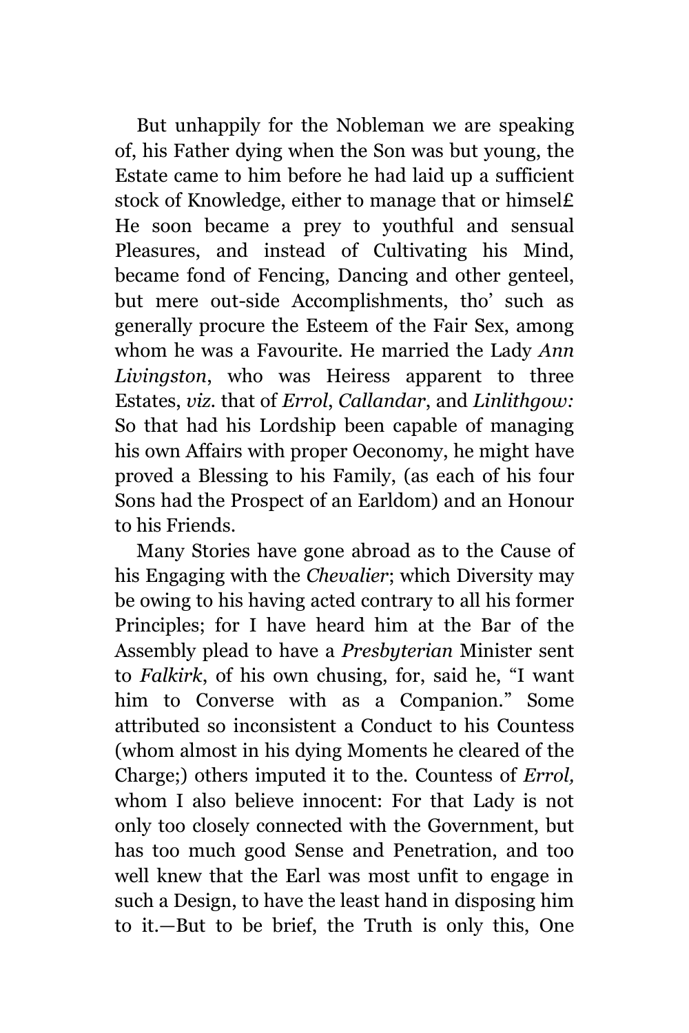But unhappily for the Nobleman we are speaking of, his Father dying when the Son was but young, the Estate came to him before he had laid up a sufficient stock of Knowledge, either to manage that or himsel£ He soon became a prey to youthful and sensual Pleasures, and instead of Cultivating his Mind, became fond of Fencing, Dancing and other genteel, but mere out-side Accomplishments, tho' such as generally procure the Esteem of the Fair Sex, among whom he was a Favourite. He married the Lady *Ann Livingston*, who was Heiress apparent to three Estates, *viz.* that of *Errol*, *Callandar*, and *Linlithgow:* So that had his Lordship been capable of managing his own Affairs with proper Oeconomy, he might have proved a Blessing to his Family, (as each of his four Sons had the Prospect of an Earldom) and an Honour to his Friends.

Many Stories have gone abroad as to the Cause of his Engaging with the *Chevalier*; which Diversity may be owing to his having acted contrary to all his former Principles; for I have heard him at the Bar of the Assembly plead to have a *Presbyterian* Minister sent to *Falkirk*, of his own chusing, for, said he, "I want him to Converse with as a Companion." Some attributed so inconsistent a Conduct to his Countess (whom almost in his dying Moments he cleared of the Charge;) others imputed it to the. Countess of *Errol,* whom I also believe innocent: For that Lady is not only too closely connected with the Government, but has too much good Sense and Penetration, and too well knew that the Earl was most unfit to engage in such a Design, to have the least hand in disposing him to it.—But to be brief, the Truth is only this, One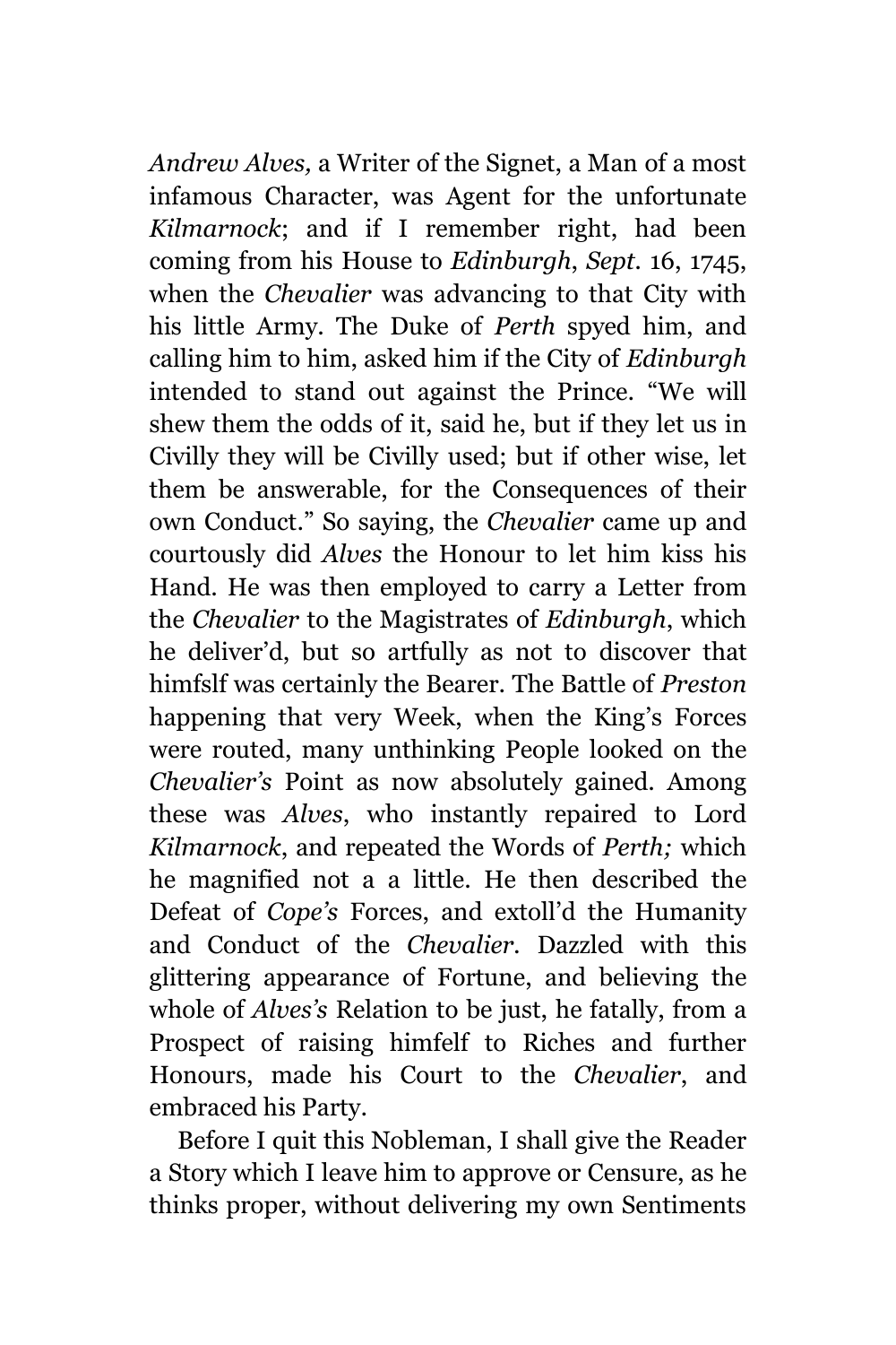*Andrew Alves,* a Writer of the Signet, a Man of a most infamous Character, was Agent for the unfortunate *Kilmarnock*; and if I remember right, had been coming from his House to *Edinburgh*, *Sept*. 16, 1745, when the *Chevalier* was advancing to that City with his little Army. The Duke of *Perth* spyed him, and calling him to him, asked him if the City of *Edinburgh* intended to stand out against the Prince. "We will shew them the odds of it, said he, but if they let us in Civilly they will be Civilly used; but if other wise, let them be answerable, for the Consequences of their own Conduct." So saying, the *Chevalier* came up and courtously did *Alves* the Honour to let him kiss his Hand. He was then employed to carry a Letter from the *Chevalier* to the Magistrates of *Edinburgh*, which he deliver'd, but so artfully as not to discover that himfslf was certainly the Bearer. The Battle of *Preston* happening that very Week, when the King's Forces were routed, many unthinking People looked on the *Chevalier's* Point as now absolutely gained. Among these was *Alves*, who instantly repaired to Lord *Kilmarnock*, and repeated the Words of *Perth;* which he magnified not a a little. He then described the Defeat of *Cope's* Forces, and extoll'd the Humanity and Conduct of the *Chevalier.* Dazzled with this glittering appearance of Fortune, and believing the whole of *Alves's* Relation to be just, he fatally, from a Prospect of raising himfelf to Riches and further Honours, made his Court to the *Chevalier*, and embraced his Party.

Before I quit this Nobleman, I shall give the Reader a Story which I leave him to approve or Censure, as he thinks proper, without delivering my own Sentiments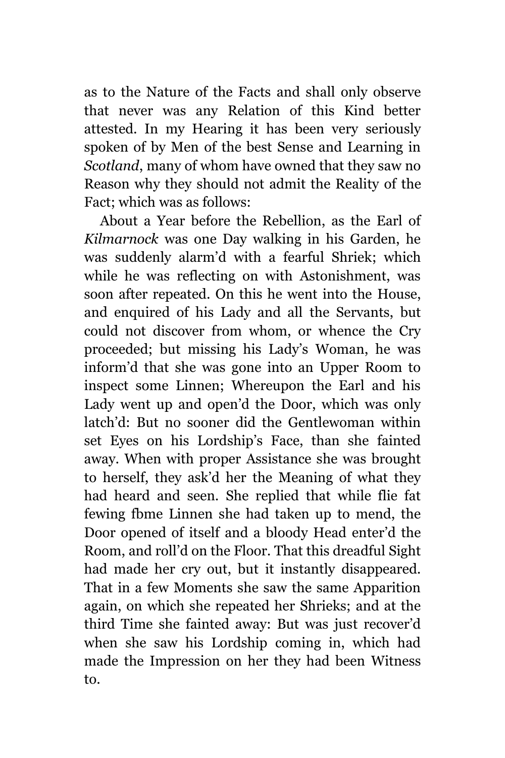as to the Nature of the Facts and shall only observe that never was any Relation of this Kind better attested. In my Hearing it has been very seriously spoken of by Men of the best Sense and Learning in *Scotland*, many of whom have owned that they saw no Reason why they should not admit the Reality of the Fact; which was as follows:

About a Year before the Rebellion, as the Earl of *Kilmarnock* was one Day walking in his Garden, he was suddenly alarm'd with a fearful Shriek; which while he was reflecting on with Astonishment, was soon after repeated. On this he went into the House, and enquired of his Lady and all the Servants, but could not discover from whom, or whence the Cry proceeded; but missing his Lady's Woman, he was inform'd that she was gone into an Upper Room to inspect some Linnen; Whereupon the Earl and his Lady went up and open'd the Door, which was only latch'd: But no sooner did the Gentlewoman within set Eyes on his Lordship's Face, than she fainted away. When with proper Assistance she was brought to herself, they ask'd her the Meaning of what they had heard and seen. She replied that while flie fat fewing fbme Linnen she had taken up to mend, the Door opened of itself and a bloody Head enter'd the Room, and roll'd on the Floor. That this dreadful Sight had made her cry out, but it instantly disappeared. That in a few Moments she saw the same Apparition again, on which she repeated her Shrieks; and at the third Time she fainted away: But was just recover'd when she saw his Lordship coming in, which had made the Impression on her they had been Witness to.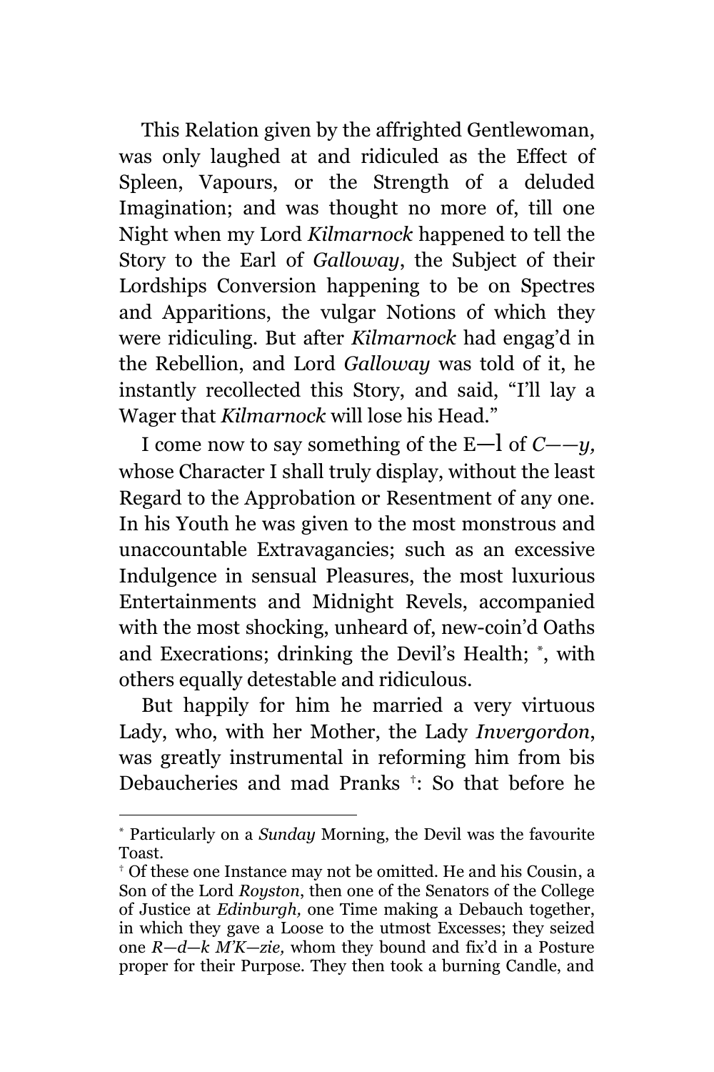This Relation given by the affrighted Gentlewoman, was only laughed at and ridiculed as the Effect of Spleen, Vapours, or the Strength of a deluded Imagination; and was thought no more of, till one Night when my Lord *Kilmarnock* happened to tell the Story to the Earl of *Galloway*, the Subject of their Lordships Conversion happening to be on Spectres and Apparitions, the vulgar Notions of which they were ridiculing. But after *Kilmarnock* had engag'd in the Rebellion, and Lord *Galloway* was told of it, he instantly recollected this Story, and said, "I'll lay a Wager that *Kilmarnock* will lose his Head."

I come now to say something of the E—l of *C——y,* whose Character I shall truly display, without the least Regard to the Approbation or Resentment of any one. In his Youth he was given to the most monstrous and unaccountable Extravagancies; such as an excessive Indulgence in sensual Pleasures, the most luxurious Entertainments and Midnight Revels, accompanied with the most shocking, unheard of, new-coin'd Oaths and Execrations; drinking the Devil's Health; [*], with others equally detestable and ridiculous.

But happily for him he married a very virtuous Lady, who, with her Mother, the Lady *Invergordon*, was greatly instrumental in reforming him from bis Debaucheries and mad Pranks [†]: So that before he

---

[*] Particularly on a *Sunday* Morning, the Devil was the favourite Toast.

[†] Of these one Instance may not be omitted. He and his Cousin, a Son of the Lord *Royston*, then one of the Senators of the College of Justice at *Edinburgh,* one Time making a Debauch together, in which they gave a Loose to the utmost Excesses; they seized one *R—d—k M'K—zie,* whom they bound and fix'd in a Posture proper for their Purpose. They then took a burning Candle, and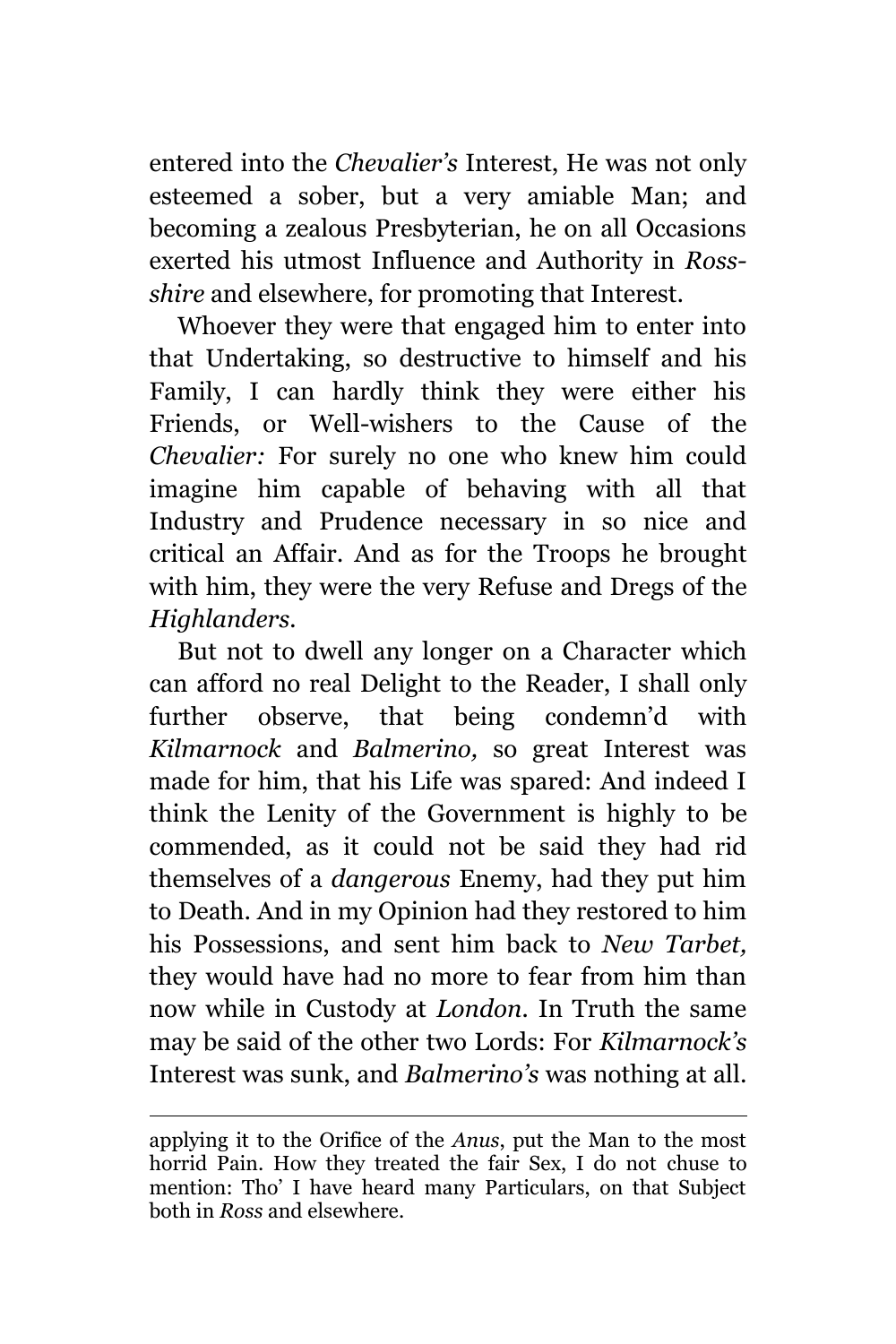entered into the *Chevalier's* Interest, He was not only esteemed a sober, but a very amiable Man; and becoming a zealous Presbyterian, he on all Occasions exerted his utmost Influence and Authority in *Ross-shire* and elsewhere, for promoting that Interest.

Whoever they were that engaged him to enter into that Undertaking, so destructive to himself and his Family, I can hardly think they were either his Friends, or Well-wishers to the Cause of the *Chevalier:* For surely no one who knew him could imagine him capable of behaving with all that Industry and Prudence necessary in so nice and critical an Affair. And as for the Troops he brought with him, they were the very Refuse and Dregs of the *Highlanders*.

But not to dwell any longer on a Character which can afford no real Delight to the Reader, I shall only further observe, that being condemn'd with *Kilmarnock* and *Balmerino,* so great Interest was made for him, that his Life was spared: And indeed I think the Lenity of the Government is highly to be commended, as it could not be said they had rid themselves of a *dangerous* Enemy, had they put him to Death. And in my Opinion had they restored to him his Possessions, and sent him back to *New Tarbet,* they would have had no more to fear from him than now while in Custody at *London*. In Truth the same may be said of the other two Lords: For *Kilmarnock's* Interest was sunk, and *Balmerino's* was nothing at all.

---

applying it to the Orifice of the *Anus*, put the Man to the most horrid Pain. How they treated the fair Sex, I do not chuse to mention: Tho' I have heard many Particulars, on that Subject both in *Ross* and elsewhere.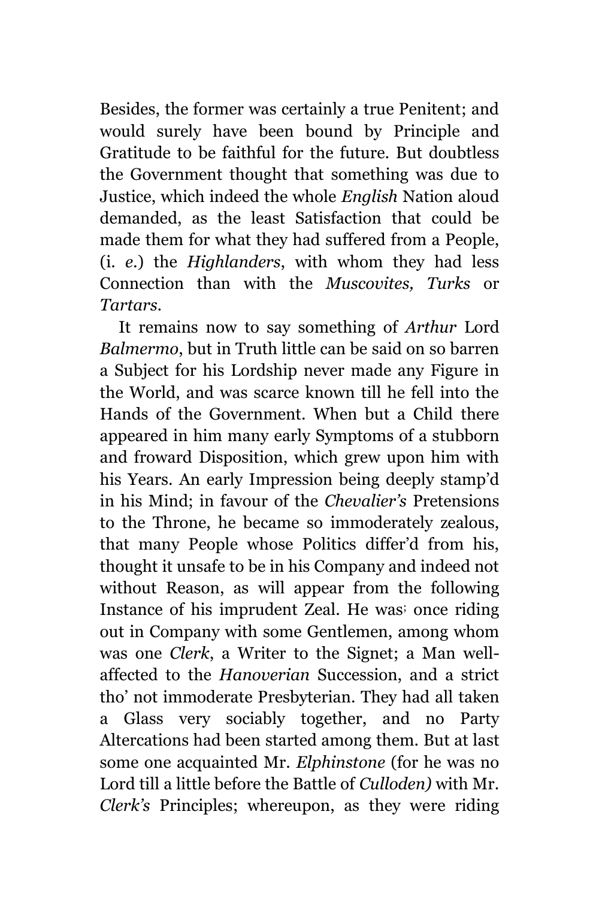Besides, the former was certainly a true Penitent; and would surely have been bound by Principle and Gratitude to be faithful for the future. But doubtless the Government thought that something was due to Justice, which indeed the whole *English* Nation aloud demanded, as the least Satisfaction that could be made them for what they had suffered from a People, (i. *e*.) the *Highlanders*, with whom they had less Connection than with the *Muscovites, Turks* or *Tartars*.

It remains now to say something of *Arthur* Lord *Balmermo*, but in Truth little can be said on so barren a Subject for his Lordship never made any Figure in the World, and was scarce known till he fell into the Hands of the Government. When but a Child there appeared in him many early Symptoms of a stubborn and froward Disposition, which grew upon him with his Years. An early Impression being deeply stamp'd in his Mind; in favour of the *Chevalier's* Pretensions to the Throne, he became so immoderately zealous, that many People whose Politics differ'd from his, thought it unsafe to be in his Company and indeed not without Reason, as will appear from the following Instance of his imprudent Zeal. He was; once riding out in Company with some Gentlemen, among whom was one *Clerk*, a Writer to the Signet; a Man well-affected to the *Hanoverian* Succession, and a strict tho' not immoderate Presbyterian. They had all taken a Glass very sociably together, and no Party Altercations had been started among them. But at last some one acquainted Mr. *Elphinstone* (for he was no Lord till a little before the Battle of *Culloden)* with Mr. *Clerk's* Principles; whereupon, as they were riding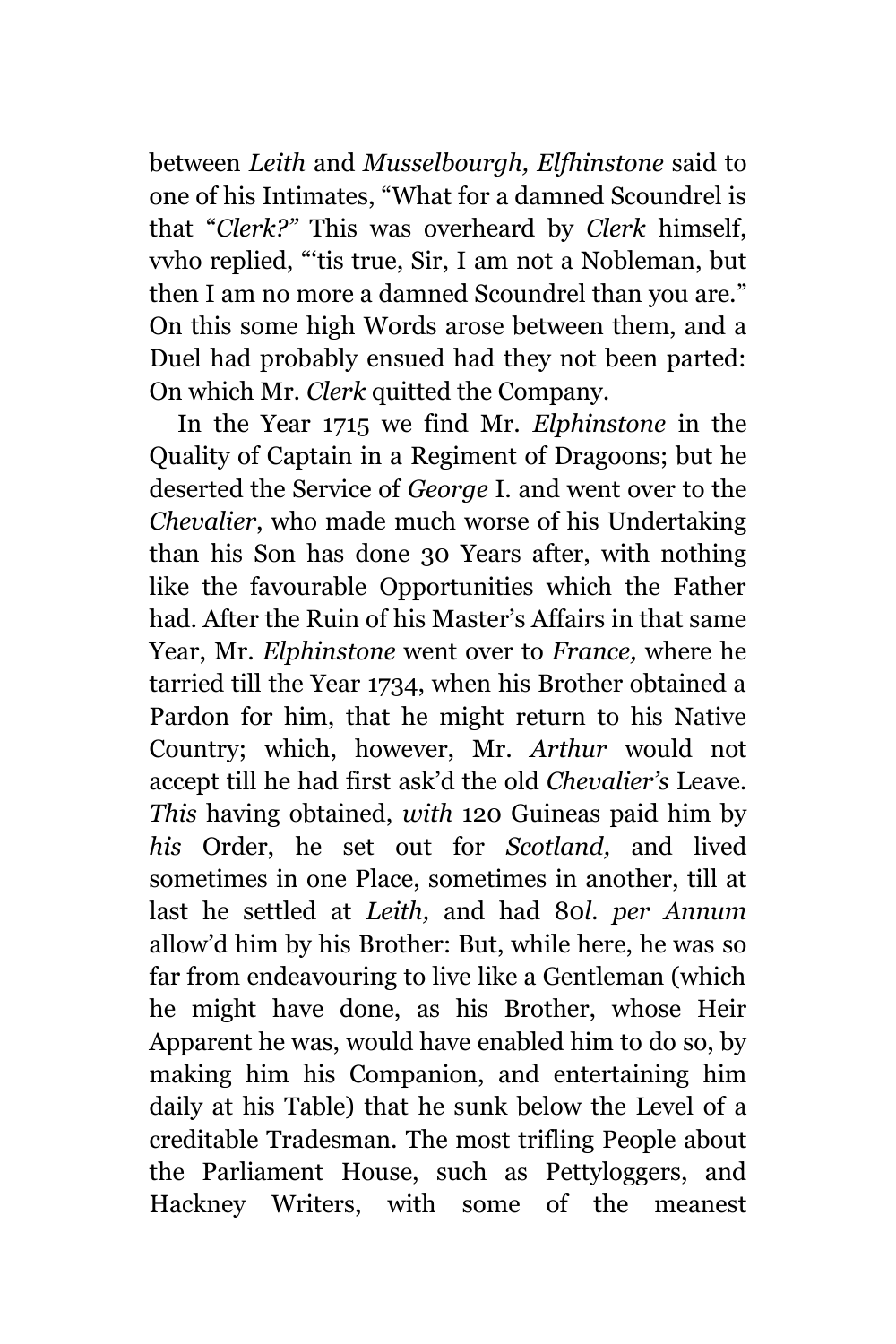between *Leith* and *Musselbourgh, Elfhinstone* said to one of his Intimates, "What for a damned Scoundrel is that "*Clerk?"* This was overheard by *Clerk* himself, vvho replied, "'tis true, Sir, I am not a Nobleman, but then I am no more a damned Scoundrel than you are." On this some high Words arose between them, and a Duel had probably ensued had they not been parted: On which Mr. *Clerk* quitted the Company.

In the Year 1715 we find Mr. *Elphinstone* in the Quality of Captain in a Regiment of Dragoons; but he deserted the Service of *George* I. and went over to the *Chevalier*, who made much worse of his Undertaking than his Son has done 30 Years after, with nothing like the favourable Opportunities which the Father had. After the Ruin of his Master's Affairs in that same Year, Mr. *Elphinstone* went over to *France,* where he tarried till the Year 1734, when his Brother obtained a Pardon for him, that he might return to his Native Country; which, however, Mr. *Arthur* would not accept till he had first ask'd the old *Chevalier's* Leave. *This* having obtained, *with* 120 Guineas paid him by *his* Order, he set out for *Scotland,* and lived sometimes in one Place, sometimes in another, till at last he settled at *Leith,* and had 80*l. per Annum* allow'd him by his Brother: But, while here, he was so far from endeavouring to live like a Gentleman (which he might have done, as his Brother, whose Heir Apparent he was, would have enabled him to do so, by making him his Companion, and entertaining him daily at his Table) that he sunk below the Level of a creditable Tradesman. The most trifling People about the Parliament House, such as Pettyloggers, and Hackney Writers, with some of the meanest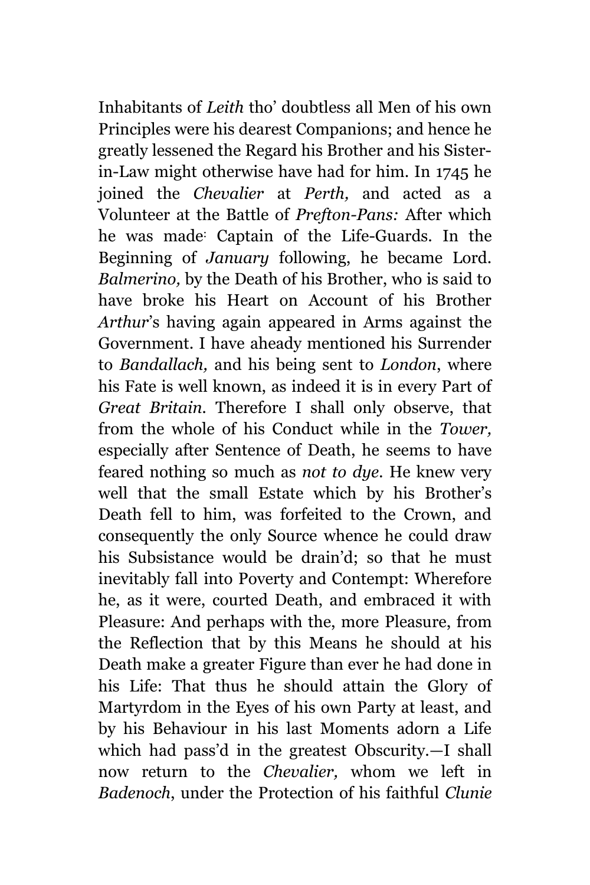Inhabitants of *Leith* tho' doubtless all Men of his own Principles were his dearest Companions; and hence he greatly lessened the Regard his Brother and his Sister-in-Law might otherwise have had for him. In 1745 he joined the *Chevalier* at *Perth,* and acted as a Volunteer at the Battle of *Prefton-Pans:* After which he was made: Captain of the Life-Guards. In the Beginning of *January* following, he became Lord. *Balmerino,* by the Death of his Brother, who is said to have broke his Heart on Account of his Brother *Arthur*'s having again appeared in Arms against the Government. I have aheady mentioned his Surrender to *Bandallach,* and his being sent to *London*, where his Fate is well known, as indeed it is in every Part of *Great Britain.* Therefore I shall only observe, that from the whole of his Conduct while in the *Tower,* especially after Sentence of Death, he seems to have feared nothing so much as *not to dye*. He knew very well that the small Estate which by his Brother's Death fell to him, was forfeited to the Crown, and consequently the only Source whence he could draw his Subsistance would be drain'd; so that he must inevitably fall into Poverty and Contempt: Wherefore he, as it were, courted Death, and embraced it with Pleasure: And perhaps with the, more Pleasure, from the Reflection that by this Means he should at his Death make a greater Figure than ever he had done in his Life: That thus he should attain the Glory of Martyrdom in the Eyes of his own Party at least, and by his Behaviour in his last Moments adorn a Life which had pass'd in the greatest Obscurity.—I shall now return to the *Chevalier,* whom we left in *Badenoch*, under the Protection of his faithful *Clunie*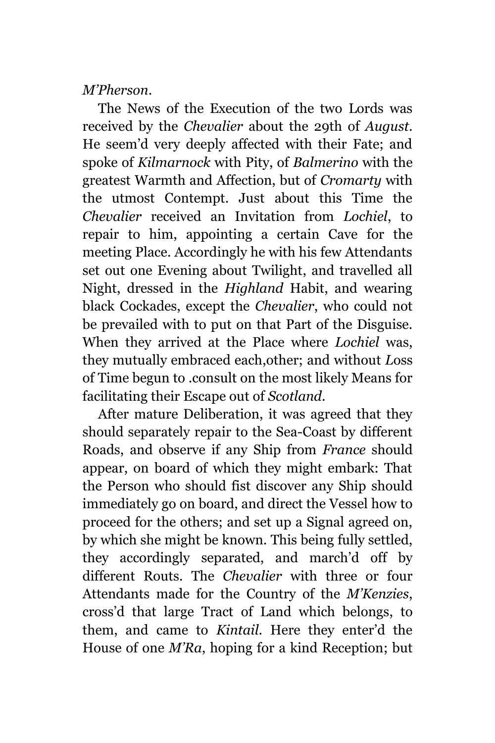*M'Pherson*.

The News of the Execution of the two Lords was received by the *Chevalier* about the 29th of *August*. He seem'd very deeply affected with their Fate; and spoke of *Kilmarnock* with Pity, of *Balmerino* with the greatest Warmth and Affection, but of *Cromarty* with the utmost Contempt. Just about this Time the *Chevalier* received an Invitation from *Lochiel*, to repair to him, appointing a certain Cave for the meeting Place. Accordingly he with his few Attendants set out one Evening about Twilight, and travelled all Night, dressed in the *Highland* Habit, and wearing black Cockades, except the *Chevalier*, who could not be prevailed with to put on that Part of the Disguise. When they arrived at the Place where *Lochiel* was, they mutually embraced each,other; and without *L*oss of Time begun to .consult on the most likely Means for facilitating their Escape out of *Scotland*.

After mature Deliberation, it was agreed that they should separately repair to the Sea-Coast by different Roads, and observe if any Ship from *France* should appear, on board of which they might embark: That the Person who should fist discover any Ship should immediately go on board, and direct the Vessel how to proceed for the others; and set up a Signal agreed on, by which she might be known. This being fully settled, they accordingly separated, and march'd off by different Routs. The *Chevalier* with three or four Attendants made for the Country of the *M'Kenzies*, cross'd that large Tract of Land which belongs, to them, and came to *Kintail*. Here they enter'd the House of one *M'Ra*, hoping for a kind Reception; but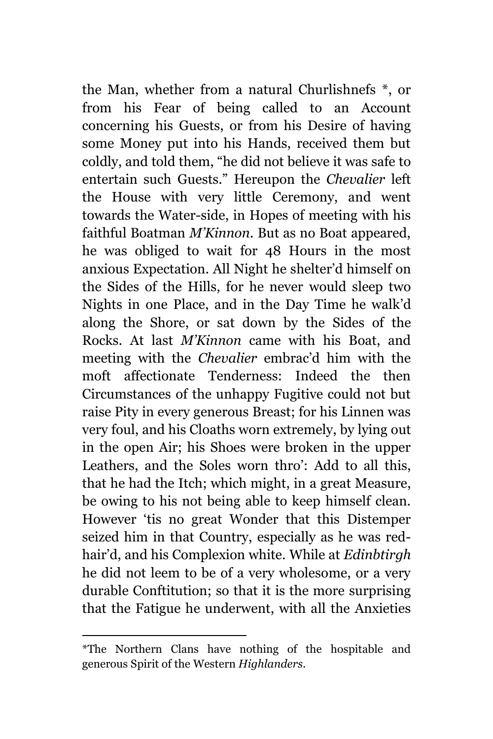the Man, whether from a natural Churlishnefs *, or from his Fear of being called to an Account concerning his Guests, or from his Desire of having some Money put into his Hands, received them but coldly, and told them, "he did not believe it was safe to entertain such Guests." Hereupon the *Chevalier* left the House with very little Ceremony, and went towards the Water-side, in Hopes of meeting with his faithful Boatman *M'Kinnon*. But as no Boat appeared, he was obliged to wait for 48 Hours in the most anxious Expectation. All Night he shelter'd himself on the Sides of the Hills, for he never would sleep two Nights in one Place, and in the Day Time he walk'd along the Shore, or sat down by the Sides of the Rocks. At last *M'Kinnon* came with his Boat, and meeting with the *Chevalier* embrac'd him with the moft affectionate Tenderness: Indeed the then Circumstances of the unhappy Fugitive could not but raise Pity in every generous Breast; for his Linnen was very foul, and his Cloaths worn extremely, by lying out in the open Air; his Shoes were broken in the upper Leathers, and the Soles worn thro': Add to all this, that he had the Itch; which might, in a great Measure, be owing to his not being able to keep himself clean. However 'tis no great Wonder that this Distemper seized him in that Country, especially as he was red-hair'd, and his Complexion white. While at *Edinbtirgh* he did not leem to be of a very wholesome, or a very durable Conftitution; so that it is the more surprising that the Fatigue he underwent, with all the Anxieties

*The Northern Clans have nothing of the hospitable and generous Spirit of the Western *Highlanders*.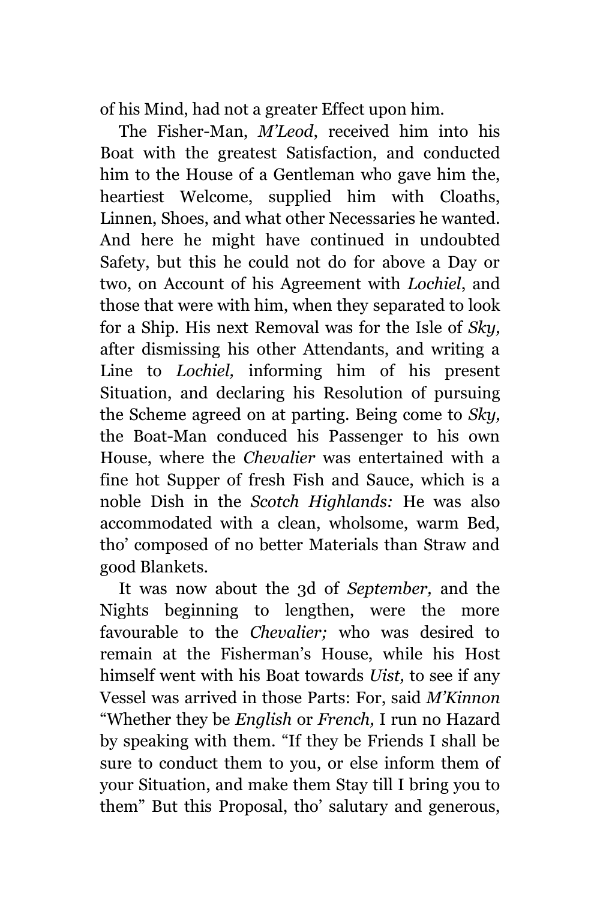of his Mind, had not a greater Effect upon him.

The Fisher-Man, *M'Leod*, received him into his Boat with the greatest Satisfaction, and conducted him to the House of a Gentleman who gave him the, heartiest Welcome, supplied him with Cloaths, Linnen, Shoes, and what other Necessaries he wanted. And here he might have continued in undoubted Safety, but this he could not do for above a Day or two, on Account of his Agreement with *Lochiel*, and those that were with him, when they separated to look for a Ship. His next Removal was for the Isle of *Sky,* after dismissing his other Attendants, and writing a Line to *Lochiel,* informing him of his present Situation, and declaring his Resolution of pursuing the Scheme agreed on at parting. Being come to *Sky,* the Boat-Man conduced his Passenger to his own House, where the *Chevalier* was entertained with a fine hot Supper of fresh Fish and Sauce, which is a noble Dish in the *Scotch Highlands:* He was also accommodated with a clean, wholsome, warm Bed, tho' composed of no better Materials than Straw and good Blankets.

It was now about the 3d of *September,* and the Nights beginning to lengthen, were the more favourable to the *Chevalier;* who was desired to remain at the Fisherman's House, while his Host himself went with his Boat towards *Uist,* to see if any Vessel was arrived in those Parts: For, said *M'Kinnon* "Whether they be *English* or *French,* I run no Hazard by speaking with them. "If they be Friends I shall be sure to conduct them to you, or else inform them of your Situation, and make them Stay till I bring you to them" But this Proposal, tho' salutary and generous,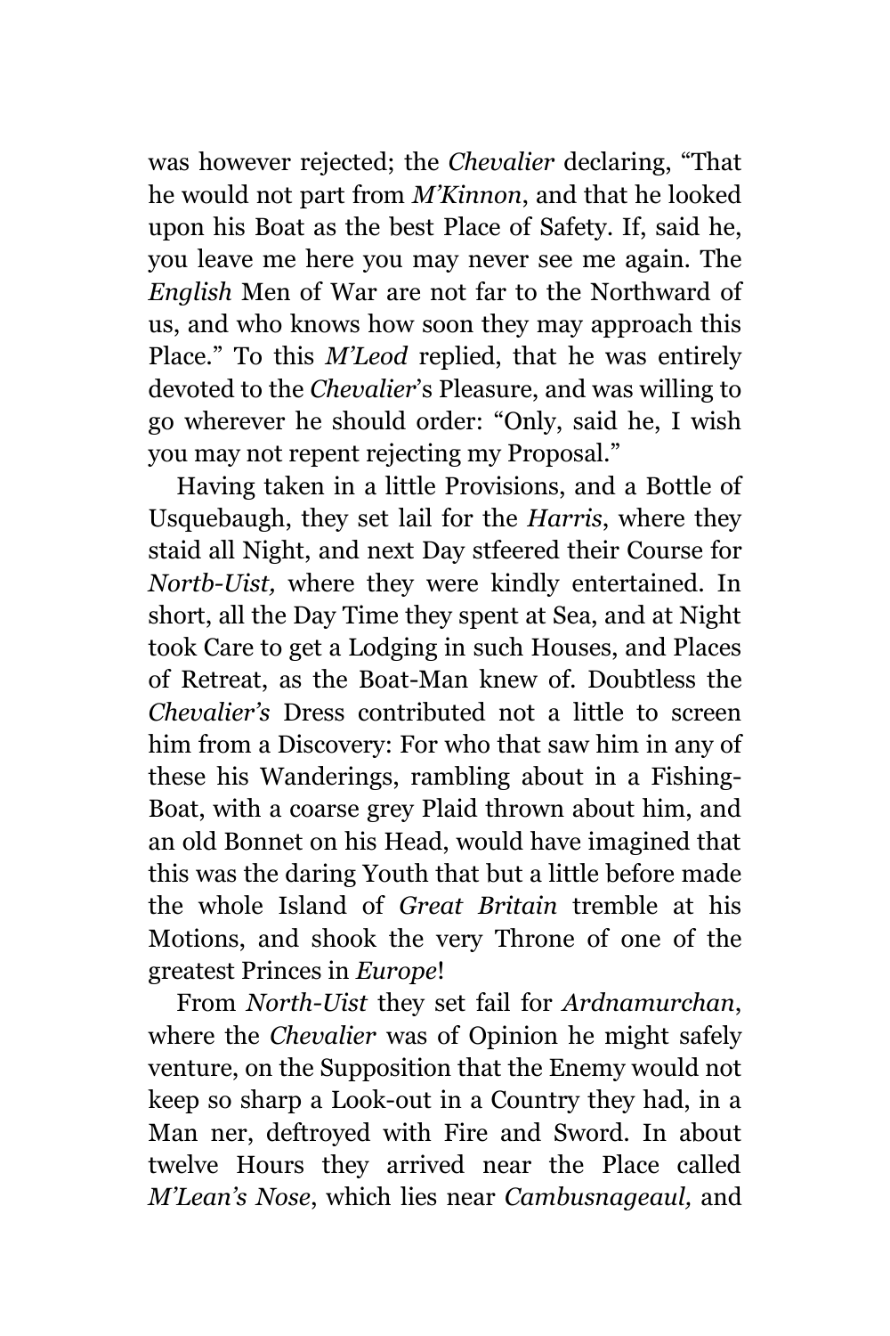was however rejected; the *Chevalier* declaring, "That he would not part from *M'Kinnon*, and that he looked upon his Boat as the best Place of Safety. If, said he, you leave me here you may never see me again. The *English* Men of War are not far to the Northward of us, and who knows how soon they may approach this Place." To this *M'Leod* replied, that he was entirely devoted to the *Chevalier*'s Pleasure, and was willing to go wherever he should order: "Only, said he, I wish you may not repent rejecting my Proposal."

Having taken in a little Provisions, and a Bottle of Usquebaugh, they set lail for the *Harris*, where they staid all Night, and next Day stfeered their Course for *Nortb-Uist,* where they were kindly entertained. In short, all the Day Time they spent at Sea, and at Night took Care to get a Lodging in such Houses, and Places of Retreat, as the Boat-Man knew of. Doubtless the *Chevalier's* Dress contributed not a little to screen him from a Discovery: For who that saw him in any of these his Wanderings, rambling about in a Fishing-Boat, with a coarse grey Plaid thrown about him, and an old Bonnet on his Head, would have imagined that this was the daring Youth that but a little before made the whole Island of *Great Britain* tremble at his Motions, and shook the very Throne of one of the greatest Princes in *Europe*!

From *North-Uist* they set fail for *Ardnamurchan*, where the *Chevalier* was of Opinion he might safely venture, on the Supposition that the Enemy would not keep so sharp a Look-out in a Country they had, in a Man ner, deftroyed with Fire and Sword. In about twelve Hours they arrived near the Place called *M'Lean's Nose*, which lies near *Cambusnageaul,* and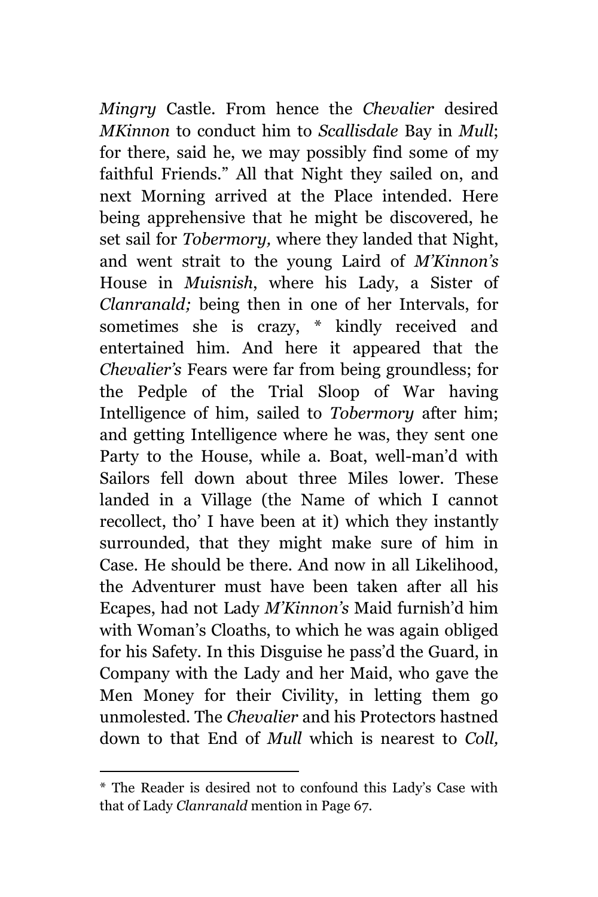*Mingry* Castle. From hence the *Chevalier* desired *MKinnon* to conduct him to *Scallisdale* Bay in *Mull*; for there, said he, we may possibly find some of my faithful Friends." All that Night they sailed on, and next Morning arrived at the Place intended. Here being apprehensive that he might be discovered, he set sail for *Tobermory,* where they landed that Night, and went strait to the young Laird of *M'Kinnon's* House in *Muisnish*, where his Lady, a Sister of *Clanranald;* being then in one of her Intervals, for sometimes she is crazy, * kindly received and entertained him. And here it appeared that the *Chevalier's* Fears were far from being groundless; for the Pedple of the Trial Sloop of War having Intelligence of him, sailed to *Tobermory* after him; and getting Intelligence where he was, they sent one Party to the House, while a. Boat, well-man'd with Sailors fell down about three Miles lower. These landed in a Village (the Name of which I cannot recollect, tho' I have been at it) which they instantly surrounded, that they might make sure of him in Case. He should be there. And now in all Likelihood, the Adventurer must have been taken after all his Ecapes, had not Lady *M'Kinnon's* Maid furnish'd him with Woman's Cloaths, to which he was again obliged for his Safety. In this Disguise he pass'd the Guard, in Company with the Lady and her Maid, who gave the Men Money for their Civility, in letting them go unmolested. The *Chevalier* and his Protectors hastned down to that End of *Mull* which is nearest to *Coll,*

---

* The Reader is desired not to confound this Lady's Case with that of Lady *Clanranald* mention in Page 67.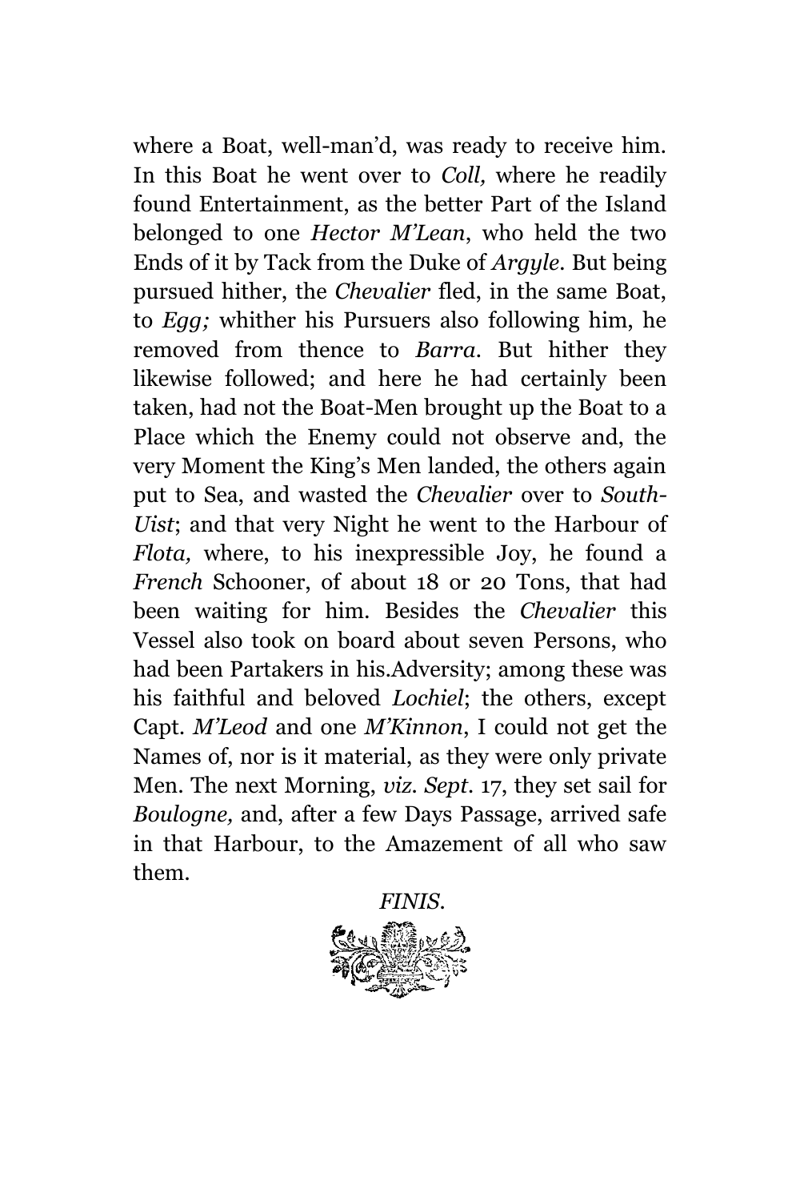where a Boat, well-man'd, was ready to receive him. In this Boat he went over to *Coll,* where he readily found Entertainment, as the better Part of the Island belonged to one *Hector M'Lean*, who held the two Ends of it by Tack from the Duke of *Argyle*. But being pursued hither, the *Chevalier* fled, in the same Boat, to *Egg;* whither his Pursuers also following him, he removed from thence to *Barra*. But hither they likewise followed; and here he had certainly been taken, had not the Boat-Men brought up the Boat to a Place which the Enemy could not observe and, the very Moment the King's Men landed, the others again put to Sea, and wasted the *Chevalier* over to *South-Uist*; and that very Night he went to the Harbour of *Flota,* where, to his inexpressible Joy, he found a *French* Schooner, of about 18 or 20 Tons, that had been waiting for him. Besides the *Chevalier* this Vessel also took on board about seven Persons, who had been Partakers in his.Adversity; among these was his faithful and beloved *Lochiel*; the others, except Capt. *M'Leod* and one *M'Kinnon*, I could not get the Names of, nor is it material, as they were only private Men. The next Morning, *viz. Sept*. 17, they set sail for *Boulogne,* and, after a few Days Passage, arrived safe in that Harbour, to the Amazement of all who saw them.

*FINIS.*